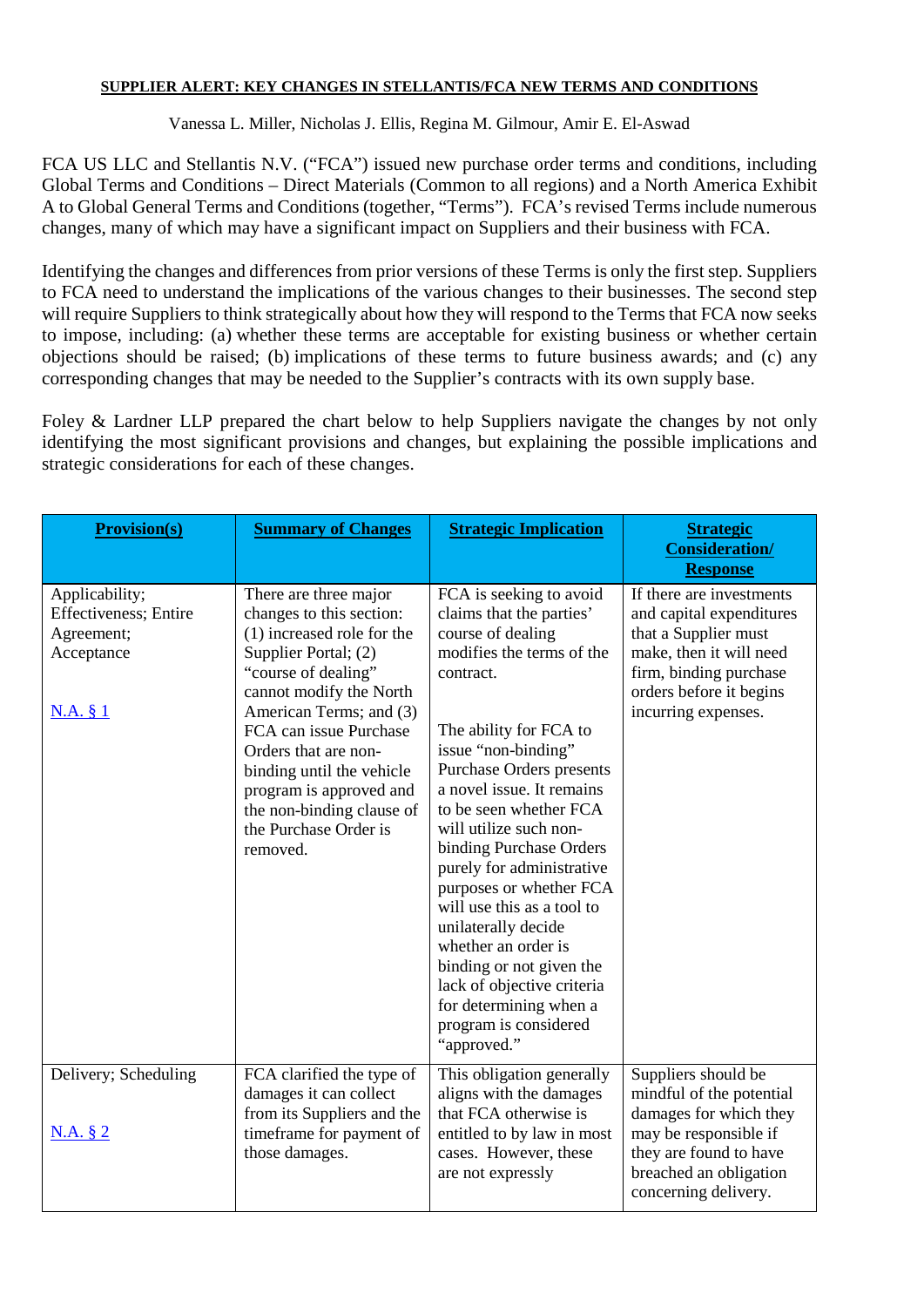**SUPPLIER ALERT: KEY CHANGES IN STELLANTIS/FCA NEW TERMS AND CONDITIONS**

Vanessa L. Miller, Nicholas J. Ellis, Regina M. Gilmour, Amir E. El-Aswad

FCA US LLC and Stellantis N.V. ("FCA") issued new purchase order terms and conditions, including Global Terms and Conditions – Direct Materials (Common to all regions) and a North America Exhibit A to Global General Terms and Conditions (together, "Terms"). FCA's revised Terms include numerous changes, many of which may have a significant impact on Suppliers and their business with FCA.

Identifying the changes and differences from prior versions of these Terms is only the first step. Suppliers to FCA need to understand the implications of the various changes to their businesses. The second step will require Suppliers to think strategically about how they will respond to the Terms that FCA now seeks to impose, including: (a) whether these terms are acceptable for existing business or whether certain objections should be raised; (b) implications of these terms to future business awards; and (c) any corresponding changes that may be needed to the Supplier's contracts with its own supply base.

Foley & Lardner LLP prepared the chart below to help Suppliers navigate the changes by not only identifying the most significant provisions and changes, but explaining the possible implications and strategic considerations for each of these changes.

| **Provision(s)** | **Summary of Changes** | **Strategic Implication** | **Strategic Consideration/ Response** |
|---|---|---|---|
| Applicability; Effectiveness; Entire Agreement; Acceptance<br><br>N.A. § 1 | There are three major changes to this section: (1) increased role for the Supplier Portal; (2) "course of dealing" cannot modify the North American Terms; and (3) FCA can issue Purchase Orders that are non-binding until the vehicle program is approved and the non-binding clause of the Purchase Order is removed. | FCA is seeking to avoid claims that the parties' course of dealing modifies the terms of the contract.<br><br>The ability for FCA to issue "non-binding" Purchase Orders presents a novel issue. It remains to be seen whether FCA will utilize such non-binding Purchase Orders purely for administrative purposes or whether FCA will use this as a tool to unilaterally decide whether an order is binding or not given the lack of objective criteria for determining when a program is considered "approved." | If there are investments and capital expenditures that a Supplier must make, then it will need firm, binding purchase orders before it begins incurring expenses. |
| Delivery; Scheduling<br><br>N.A. § 2 | FCA clarified the type of damages it can collect from its Suppliers and the timeframe for payment of those damages. | This obligation generally aligns with the damages that FCA otherwise is entitled to by law in most cases. However, these are not expressly | Suppliers should be mindful of the potential damages for which they may be responsible if they are found to have breached an obligation concerning delivery. |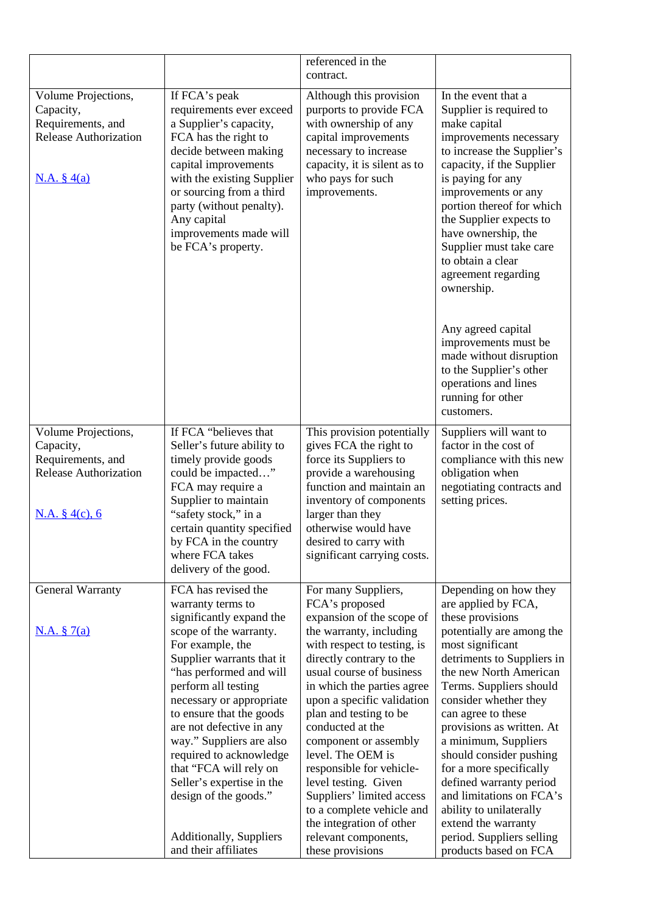| | | | |
|---|---|---|---|
| | | referenced in the contract. | |
| Volume Projections, Capacity, Requirements, and Release Authorization<br><br>N.A. § 4(a) | If FCA's peak requirements ever exceed a Supplier's capacity, FCA has the right to decide between making capital improvements with the existing Supplier or sourcing from a third party (without penalty). Any capital improvements made will be FCA's property. | Although this provision purports to provide FCA with ownership of any capital improvements necessary to increase capacity, it is silent as to who pays for such improvements. | In the event that a Supplier is required to make capital improvements necessary to increase the Supplier's capacity, if the Supplier is paying for any improvements or any portion thereof for which the Supplier expects to have ownership, the Supplier must take care to obtain a clear agreement regarding ownership.<br><br>Any agreed capital improvements must be made without disruption to the Supplier's other operations and lines running for other customers. |
| Volume Projections, Capacity, Requirements, and Release Authorization<br><br>N.A. § 4(c), 6 | If FCA "believes that Seller's future ability to timely provide goods could be impacted…" FCA may require a Supplier to maintain "safety stock," in a certain quantity specified by FCA in the country where FCA takes delivery of the good. | This provision potentially gives FCA the right to force its Suppliers to provide a warehousing function and maintain an inventory of components larger than they otherwise would have desired to carry with significant carrying costs. | Suppliers will want to factor in the cost of compliance with this new obligation when negotiating contracts and setting prices. |
| General Warranty<br><br>N.A. § 7(a) | FCA has revised the warranty terms to significantly expand the scope of the warranty. For example, the Supplier warrants that it "has performed and will perform all testing necessary or appropriate to ensure that the goods are not defective in any way." Suppliers are also required to acknowledge that "FCA will rely on Seller's expertise in the design of the goods."<br><br>Additionally, Suppliers and their affiliates | For many Suppliers, FCA's proposed expansion of the scope of the warranty, including with respect to testing, is directly contrary to the usual course of business in which the parties agree upon a specific validation plan and testing to be conducted at the component or assembly level. The OEM is responsible for vehicle-level testing. Given Suppliers' limited access to a complete vehicle and the integration of other relevant components, these provisions | Depending on how they are applied by FCA, these provisions potentially are among the most significant detriments to Suppliers in the new North American Terms. Suppliers should consider whether they can agree to these provisions as written. At a minimum, Suppliers should consider pushing for a more specifically defined warranty period and limitations on FCA's ability to unilaterally extend the warranty period. Suppliers selling products based on FCA |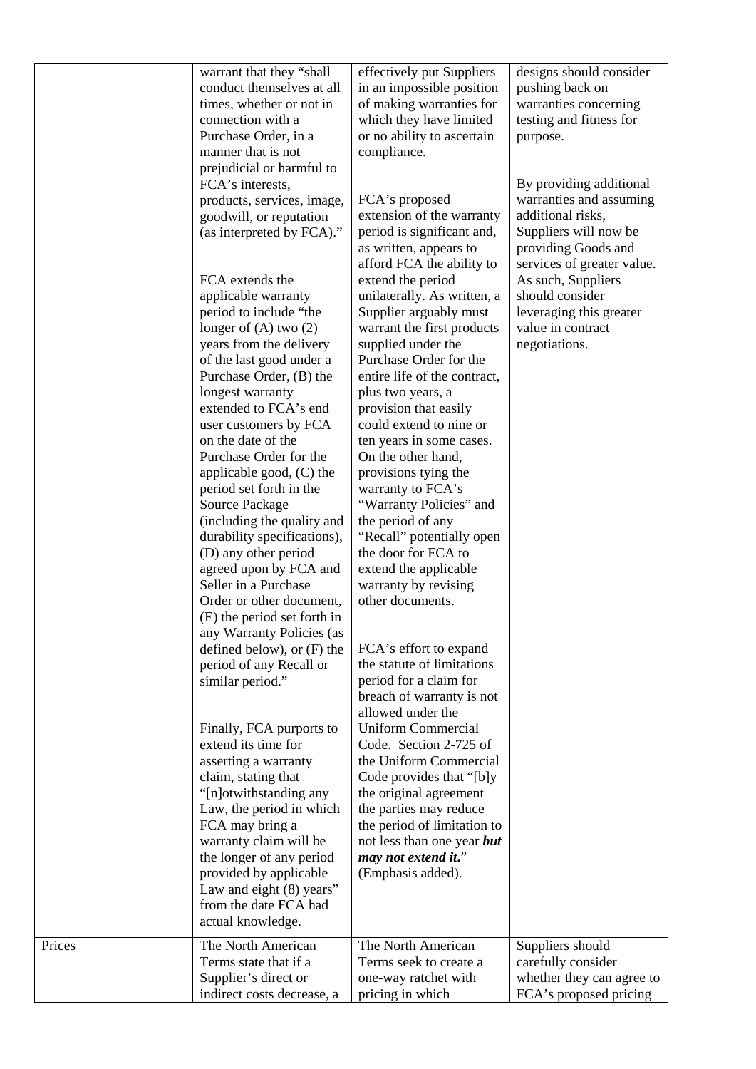| | | | |
|---|---|---|---|
| | warrant that they "shall conduct themselves at all times, whether or not in connection with a Purchase Order, in a manner that is not prejudicial or harmful to FCA's interests, products, services, image, goodwill, or reputation (as interpreted by FCA)."<br><br>FCA extends the applicable warranty period to include "the longer of (A) two (2) years from the delivery of the last good under a Purchase Order, (B) the longest warranty extended to FCA's end user customers by FCA on the date of the Purchase Order for the applicable good, (C) the period set forth in the Source Package (including the quality and durability specifications), (D) any other period agreed upon by FCA and Seller in a Purchase Order or other document, (E) the period set forth in any Warranty Policies (as defined below), or (F) the period of any Recall or similar period."<br><br>Finally, FCA purports to extend its time for asserting a warranty claim, stating that "[n]otwithstanding any Law, the period in which FCA may bring a warranty claim will be the longer of any period provided by applicable Law and eight (8) years" from the date FCA had actual knowledge. | effectively put Suppliers in an impossible position of making warranties for which they have limited or no ability to ascertain compliance.<br><br>FCA's proposed extension of the warranty period is significant and, as written, appears to afford FCA the ability to extend the period unilaterally. As written, a Supplier arguably must warrant the first products supplied under the Purchase Order for the entire life of the contract, plus two years, a provision that easily could extend to nine or ten years in some cases. On the other hand, provisions tying the warranty to FCA's "Warranty Policies" and the period of any "Recall" potentially open the door for FCA to extend the applicable warranty by revising other documents.<br><br>FCA's effort to expand the statute of limitations period for a claim for breach of warranty is not allowed under the Uniform Commercial Code. Section 2-725 of the Uniform Commercial Code provides that "[b]y the original agreement the parties may reduce the period of limitation to not less than one year ***but may not extend it***." (Emphasis added). | designs should consider pushing back on warranties concerning testing and fitness for purpose.<br><br>By providing additional warranties and assuming additional risks, Suppliers will now be providing Goods and services of greater value. As such, Suppliers should consider leveraging this greater value in contract negotiations. |
| Prices | The North American Terms state that if a Supplier's direct or indirect costs decrease, a | The North American Terms seek to create a one-way ratchet with pricing in which | Suppliers should carefully consider whether they can agree to FCA's proposed pricing |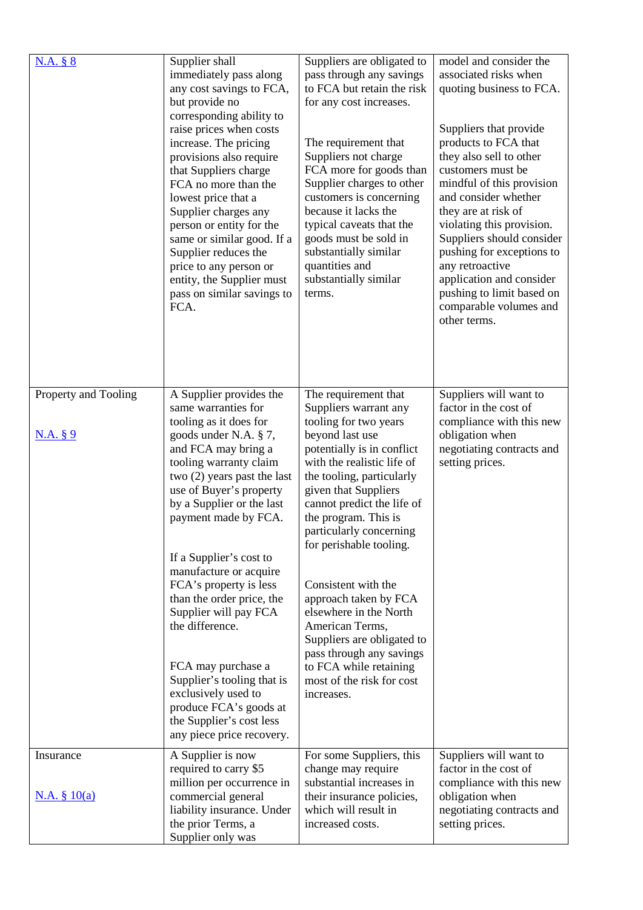| | | | |
|---|---|---|---|
| N.A. § 8 | Supplier shall immediately pass along any cost savings to FCA, but provide no corresponding ability to raise prices when costs increase. The pricing provisions also require that Suppliers charge FCA no more than the lowest price that a Supplier charges any person or entity for the same or similar good. If a Supplier reduces the price to any person or entity, the Supplier must pass on similar savings to FCA. | Suppliers are obligated to pass through any savings to FCA but retain the risk for any cost increases.<br><br>The requirement that Suppliers not charge FCA more for goods than Supplier charges to other customers is concerning because it lacks the typical caveats that the goods must be sold in substantially similar quantities and substantially similar terms. | model and consider the associated risks when quoting business to FCA.<br><br>Suppliers that provide products to FCA that they also sell to other customers must be mindful of this provision and consider whether they are at risk of violating this provision. Suppliers should consider pushing for exceptions to any retroactive application and consider pushing to limit based on comparable volumes and other terms. |
| Property and Tooling<br><br>N.A. § 9 | A Supplier provides the same warranties for tooling as it does for goods under N.A. § 7, and FCA may bring a tooling warranty claim two (2) years past the last use of Buyer's property by a Supplier or the last payment made by FCA.<br><br>If a Supplier's cost to manufacture or acquire FCA's property is less than the order price, the Supplier will pay FCA the difference.<br><br>FCA may purchase a Supplier's tooling that is exclusively used to produce FCA's goods at the Supplier's cost less any piece price recovery. | The requirement that Suppliers warrant any tooling for two years beyond last use potentially is in conflict with the realistic life of the tooling, particularly given that Suppliers cannot predict the life of the program. This is particularly concerning for perishable tooling.<br><br>Consistent with the approach taken by FCA elsewhere in the North American Terms, Suppliers are obligated to pass through any savings to FCA while retaining most of the risk for cost increases. | Suppliers will want to factor in the cost of compliance with this new obligation when negotiating contracts and setting prices. |
| Insurance<br><br>N.A. § 10(a) | A Supplier is now required to carry $5 million per occurrence in commercial general liability insurance. Under the prior Terms, a Supplier only was | For some Suppliers, this change may require substantial increases in their insurance policies, which will result in increased costs. | Suppliers will want to factor in the cost of compliance with this new obligation when negotiating contracts and setting prices. |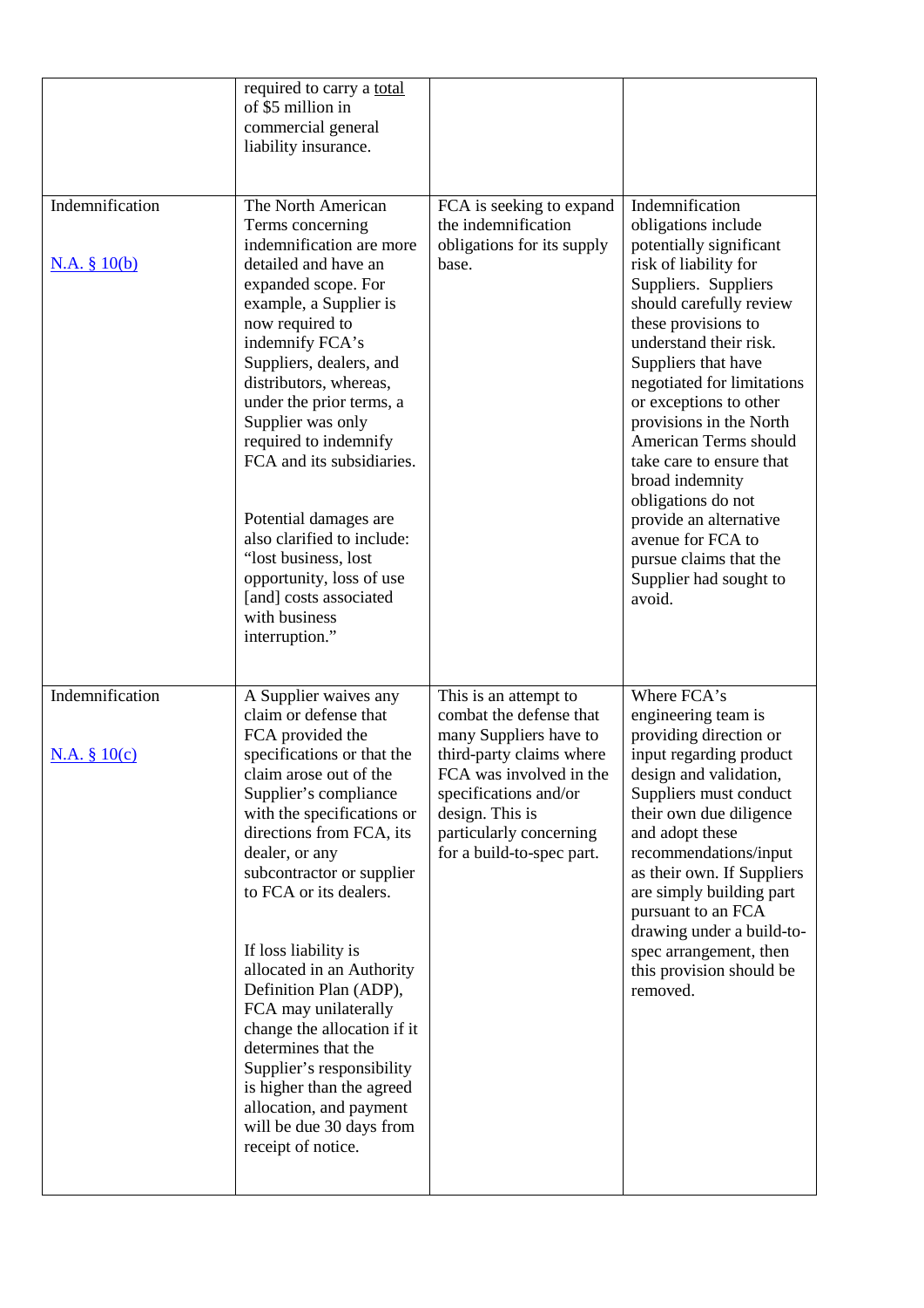| | | | |
|---|---|---|---|
| | required to carry a total of $5 million in commercial general liability insurance. | | |
| Indemnification<br><br>N.A. § 10(b) | The North American Terms concerning indemnification are more detailed and have an expanded scope. For example, a Supplier is now required to indemnify FCA's Suppliers, dealers, and distributors, whereas, under the prior terms, a Supplier was only required to indemnify FCA and its subsidiaries.<br><br>Potential damages are also clarified to include: "lost business, lost opportunity, loss of use [and] costs associated with business interruption." | FCA is seeking to expand the indemnification obligations for its supply base. | Indemnification obligations include potentially significant risk of liability for Suppliers. Suppliers should carefully review these provisions to understand their risk. Suppliers that have negotiated for limitations or exceptions to other provisions in the North American Terms should take care to ensure that broad indemnity obligations do not provide an alternative avenue for FCA to pursue claims that the Supplier had sought to avoid. |
| Indemnification<br><br>N.A. § 10(c) | A Supplier waives any claim or defense that FCA provided the specifications or that the claim arose out of the Supplier's compliance with the specifications or directions from FCA, its dealer, or any subcontractor or supplier to FCA or its dealers.<br><br>If loss liability is allocated in an Authority Definition Plan (ADP), FCA may unilaterally change the allocation if it determines that the Supplier's responsibility is higher than the agreed allocation, and payment will be due 30 days from receipt of notice. | This is an attempt to combat the defense that many Suppliers have to third-party claims where FCA was involved in the specifications and/or design. This is particularly concerning for a build-to-spec part. | Where FCA's engineering team is providing direction or input regarding product design and validation, Suppliers must conduct their own due diligence and adopt these recommendations/input as their own. If Suppliers are simply building part pursuant to an FCA drawing under a build-to-spec arrangement, then this provision should be removed. |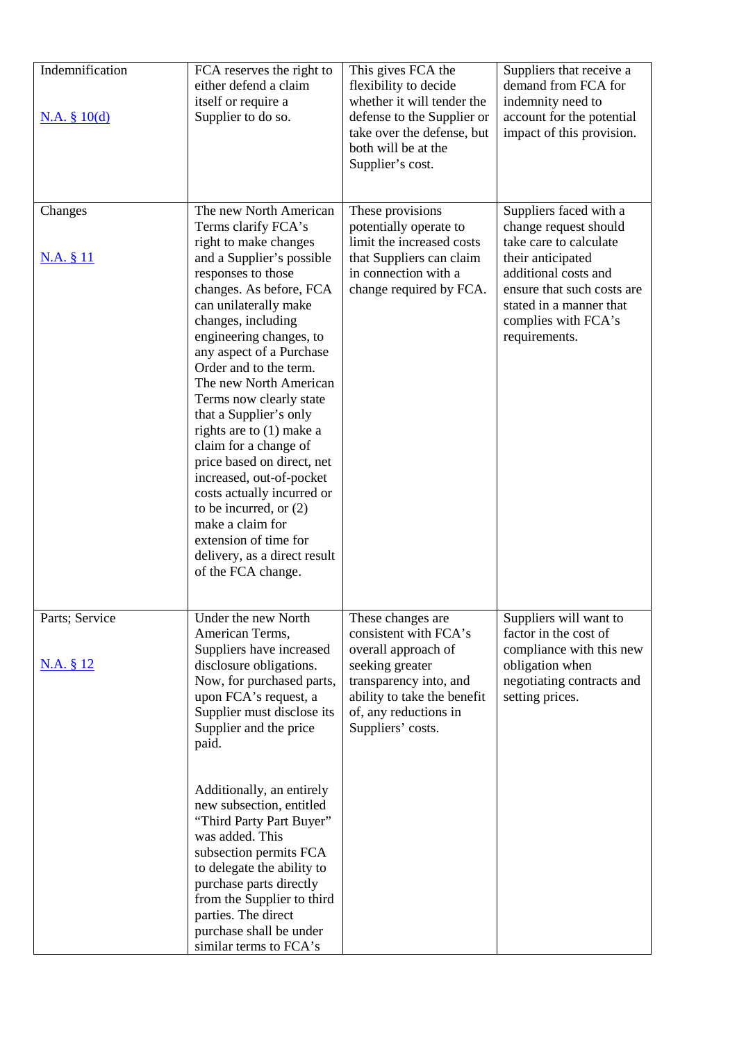| | | | |
|---|---|---|---|
| Indemnification<br><br>N.A. § 10(d) | FCA reserves the right to either defend a claim itself or require a Supplier to do so. | This gives FCA the flexibility to decide whether it will tender the defense to the Supplier or take over the defense, but both will be at the Supplier's cost. | Suppliers that receive a demand from FCA for indemnity need to account for the potential impact of this provision. |
| Changes<br><br>N.A. § 11 | The new North American Terms clarify FCA's right to make changes and a Supplier's possible responses to those changes. As before, FCA can unilaterally make changes, including engineering changes, to any aspect of a Purchase Order and to the term. The new North American Terms now clearly state that a Supplier's only rights are to (1) make a claim for a change of price based on direct, net increased, out-of-pocket costs actually incurred or to be incurred, or (2) make a claim for extension of time for delivery, as a direct result of the FCA change. | These provisions potentially operate to limit the increased costs that Suppliers can claim in connection with a change required by FCA. | Suppliers faced with a change request should take care to calculate their anticipated additional costs and ensure that such costs are stated in a manner that complies with FCA's requirements. |
| Parts; Service<br><br>N.A. § 12 | Under the new North American Terms, Suppliers have increased disclosure obligations. Now, for purchased parts, upon FCA's request, a Supplier must disclose its Supplier and the price paid.<br><br>Additionally, an entirely new subsection, entitled "Third Party Part Buyer" was added. This subsection permits FCA to delegate the ability to purchase parts directly from the Supplier to third parties. The direct purchase shall be under similar terms to FCA's | These changes are consistent with FCA's overall approach of seeking greater transparency into, and ability to take the benefit of, any reductions in Suppliers' costs. | Suppliers will want to factor in the cost of compliance with this new obligation when negotiating contracts and setting prices. |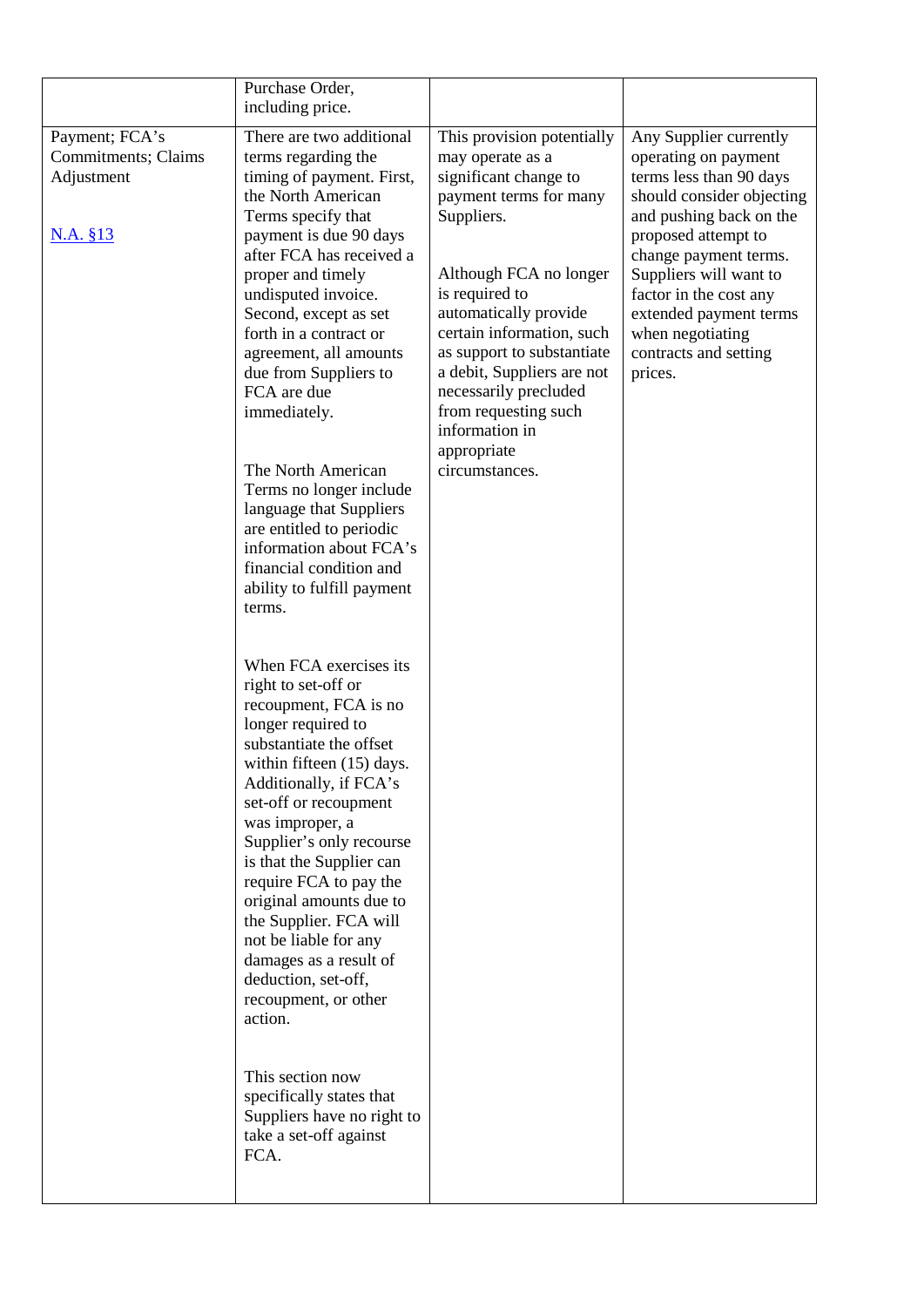| | | | |
|---|---|---|---|
| | Purchase Order, including price. | | |
| Payment; FCA's Commitments; Claims Adjustment<br><br>N.A. §13 | There are two additional terms regarding the timing of payment. First, the North American Terms specify that payment is due 90 days after FCA has received a proper and timely undisputed invoice. Second, except as set forth in a contract or agreement, all amounts due from Suppliers to FCA are due immediately.<br><br>The North American Terms no longer include language that Suppliers are entitled to periodic information about FCA's financial condition and ability to fulfill payment terms.<br><br>When FCA exercises its right to set-off or recoupment, FCA is no longer required to substantiate the offset within fifteen (15) days. Additionally, if FCA's set-off or recoupment was improper, a Supplier's only recourse is that the Supplier can require FCA to pay the original amounts due to the Supplier. FCA will not be liable for any damages as a result of deduction, set-off, recoupment, or other action.<br><br>This section now specifically states that Suppliers have no right to take a set-off against FCA. | This provision potentially may operate as a significant change to payment terms for many Suppliers.<br><br>Although FCA no longer is required to automatically provide certain information, such as support to substantiate a debit, Suppliers are not necessarily precluded from requesting such information in appropriate circumstances. | Any Supplier currently operating on payment terms less than 90 days should consider objecting and pushing back on the proposed attempt to change payment terms. Suppliers will want to factor in the cost any extended payment terms when negotiating contracts and setting prices. |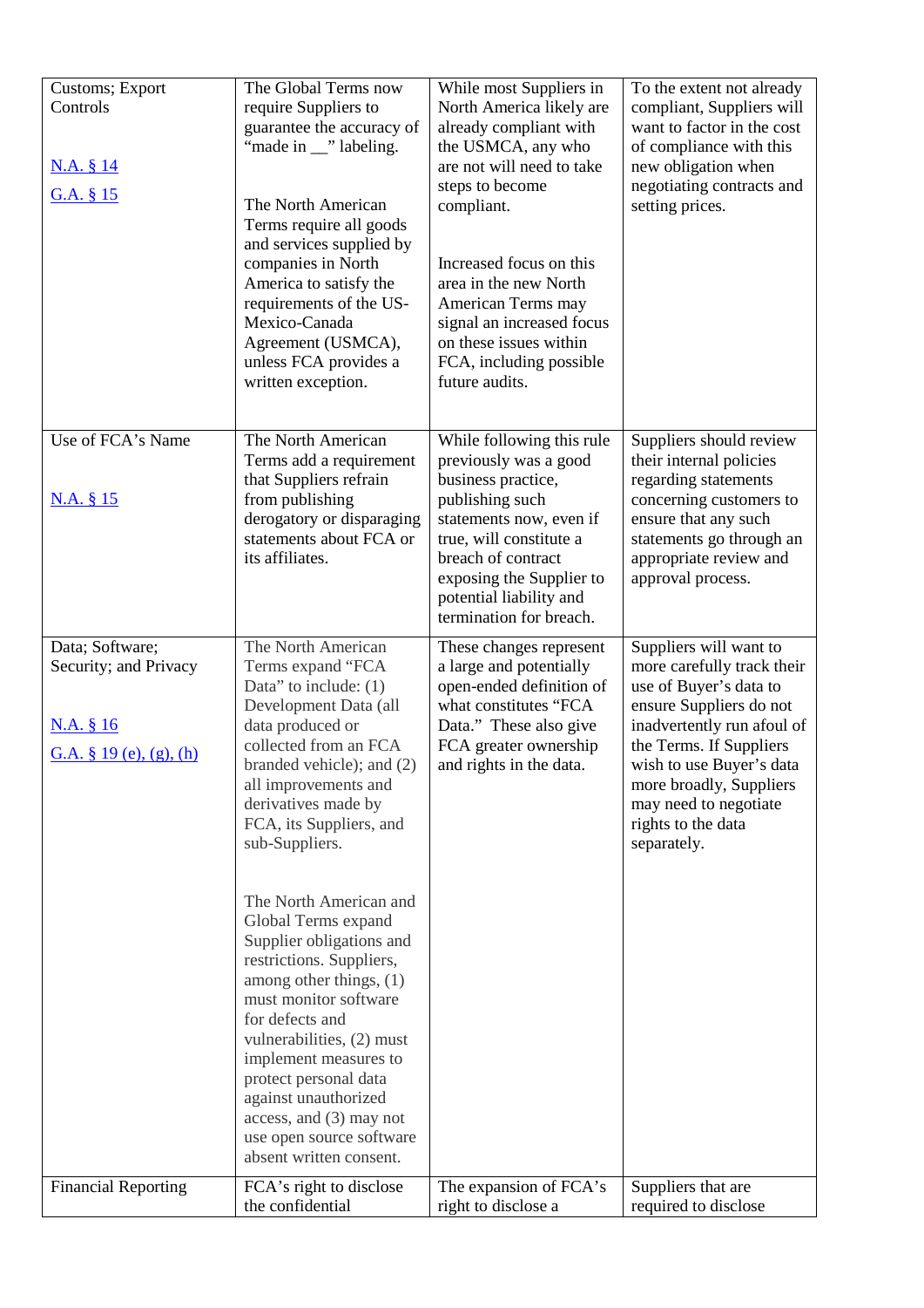| Customs; Export Controls<br><br>N.A. § 14<br>G.A. § 15 | The Global Terms now require Suppliers to guarantee the accuracy of "made in __" labeling.<br><br>The North American Terms require all goods and services supplied by companies in North America to satisfy the requirements of the US-Mexico-Canada Agreement (USMCA), unless FCA provides a written exception. | While most Suppliers in North America likely are already compliant with the USMCA, any who are not will need to take steps to become compliant.<br><br>Increased focus on this area in the new North American Terms may signal an increased focus on these issues within FCA, including possible future audits. | To the extent not already compliant, Suppliers will want to factor in the cost of compliance with this new obligation when negotiating contracts and setting prices. |
|---|---|---|---|
| Use of FCA's Name<br><br>N.A. § 15 | The North American Terms add a requirement that Suppliers refrain from publishing derogatory or disparaging statements about FCA or its affiliates. | While following this rule previously was a good business practice, publishing such statements now, even if true, will constitute a breach of contract exposing the Supplier to potential liability and termination for breach. | Suppliers should review their internal policies regarding statements concerning customers to ensure that any such statements go through an appropriate review and approval process. |
| Data; Software; Security; and Privacy<br><br>N.A. § 16<br>G.A. § 19 (e), (g), (h) | The North American Terms expand "FCA Data" to include: (1) Development Data (all data produced or collected from an FCA branded vehicle); and (2) all improvements and derivatives made by FCA, its Suppliers, and sub-Suppliers.<br><br>The North American and Global Terms expand Supplier obligations and restrictions. Suppliers, among other things, (1) must monitor software for defects and vulnerabilities, (2) must implement measures to protect personal data against unauthorized access, and (3) may not use open source software absent written consent. | These changes represent a large and potentially open-ended definition of what constitutes "FCA Data." These also give FCA greater ownership and rights in the data. | Suppliers will want to more carefully track their use of Buyer's data to ensure Suppliers do not inadvertently run afoul of the Terms. If Suppliers wish to use Buyer's data more broadly, Suppliers may need to negotiate rights to the data separately. |
| Financial Reporting | FCA's right to disclose the confidential | The expansion of FCA's right to disclose a | Suppliers that are required to disclose |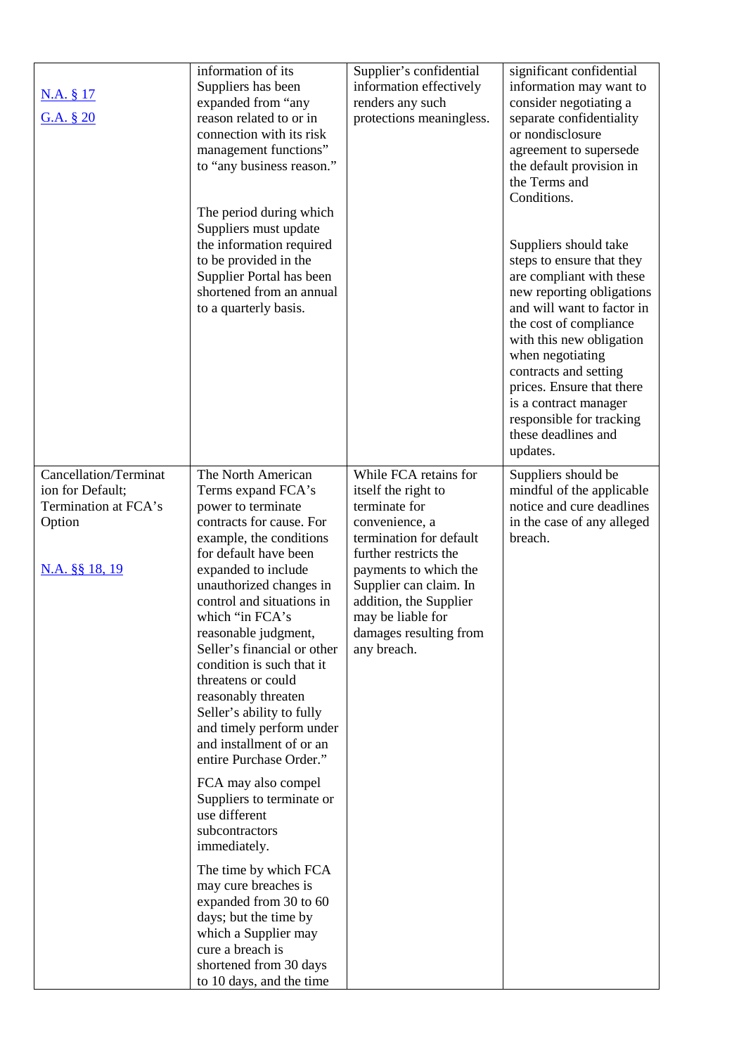| | | | |
|---|---|---|---|
| N.A. § 17<br><br>G.A. § 20 | information of its Suppliers has been expanded from "any reason related to or in connection with its risk management functions" to "any business reason."<br><br>The period during which Suppliers must update the information required to be provided in the Supplier Portal has been shortened from an annual to a quarterly basis. | Supplier's confidential information effectively renders any such protections meaningless. | significant confidential information may want to consider negotiating a separate confidentiality or nondisclosure agreement to supersede the default provision in the Terms and Conditions.<br><br>Suppliers should take steps to ensure that they are compliant with these new reporting obligations and will want to factor in the cost of compliance with this new obligation when negotiating contracts and setting prices. Ensure that there is a contract manager responsible for tracking these deadlines and updates. |
| Cancellation/Termination for Default; Termination at FCA's Option<br><br>N.A. §§ 18, 19 | The North American Terms expand FCA's power to terminate contracts for cause. For example, the conditions for default have been expanded to include unauthorized changes in control and situations in which "in FCA's reasonable judgment, Seller's financial or other condition is such that it threatens or could reasonably threaten Seller's ability to fully and timely perform under and installment of or an entire Purchase Order."<br><br>FCA may also compel Suppliers to terminate or use different subcontractors immediately.<br><br>The time by which FCA may cure breaches is expanded from 30 to 60 days; but the time by which a Supplier may cure a breach is shortened from 30 days to 10 days, and the time | While FCA retains for itself the right to terminate for convenience, a termination for default further restricts the payments to which the Supplier can claim. In addition, the Supplier may be liable for damages resulting from any breach. | Suppliers should be mindful of the applicable notice and cure deadlines in the case of any alleged breach. |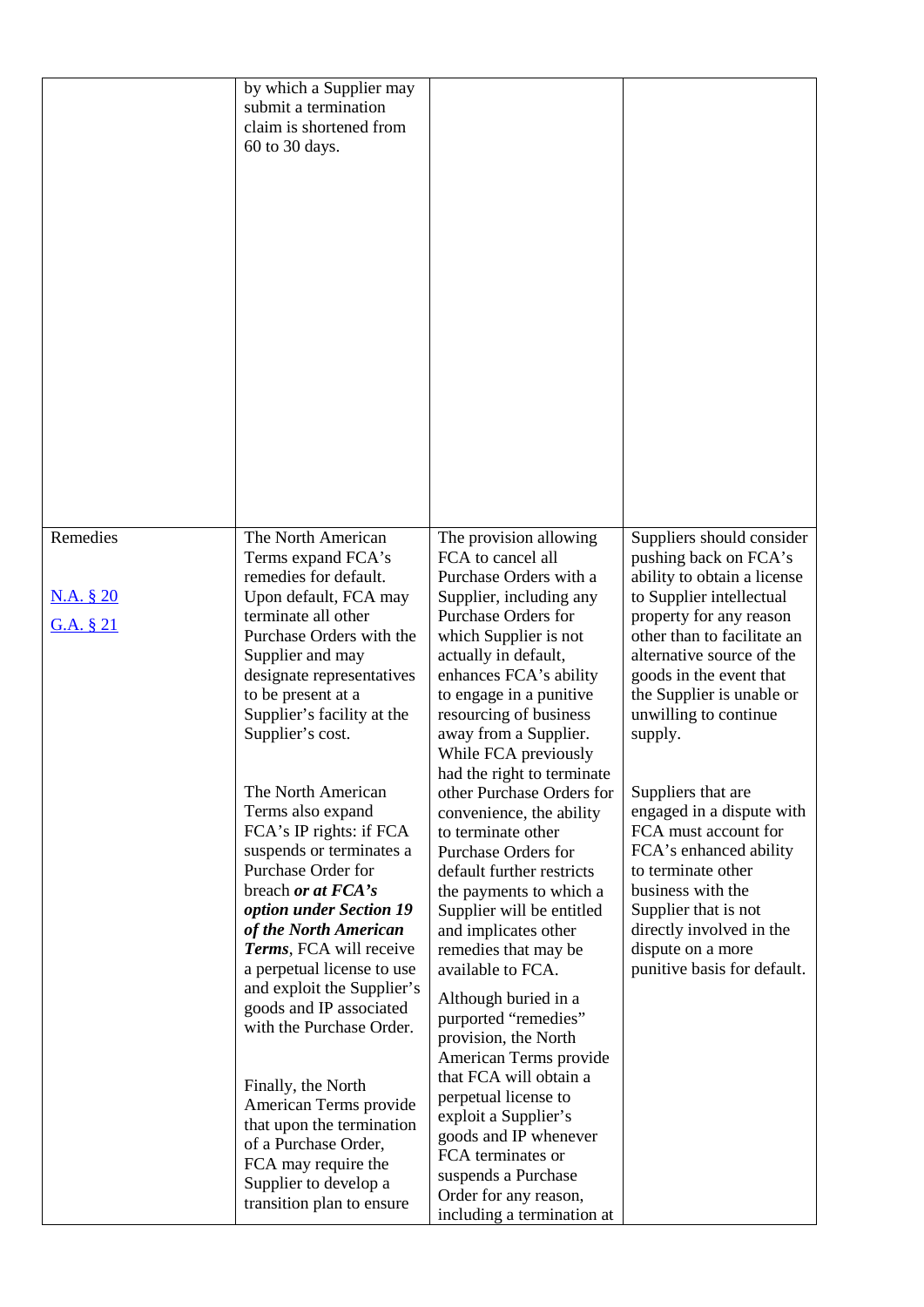| | | | |
|---|---|---|---|
| | by which a Supplier may submit a termination claim is shortened from 60 to 30 days. | | |
| Remedies<br><br>N.A. § 20<br><br>G.A. § 21 | The North American Terms expand FCA's remedies for default. Upon default, FCA may terminate all other Purchase Orders with the Supplier and may designate representatives to be present at a Supplier's facility at the Supplier's cost.<br><br>The North American Terms also expand FCA's IP rights: if FCA suspends or terminates a Purchase Order for breach ***or at FCA's option under Section 19 of the North American Terms***, FCA will receive a perpetual license to use and exploit the Supplier's goods and IP associated with the Purchase Order.<br><br>Finally, the North American Terms provide that upon the termination of a Purchase Order, FCA may require the Supplier to develop a transition plan to ensure | The provision allowing FCA to cancel all Purchase Orders with a Supplier, including any Purchase Orders for which Supplier is not actually in default, enhances FCA's ability to engage in a punitive resourcing of business away from a Supplier. While FCA previously had the right to terminate other Purchase Orders for convenience, the ability to terminate other Purchase Orders for default further restricts the payments to which a Supplier will be entitled and implicates other remedies that may be available to FCA.<br><br>Although buried in a purported "remedies" provision, the North American Terms provide that FCA will obtain a perpetual license to exploit a Supplier's goods and IP whenever FCA terminates or suspends a Purchase Order for any reason, including a termination at | Suppliers should consider pushing back on FCA's ability to obtain a license to Supplier intellectual property for any reason other than to facilitate an alternative source of the goods in the event that the Supplier is unable or unwilling to continue supply.<br><br>Suppliers that are engaged in a dispute with FCA must account for FCA's enhanced ability to terminate other business with the Supplier that is not directly involved in the dispute on a more punitive basis for default. |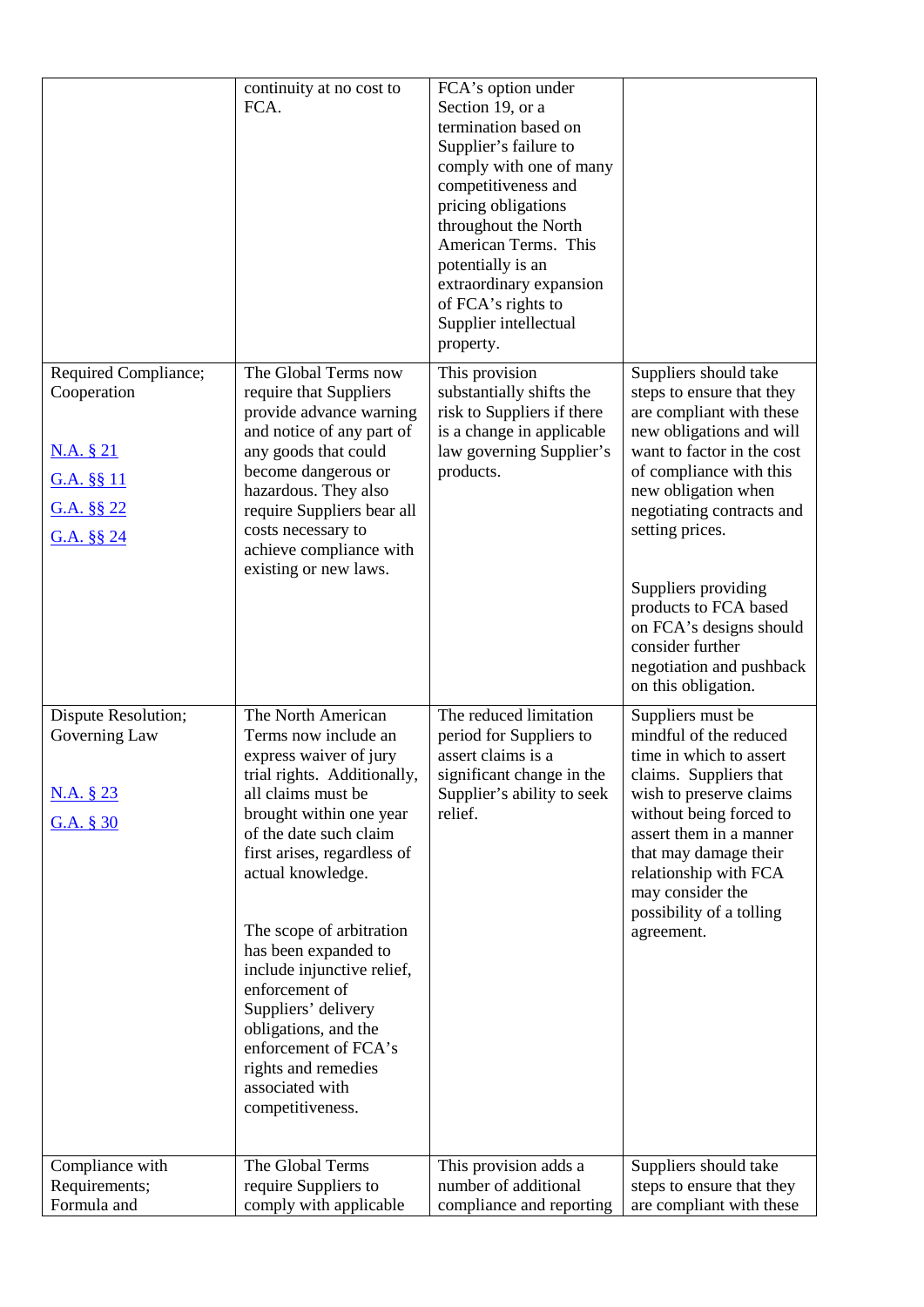| | | | |
|---|---|---|---|
| | continuity at no cost to FCA. | FCA's option under Section 19, or a termination based on Supplier's failure to comply with one of many competitiveness and pricing obligations throughout the North American Terms. This potentially is an extraordinary expansion of FCA's rights to Supplier intellectual property. | |
| Required Compliance; Cooperation<br><br>N.A. § 21<br>G.A. §§ 11<br>G.A. §§ 22<br>G.A. §§ 24 | The Global Terms now require that Suppliers provide advance warning and notice of any part of any goods that could become dangerous or hazardous. They also require Suppliers bear all costs necessary to achieve compliance with existing or new laws. | This provision substantially shifts the risk to Suppliers if there is a change in applicable law governing Supplier's products. | Suppliers should take steps to ensure that they are compliant with these new obligations and will want to factor in the cost of compliance with this new obligation when negotiating contracts and setting prices.<br><br>Suppliers providing products to FCA based on FCA's designs should consider further negotiation and pushback on this obligation. |
| Dispute Resolution; Governing Law<br><br>N.A. § 23<br>G.A. § 30 | The North American Terms now include an express waiver of jury trial rights. Additionally, all claims must be brought within one year of the date such claim first arises, regardless of actual knowledge.<br><br>The scope of arbitration has been expanded to include injunctive relief, enforcement of Suppliers' delivery obligations, and the enforcement of FCA's rights and remedies associated with competitiveness. | The reduced limitation period for Suppliers to assert claims is a significant change in the Supplier's ability to seek relief. | Suppliers must be mindful of the reduced time in which to assert claims. Suppliers that wish to preserve claims without being forced to assert them in a manner that may damage their relationship with FCA may consider the possibility of a tolling agreement. |
| Compliance with Requirements; Formula and | The Global Terms require Suppliers to comply with applicable | This provision adds a number of additional compliance and reporting | Suppliers should take steps to ensure that they are compliant with these |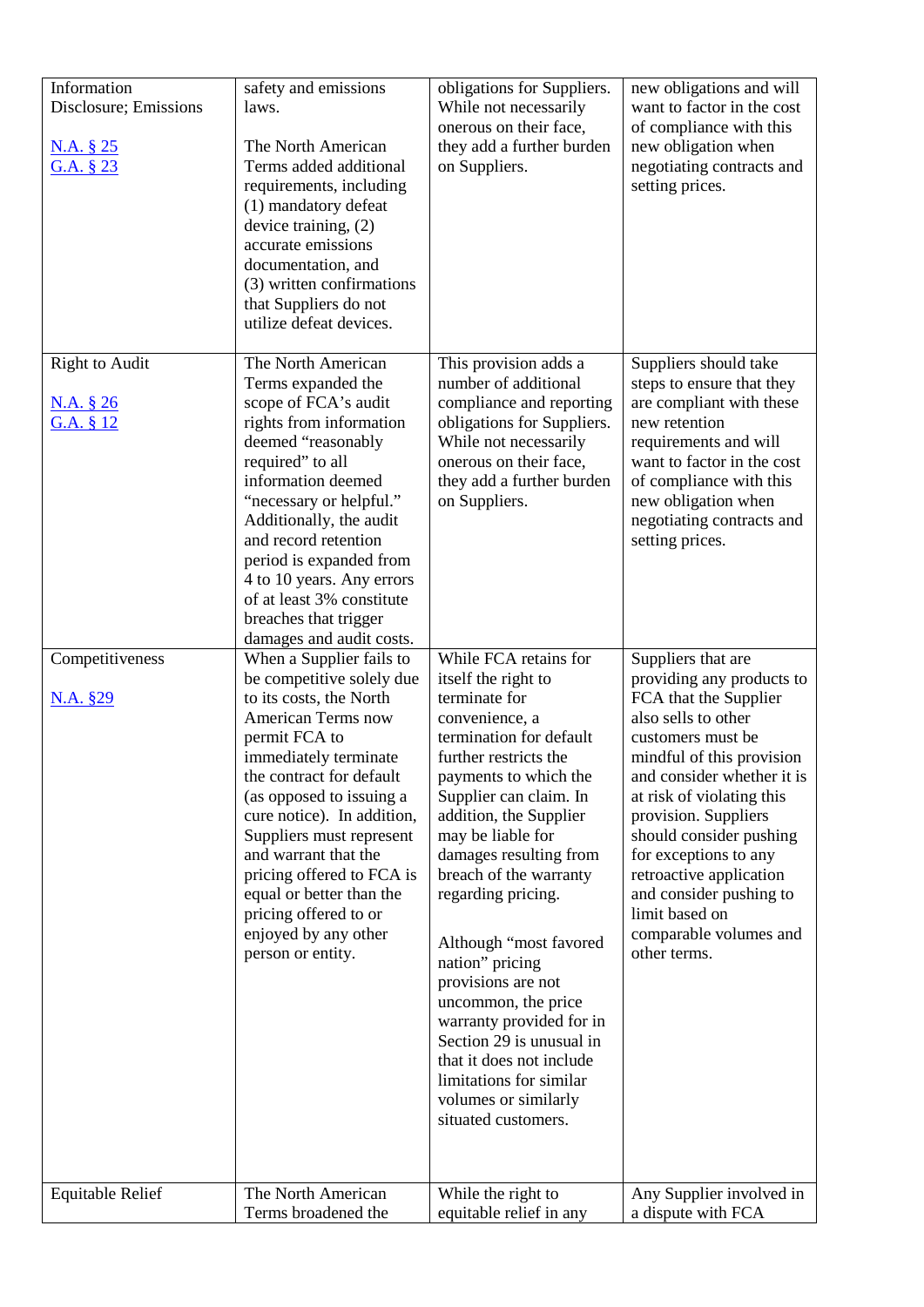| | | | |
|---|---|---|---|
| Information Disclosure; Emissions<br><br>N.A. § 25<br>G.A. § 23 | safety and emissions laws.<br><br>The North American Terms added additional requirements, including (1) mandatory defeat device training, (2) accurate emissions documentation, and (3) written confirmations that Suppliers do not utilize defeat devices. | obligations for Suppliers. While not necessarily onerous on their face, they add a further burden on Suppliers. | new obligations and will want to factor in the cost of compliance with this new obligation when negotiating contracts and setting prices. |
| Right to Audit<br><br>N.A. § 26<br>G.A. § 12 | The North American Terms expanded the scope of FCA's audit rights from information deemed "reasonably required" to all information deemed "necessary or helpful." Additionally, the audit and record retention period is expanded from 4 to 10 years. Any errors of at least 3% constitute breaches that trigger damages and audit costs. | This provision adds a number of additional compliance and reporting obligations for Suppliers. While not necessarily onerous on their face, they add a further burden on Suppliers. | Suppliers should take steps to ensure that they are compliant with these new retention requirements and will want to factor in the cost of compliance with this new obligation when negotiating contracts and setting prices. |
| Competitiveness<br><br>N.A. §29 | When a Supplier fails to be competitive solely due to its costs, the North American Terms now permit FCA to immediately terminate the contract for default (as opposed to issuing a cure notice). In addition, Suppliers must represent and warrant that the pricing offered to FCA is equal or better than the pricing offered to or enjoyed by any other person or entity. | While FCA retains for itself the right to terminate for convenience, a termination for default further restricts the payments to which the Supplier can claim. In addition, the Supplier may be liable for damages resulting from breach of the warranty regarding pricing.<br><br>Although "most favored nation" pricing provisions are not uncommon, the price warranty provided for in Section 29 is unusual in that it does not include limitations for similar volumes or similarly situated customers. | Suppliers that are providing any products to FCA that the Supplier also sells to other customers must be mindful of this provision and consider whether it is at risk of violating this provision. Suppliers should consider pushing for exceptions to any retroactive application and consider pushing to limit based on comparable volumes and other terms. |
| Equitable Relief | The North American Terms broadened the | While the right to equitable relief in any | Any Supplier involved in a dispute with FCA |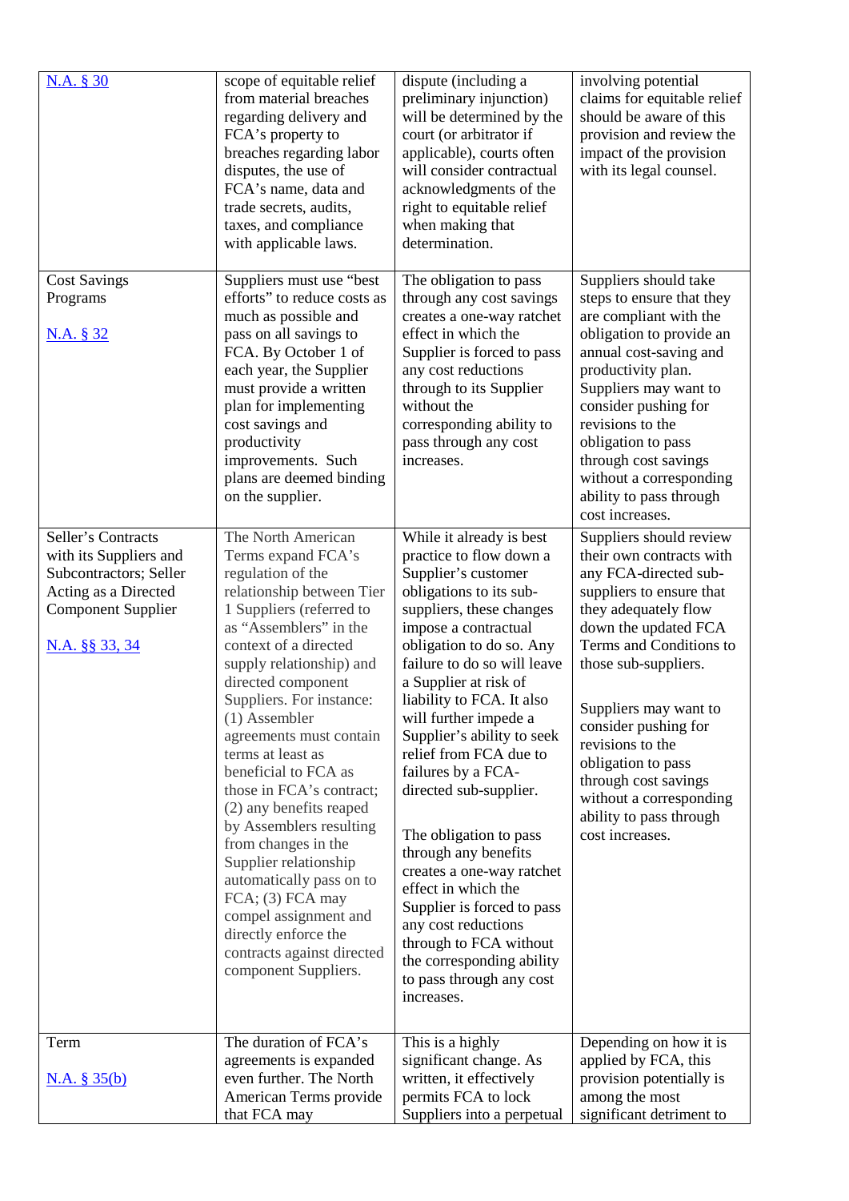| | | | |
|---|---|---|---|
| N.A. § 30 | scope of equitable relief from material breaches regarding delivery and FCA's property to breaches regarding labor disputes, the use of FCA's name, data and trade secrets, audits, taxes, and compliance with applicable laws. | dispute (including a preliminary injunction) will be determined by the court (or arbitrator if applicable), courts often will consider contractual acknowledgments of the right to equitable relief when making that determination. | involving potential claims for equitable relief should be aware of this provision and review the impact of the provision with its legal counsel. |
| Cost Savings Programs<br><br>N.A. § 32 | Suppliers must use "best efforts" to reduce costs as much as possible and pass on all savings to FCA. By October 1 of each year, the Supplier must provide a written plan for implementing cost savings and productivity improvements. Such plans are deemed binding on the supplier. | The obligation to pass through any cost savings creates a one-way ratchet effect in which the Supplier is forced to pass any cost reductions through to its Supplier without the corresponding ability to pass through any cost increases. | Suppliers should take steps to ensure that they are compliant with the obligation to provide an annual cost-saving and productivity plan. Suppliers may want to consider pushing for revisions to the obligation to pass through cost savings without a corresponding ability to pass through cost increases. |
| Seller's Contracts with its Suppliers and Subcontractors; Seller Acting as a Directed Component Supplier<br><br>N.A. §§ 33, 34 | The North American Terms expand FCA's regulation of the relationship between Tier 1 Suppliers (referred to as "Assemblers" in the context of a directed supply relationship) and directed component Suppliers. For instance: (1) Assembler agreements must contain terms at least as beneficial to FCA as those in FCA's contract; (2) any benefits reaped by Assemblers resulting from changes in the Supplier relationship automatically pass on to FCA; (3) FCA may compel assignment and directly enforce the contracts against directed component Suppliers. | While it already is best practice to flow down a Supplier's customer obligations to its sub-suppliers, these changes impose a contractual obligation to do so. Any failure to do so will leave a Supplier at risk of liability to FCA. It also will further impede a Supplier's ability to seek relief from FCA due to failures by a FCA-directed sub-supplier.<br><br>The obligation to pass through any benefits creates a one-way ratchet effect in which the Supplier is forced to pass any cost reductions through to FCA without the corresponding ability to pass through any cost increases. | Suppliers should review their own contracts with any FCA-directed sub-suppliers to ensure that they adequately flow down the updated FCA Terms and Conditions to those sub-suppliers.<br><br>Suppliers may want to consider pushing for revisions to the obligation to pass through cost savings without a corresponding ability to pass through cost increases. |
| Term<br><br>N.A. § 35(b) | The duration of FCA's agreements is expanded even further. The North American Terms provide that FCA may | This is a highly significant change. As written, it effectively permits FCA to lock Suppliers into a perpetual | Depending on how it is applied by FCA, this provision potentially is among the most significant detriment to |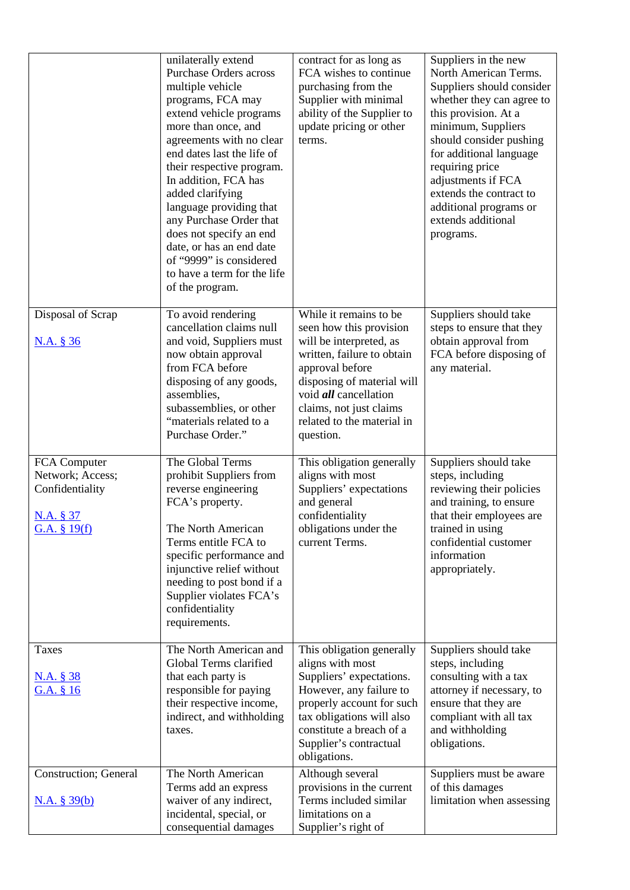| | | | |
|---|---|---|---|
| | unilaterally extend Purchase Orders across multiple vehicle programs, FCA may extend vehicle programs more than once, and agreements with no clear end dates last the life of their respective program. In addition, FCA has added clarifying language providing that any Purchase Order that does not specify an end date, or has an end date of "9999" is considered to have a term for the life of the program. | contract for as long as FCA wishes to continue purchasing from the Supplier with minimal ability of the Supplier to update pricing or other terms. | Suppliers in the new North American Terms. Suppliers should consider whether they can agree to this provision. At a minimum, Suppliers should consider pushing for additional language requiring price adjustments if FCA extends the contract to additional programs or extends additional programs. |
| Disposal of Scrap<br><br>N.A. § 36 | To avoid rendering cancellation claims null and void, Suppliers must now obtain approval from FCA before disposing of any goods, assemblies, subassemblies, or other "materials related to a Purchase Order." | While it remains to be seen how this provision will be interpreted, as written, failure to obtain approval before disposing of material will void ***all*** cancellation claims, not just claims related to the material in question. | Suppliers should take steps to ensure that they obtain approval from FCA before disposing of any material. |
| FCA Computer Network; Access; Confidentiality<br><br>N.A. § 37<br>G.A. § 19(f) | The Global Terms prohibit Suppliers from reverse engineering FCA's property.<br><br>The North American Terms entitle FCA to specific performance and injunctive relief without needing to post bond if a Supplier violates FCA's confidentiality requirements. | This obligation generally aligns with most Suppliers' expectations and general confidentiality obligations under the current Terms. | Suppliers should take steps, including reviewing their policies and training, to ensure that their employees are trained in using confidential customer information appropriately. |
| Taxes<br><br>N.A. § 38<br>G.A. § 16 | The North American and Global Terms clarified that each party is responsible for paying their respective income, indirect, and withholding taxes. | This obligation generally aligns with most Suppliers' expectations. However, any failure to properly account for such tax obligations will also constitute a breach of a Supplier's contractual obligations. | Suppliers should take steps, including consulting with a tax attorney if necessary, to ensure that they are compliant with all tax and withholding obligations. |
| Construction; General<br><br>N.A. § 39(b) | The North American Terms add an express waiver of any indirect, incidental, special, or consequential damages | Although several provisions in the current Terms included similar limitations on a Supplier's right of | Suppliers must be aware of this damages limitation when assessing |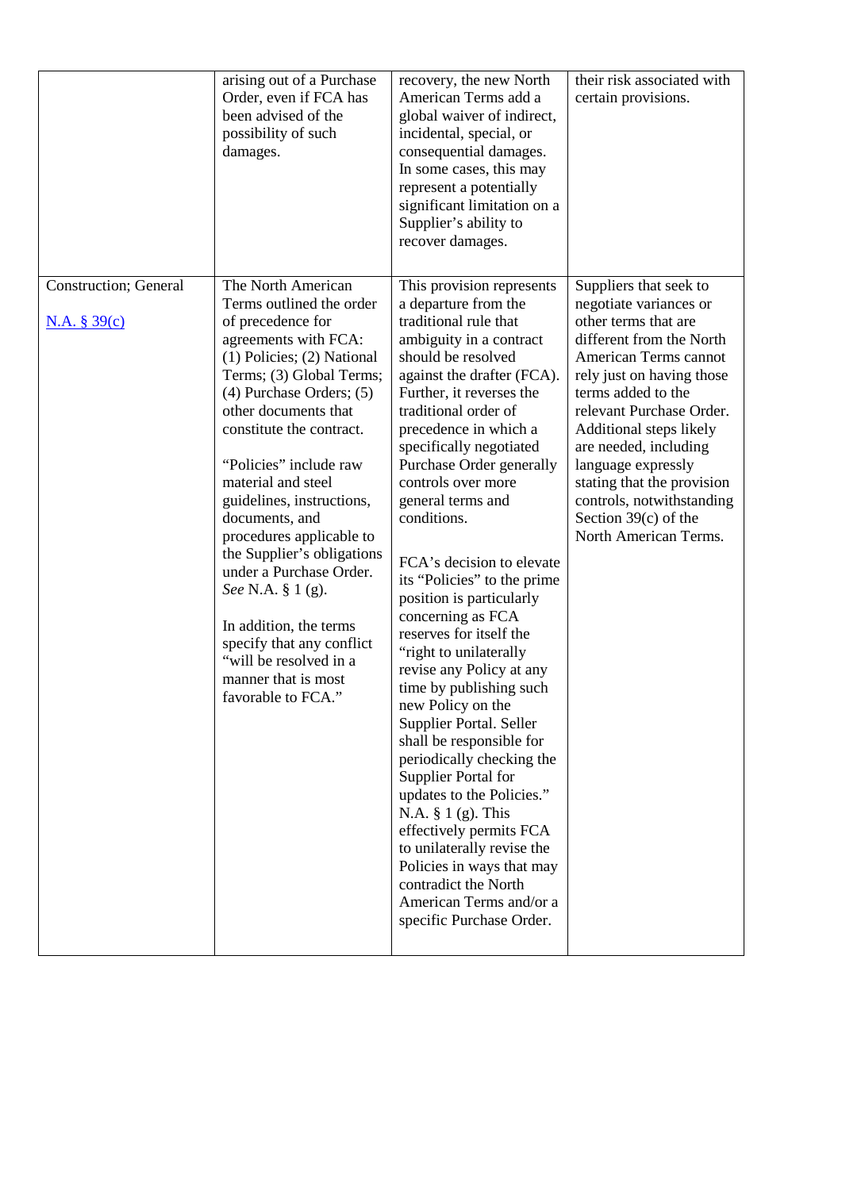| | | | |
|---|---|---|---|
| | arising out of a Purchase Order, even if FCA has been advised of the possibility of such damages. | recovery, the new North American Terms add a global waiver of indirect, incidental, special, or consequential damages. In some cases, this may represent a potentially significant limitation on a Supplier's ability to recover damages. | their risk associated with certain provisions. |
| Construction; General<br><br>[N.A. § 39(c)]() | The North American Terms outlined the order of precedence for agreements with FCA: (1) Policies; (2) National Terms; (3) Global Terms; (4) Purchase Orders; (5) other documents that constitute the contract.<br><br>"Policies" include raw material and steel guidelines, instructions, documents, and procedures applicable to the Supplier's obligations under a Purchase Order. *See* N.A. § 1 (g).<br><br>In addition, the terms specify that any conflict "will be resolved in a manner that is most favorable to FCA." | This provision represents a departure from the traditional rule that ambiguity in a contract should be resolved against the drafter (FCA). Further, it reverses the traditional order of precedence in which a specifically negotiated Purchase Order generally controls over more general terms and conditions.<br><br>FCA's decision to elevate its "Policies" to the prime position is particularly concerning as FCA reserves for itself the "right to unilaterally revise any Policy at any time by publishing such new Policy on the Supplier Portal. Seller shall be responsible for periodically checking the Supplier Portal for updates to the Policies." N.A. § 1 (g). This effectively permits FCA to unilaterally revise the Policies in ways that may contradict the North American Terms and/or a specific Purchase Order. | Suppliers that seek to negotiate variances or other terms that are different from the North American Terms cannot rely just on having those terms added to the relevant Purchase Order. Additional steps likely are needed, including language expressly stating that the provision controls, notwithstanding Section 39(c) of the North American Terms. |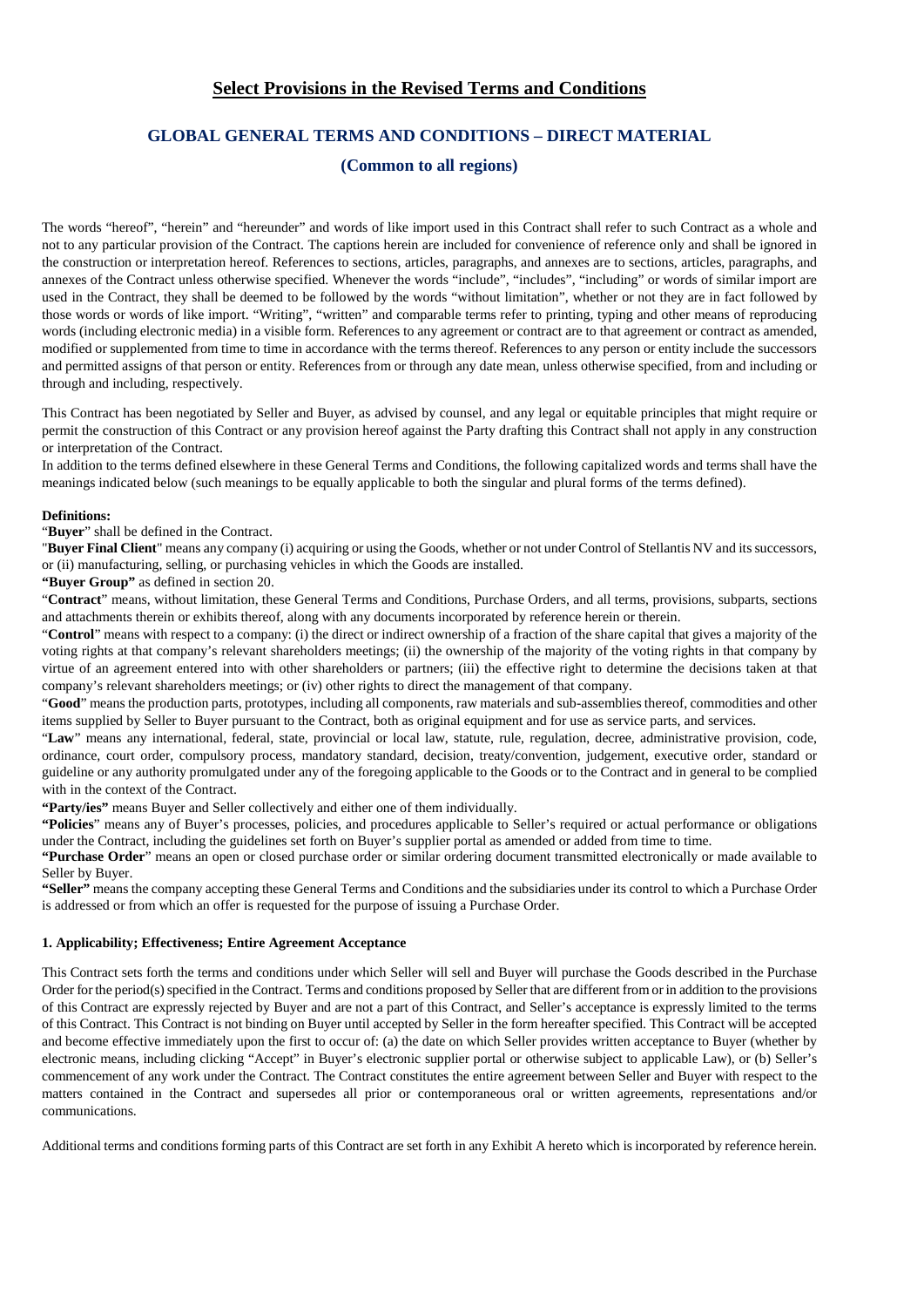# Select Provisions in the Revised Terms and Conditions

## GLOBAL GENERAL TERMS AND CONDITIONS – DIRECT MATERIAL

### (Common to all regions)

The words "hereof", "herein" and "hereunder" and words of like import used in this Contract shall refer to such Contract as a whole and not to any particular provision of the Contract. The captions herein are included for convenience of reference only and shall be ignored in the construction or interpretation hereof. References to sections, articles, paragraphs, and annexes are to sections, articles, paragraphs, and annexes of the Contract unless otherwise specified. Whenever the words "include", "includes", "including" or words of similar import are used in the Contract, they shall be deemed to be followed by the words "without limitation", whether or not they are in fact followed by those words or words of like import. "Writing", "written" and comparable terms refer to printing, typing and other means of reproducing words (including electronic media) in a visible form. References to any agreement or contract are to that agreement or contract as amended, modified or supplemented from time to time in accordance with the terms thereof. References to any person or entity include the successors and permitted assigns of that person or entity. References from or through any date mean, unless otherwise specified, from and including or through and including, respectively.

This Contract has been negotiated by Seller and Buyer, as advised by counsel, and any legal or equitable principles that might require or permit the construction of this Contract or any provision hereof against the Party drafting this Contract shall not apply in any construction or interpretation of the Contract.

In addition to the terms defined elsewhere in these General Terms and Conditions, the following capitalized words and terms shall have the meanings indicated below (such meanings to be equally applicable to both the singular and plural forms of the terms defined).

**Definitions:**

"**Buyer**" shall be defined in the Contract.

"**Buyer Final Client**" means any company (i) acquiring or using the Goods, whether or not under Control of Stellantis NV and its successors, or (ii) manufacturing, selling, or purchasing vehicles in which the Goods are installed.

**"Buyer Group"** as defined in section 20.

"**Contract**" means, without limitation, these General Terms and Conditions, Purchase Orders, and all terms, provisions, subparts, sections and attachments therein or exhibits thereof, along with any documents incorporated by reference herein or therein.

"**Control**" means with respect to a company: (i) the direct or indirect ownership of a fraction of the share capital that gives a majority of the voting rights at that company's relevant shareholders meetings; (ii) the ownership of the majority of the voting rights in that company by virtue of an agreement entered into with other shareholders or partners; (iii) the effective right to determine the decisions taken at that company's relevant shareholders meetings; or (iv) other rights to direct the management of that company.

"**Good**" means the production parts, prototypes, including all components, raw materials and sub-assemblies thereof, commodities and other items supplied by Seller to Buyer pursuant to the Contract, both as original equipment and for use as service parts, and services.

"**Law**" means any international, federal, state, provincial or local law, statute, rule, regulation, decree, administrative provision, code, ordinance, court order, compulsory process, mandatory standard, decision, treaty/convention, judgement, executive order, standard or guideline or any authority promulgated under any of the foregoing applicable to the Goods or to the Contract and in general to be complied with in the context of the Contract.

**"Party/ies"** means Buyer and Seller collectively and either one of them individually.

**"Policies**" means any of Buyer's processes, policies, and procedures applicable to Seller's required or actual performance or obligations under the Contract, including the guidelines set forth on Buyer's supplier portal as amended or added from time to time.

**"Purchase Order**" means an open or closed purchase order or similar ordering document transmitted electronically or made available to Seller by Buyer.

**"Seller"** means the company accepting these General Terms and Conditions and the subsidiaries under its control to which a Purchase Order is addressed or from which an offer is requested for the purpose of issuing a Purchase Order.

**1. Applicability; Effectiveness; Entire Agreement Acceptance**

This Contract sets forth the terms and conditions under which Seller will sell and Buyer will purchase the Goods described in the Purchase Order for the period(s) specified in the Contract. Terms and conditions proposed by Seller that are different from or in addition to the provisions of this Contract are expressly rejected by Buyer and are not a part of this Contract, and Seller's acceptance is expressly limited to the terms of this Contract. This Contract is not binding on Buyer until accepted by Seller in the form hereafter specified. This Contract will be accepted and become effective immediately upon the first to occur of: (a) the date on which Seller provides written acceptance to Buyer (whether by electronic means, including clicking "Accept" in Buyer's electronic supplier portal or otherwise subject to applicable Law), or (b) Seller's commencement of any work under the Contract. The Contract constitutes the entire agreement between Seller and Buyer with respect to the matters contained in the Contract and supersedes all prior or contemporaneous oral or written agreements, representations and/or communications.

Additional terms and conditions forming parts of this Contract are set forth in any Exhibit A hereto which is incorporated by reference herein.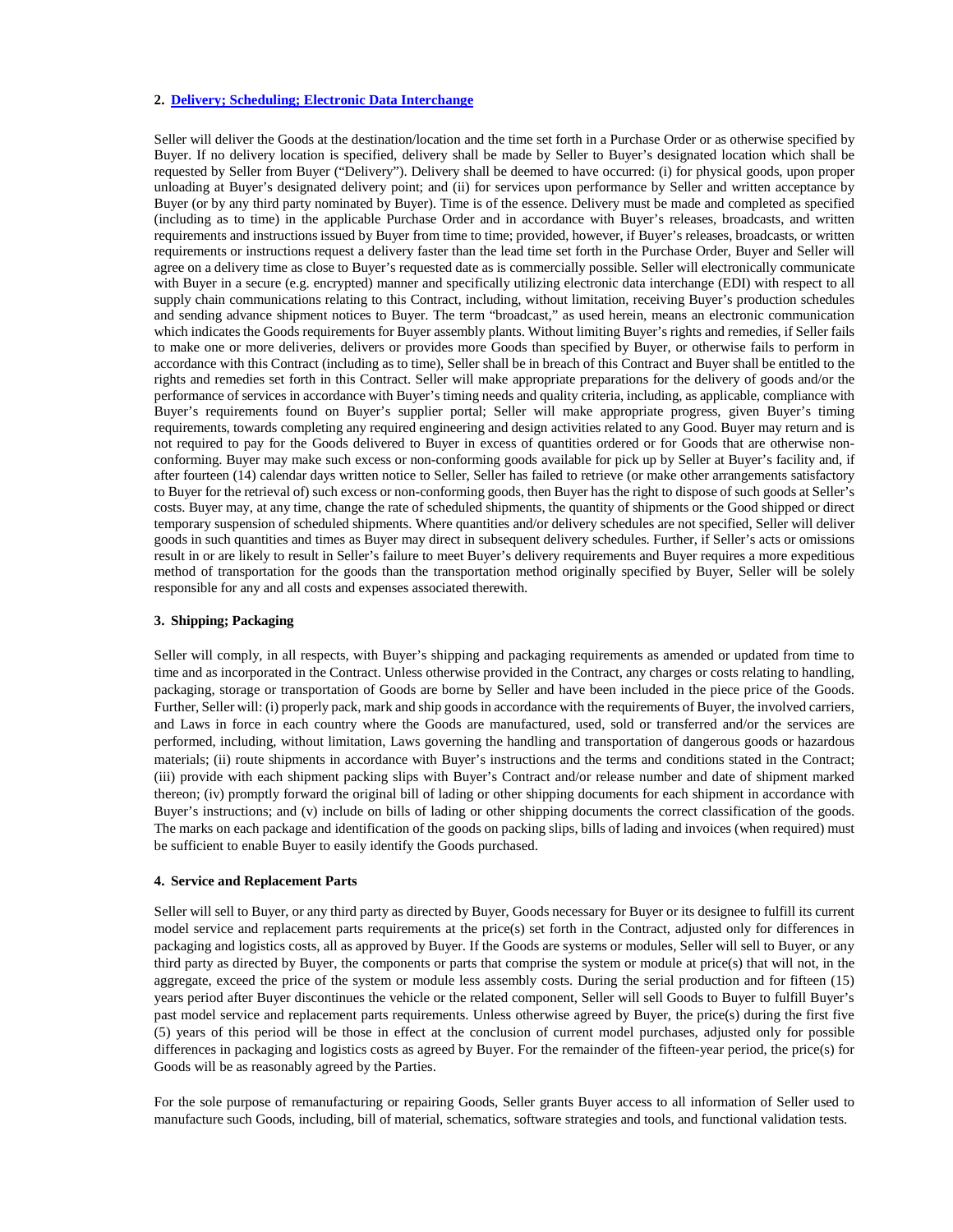## 2. Delivery; Scheduling; Electronic Data Interchange

Seller will deliver the Goods at the destination/location and the time set forth in a Purchase Order or as otherwise specified by Buyer. If no delivery location is specified, delivery shall be made by Seller to Buyer's designated location which shall be requested by Seller from Buyer ("Delivery"). Delivery shall be deemed to have occurred: (i) for physical goods, upon proper unloading at Buyer's designated delivery point; and (ii) for services upon performance by Seller and written acceptance by Buyer (or by any third party nominated by Buyer). Time is of the essence. Delivery must be made and completed as specified (including as to time) in the applicable Purchase Order and in accordance with Buyer's releases, broadcasts, and written requirements and instructions issued by Buyer from time to time; provided, however, if Buyer's releases, broadcasts, or written requirements or instructions request a delivery faster than the lead time set forth in the Purchase Order, Buyer and Seller will agree on a delivery time as close to Buyer's requested date as is commercially possible. Seller will electronically communicate with Buyer in a secure (e.g. encrypted) manner and specifically utilizing electronic data interchange (EDI) with respect to all supply chain communications relating to this Contract, including, without limitation, receiving Buyer's production schedules and sending advance shipment notices to Buyer. The term "broadcast," as used herein, means an electronic communication which indicates the Goods requirements for Buyer assembly plants. Without limiting Buyer's rights and remedies, if Seller fails to make one or more deliveries, delivers or provides more Goods than specified by Buyer, or otherwise fails to perform in accordance with this Contract (including as to time), Seller shall be in breach of this Contract and Buyer shall be entitled to the rights and remedies set forth in this Contract. Seller will make appropriate preparations for the delivery of goods and/or the performance of services in accordance with Buyer's timing needs and quality criteria, including, as applicable, compliance with Buyer's requirements found on Buyer's supplier portal; Seller will make appropriate progress, given Buyer's timing requirements, towards completing any required engineering and design activities related to any Good. Buyer may return and is not required to pay for the Goods delivered to Buyer in excess of quantities ordered or for Goods that are otherwise non-conforming. Buyer may make such excess or non-conforming goods available for pick up by Seller at Buyer's facility and, if after fourteen (14) calendar days written notice to Seller, Seller has failed to retrieve (or make other arrangements satisfactory to Buyer for the retrieval of) such excess or non-conforming goods, then Buyer has the right to dispose of such goods at Seller's costs. Buyer may, at any time, change the rate of scheduled shipments, the quantity of shipments or the Good shipped or direct temporary suspension of scheduled shipments. Where quantities and/or delivery schedules are not specified, Seller will deliver goods in such quantities and times as Buyer may direct in subsequent delivery schedules. Further, if Seller's acts or omissions result in or are likely to result in Seller's failure to meet Buyer's delivery requirements and Buyer requires a more expeditious method of transportation for the goods than the transportation method originally specified by Buyer, Seller will be solely responsible for any and all costs and expenses associated therewith.

## 3. Shipping; Packaging

Seller will comply, in all respects, with Buyer's shipping and packaging requirements as amended or updated from time to time and as incorporated in the Contract. Unless otherwise provided in the Contract, any charges or costs relating to handling, packaging, storage or transportation of Goods are borne by Seller and have been included in the piece price of the Goods. Further, Seller will: (i) properly pack, mark and ship goods in accordance with the requirements of Buyer, the involved carriers, and Laws in force in each country where the Goods are manufactured, used, sold or transferred and/or the services are performed, including, without limitation, Laws governing the handling and transportation of dangerous goods or hazardous materials; (ii) route shipments in accordance with Buyer's instructions and the terms and conditions stated in the Contract; (iii) provide with each shipment packing slips with Buyer's Contract and/or release number and date of shipment marked thereon; (iv) promptly forward the original bill of lading or other shipping documents for each shipment in accordance with Buyer's instructions; and (v) include on bills of lading or other shipping documents the correct classification of the goods. The marks on each package and identification of the goods on packing slips, bills of lading and invoices (when required) must be sufficient to enable Buyer to easily identify the Goods purchased.

## 4. Service and Replacement Parts

Seller will sell to Buyer, or any third party as directed by Buyer, Goods necessary for Buyer or its designee to fulfill its current model service and replacement parts requirements at the price(s) set forth in the Contract, adjusted only for differences in packaging and logistics costs, all as approved by Buyer. If the Goods are systems or modules, Seller will sell to Buyer, or any third party as directed by Buyer, the components or parts that comprise the system or module at price(s) that will not, in the aggregate, exceed the price of the system or module less assembly costs. During the serial production and for fifteen (15) years period after Buyer discontinues the vehicle or the related component, Seller will sell Goods to Buyer to fulfill Buyer's past model service and replacement parts requirements. Unless otherwise agreed by Buyer, the price(s) during the first five (5) years of this period will be those in effect at the conclusion of current model purchases, adjusted only for possible differences in packaging and logistics costs as agreed by Buyer. For the remainder of the fifteen-year period, the price(s) for Goods will be as reasonably agreed by the Parties.

For the sole purpose of remanufacturing or repairing Goods, Seller grants Buyer access to all information of Seller used to manufacture such Goods, including, bill of material, schematics, software strategies and tools, and functional validation tests.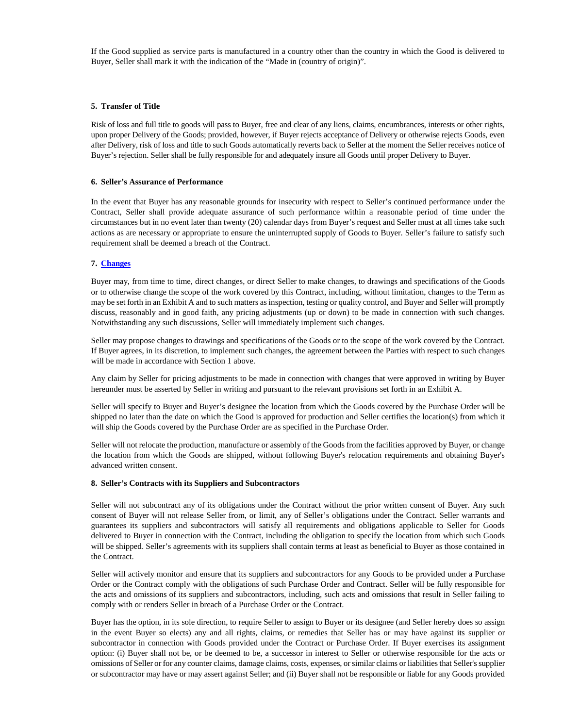If the Good supplied as service parts is manufactured in a country other than the country in which the Good is delivered to Buyer, Seller shall mark it with the indication of the "Made in (country of origin)".

**5. Transfer of Title**

Risk of loss and full title to goods will pass to Buyer, free and clear of any liens, claims, encumbrances, interests or other rights, upon proper Delivery of the Goods; provided, however, if Buyer rejects acceptance of Delivery or otherwise rejects Goods, even after Delivery, risk of loss and title to such Goods automatically reverts back to Seller at the moment the Seller receives notice of Buyer's rejection. Seller shall be fully responsible for and adequately insure all Goods until proper Delivery to Buyer.

**6. Seller's Assurance of Performance**

In the event that Buyer has any reasonable grounds for insecurity with respect to Seller's continued performance under the Contract, Seller shall provide adequate assurance of such performance within a reasonable period of time under the circumstances but in no event later than twenty (20) calendar days from Buyer's request and Seller must at all times take such actions as are necessary or appropriate to ensure the uninterrupted supply of Goods to Buyer. Seller's failure to satisfy such requirement shall be deemed a breach of the Contract.

**7. Changes**

Buyer may, from time to time, direct changes, or direct Seller to make changes, to drawings and specifications of the Goods or to otherwise change the scope of the work covered by this Contract, including, without limitation, changes to the Term as may be set forth in an Exhibit A and to such matters as inspection, testing or quality control, and Buyer and Seller will promptly discuss, reasonably and in good faith, any pricing adjustments (up or down) to be made in connection with such changes. Notwithstanding any such discussions, Seller will immediately implement such changes.

Seller may propose changes to drawings and specifications of the Goods or to the scope of the work covered by the Contract. If Buyer agrees, in its discretion, to implement such changes, the agreement between the Parties with respect to such changes will be made in accordance with Section 1 above.

Any claim by Seller for pricing adjustments to be made in connection with changes that were approved in writing by Buyer hereunder must be asserted by Seller in writing and pursuant to the relevant provisions set forth in an Exhibit A.

Seller will specify to Buyer and Buyer's designee the location from which the Goods covered by the Purchase Order will be shipped no later than the date on which the Good is approved for production and Seller certifies the location(s) from which it will ship the Goods covered by the Purchase Order are as specified in the Purchase Order.

Seller will not relocate the production, manufacture or assembly of the Goods from the facilities approved by Buyer, or change the location from which the Goods are shipped, without following Buyer's relocation requirements and obtaining Buyer's advanced written consent.

**8. Seller's Contracts with its Suppliers and Subcontractors**

Seller will not subcontract any of its obligations under the Contract without the prior written consent of Buyer. Any such consent of Buyer will not release Seller from, or limit, any of Seller's obligations under the Contract. Seller warrants and guarantees its suppliers and subcontractors will satisfy all requirements and obligations applicable to Seller for Goods delivered to Buyer in connection with the Contract, including the obligation to specify the location from which such Goods will be shipped. Seller's agreements with its suppliers shall contain terms at least as beneficial to Buyer as those contained in the Contract.

Seller will actively monitor and ensure that its suppliers and subcontractors for any Goods to be provided under a Purchase Order or the Contract comply with the obligations of such Purchase Order and Contract. Seller will be fully responsible for the acts and omissions of its suppliers and subcontractors, including, such acts and omissions that result in Seller failing to comply with or renders Seller in breach of a Purchase Order or the Contract.

Buyer has the option, in its sole direction, to require Seller to assign to Buyer or its designee (and Seller hereby does so assign in the event Buyer so elects) any and all rights, claims, or remedies that Seller has or may have against its supplier or subcontractor in connection with Goods provided under the Contract or Purchase Order. If Buyer exercises its assignment option: (i) Buyer shall not be, or be deemed to be, a successor in interest to Seller or otherwise responsible for the acts or omissions of Seller or for any counter claims, damage claims, costs, expenses, or similar claims or liabilities that Seller's supplier or subcontractor may have or may assert against Seller; and (ii) Buyer shall not be responsible or liable for any Goods provided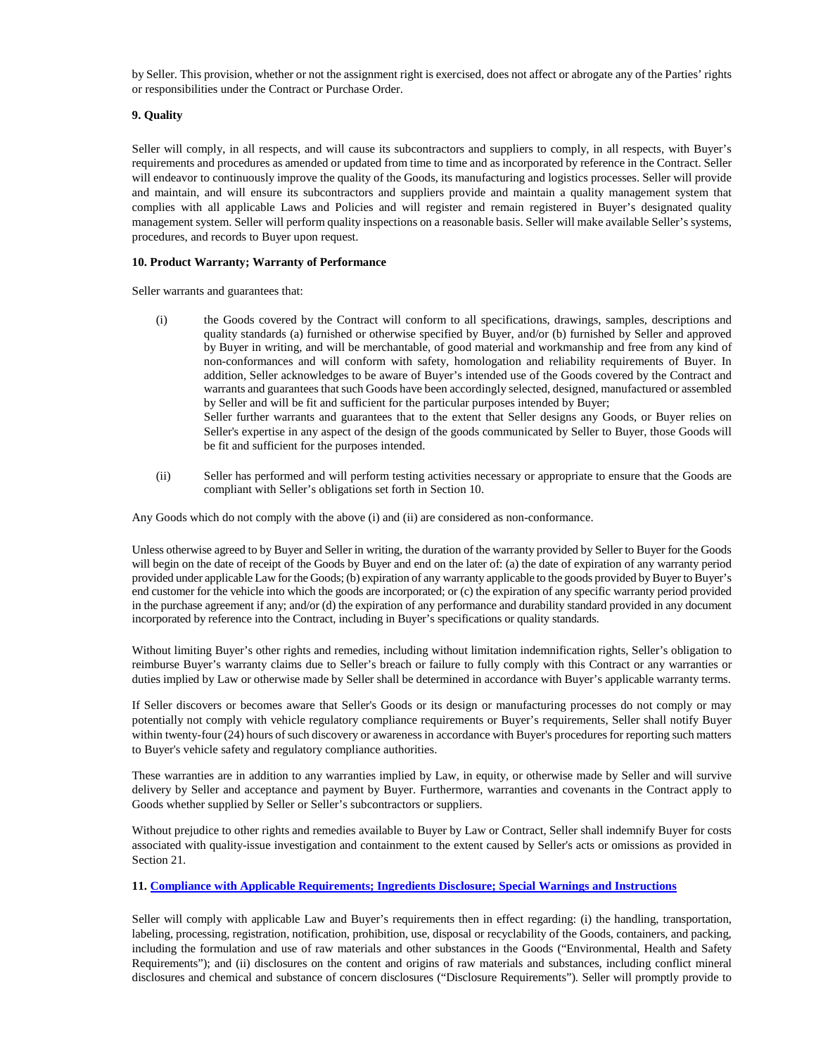by Seller. This provision, whether or not the assignment right is exercised, does not affect or abrogate any of the Parties' rights or responsibilities under the Contract or Purchase Order.

**9. Quality**

Seller will comply, in all respects, and will cause its subcontractors and suppliers to comply, in all respects, with Buyer's requirements and procedures as amended or updated from time to time and as incorporated by reference in the Contract. Seller will endeavor to continuously improve the quality of the Goods, its manufacturing and logistics processes. Seller will provide and maintain, and will ensure its subcontractors and suppliers provide and maintain a quality management system that complies with all applicable Laws and Policies and will register and remain registered in Buyer's designated quality management system. Seller will perform quality inspections on a reasonable basis. Seller will make available Seller's systems, procedures, and records to Buyer upon request.

**10. Product Warranty; Warranty of Performance**

Seller warrants and guarantees that:

(i) the Goods covered by the Contract will conform to all specifications, drawings, samples, descriptions and quality standards (a) furnished or otherwise specified by Buyer, and/or (b) furnished by Seller and approved by Buyer in writing, and will be merchantable, of good material and workmanship and free from any kind of non-conformances and will conform with safety, homologation and reliability requirements of Buyer. In addition, Seller acknowledges to be aware of Buyer's intended use of the Goods covered by the Contract and warrants and guarantees that such Goods have been accordingly selected, designed, manufactured or assembled by Seller and will be fit and sufficient for the particular purposes intended by Buyer;
Seller further warrants and guarantees that to the extent that Seller designs any Goods, or Buyer relies on Seller's expertise in any aspect of the design of the goods communicated by Seller to Buyer, those Goods will be fit and sufficient for the purposes intended.

(ii) Seller has performed and will perform testing activities necessary or appropriate to ensure that the Goods are compliant with Seller's obligations set forth in Section 10.

Any Goods which do not comply with the above (i) and (ii) are considered as non-conformance.

Unless otherwise agreed to by Buyer and Seller in writing, the duration of the warranty provided by Seller to Buyer for the Goods will begin on the date of receipt of the Goods by Buyer and end on the later of: (a) the date of expiration of any warranty period provided under applicable Law for the Goods; (b) expiration of any warranty applicable to the goods provided by Buyer to Buyer's end customer for the vehicle into which the goods are incorporated; or (c) the expiration of any specific warranty period provided in the purchase agreement if any; and/or (d) the expiration of any performance and durability standard provided in any document incorporated by reference into the Contract, including in Buyer's specifications or quality standards.

Without limiting Buyer's other rights and remedies, including without limitation indemnification rights, Seller's obligation to reimburse Buyer's warranty claims due to Seller's breach or failure to fully comply with this Contract or any warranties or duties implied by Law or otherwise made by Seller shall be determined in accordance with Buyer's applicable warranty terms.

If Seller discovers or becomes aware that Seller's Goods or its design or manufacturing processes do not comply or may potentially not comply with vehicle regulatory compliance requirements or Buyer's requirements, Seller shall notify Buyer within twenty-four (24) hours of such discovery or awareness in accordance with Buyer's procedures for reporting such matters to Buyer's vehicle safety and regulatory compliance authorities.

These warranties are in addition to any warranties implied by Law, in equity, or otherwise made by Seller and will survive delivery by Seller and acceptance and payment by Buyer. Furthermore, warranties and covenants in the Contract apply to Goods whether supplied by Seller or Seller's subcontractors or suppliers.

Without prejudice to other rights and remedies available to Buyer by Law or Contract, Seller shall indemnify Buyer for costs associated with quality-issue investigation and containment to the extent caused by Seller's acts or omissions as provided in Section 21.

**11. Compliance with Applicable Requirements; Ingredients Disclosure; Special Warnings and Instructions**

Seller will comply with applicable Law and Buyer's requirements then in effect regarding: (i) the handling, transportation, labeling, processing, registration, notification, prohibition, use, disposal or recyclability of the Goods, containers, and packing, including the formulation and use of raw materials and other substances in the Goods ("Environmental, Health and Safety Requirements"); and (ii) disclosures on the content and origins of raw materials and substances, including conflict mineral disclosures and chemical and substance of concern disclosures ("Disclosure Requirements"). Seller will promptly provide to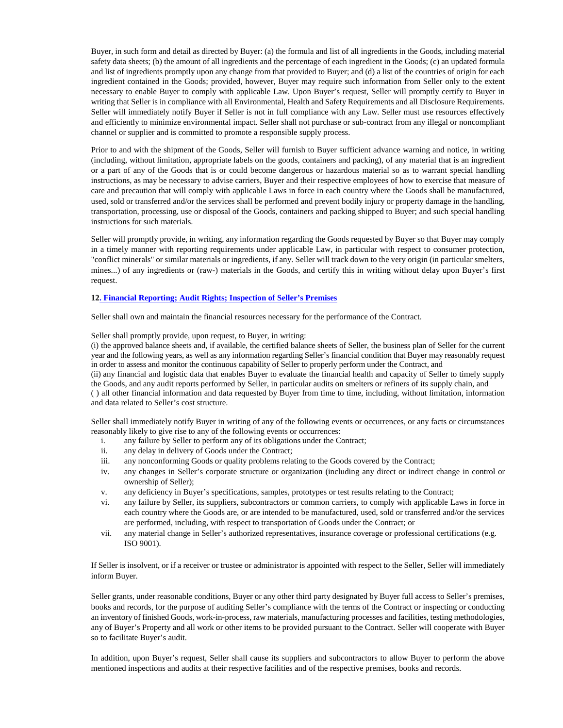Buyer, in such form and detail as directed by Buyer: (a) the formula and list of all ingredients in the Goods, including material safety data sheets; (b) the amount of all ingredients and the percentage of each ingredient in the Goods; (c) an updated formula and list of ingredients promptly upon any change from that provided to Buyer; and (d) a list of the countries of origin for each ingredient contained in the Goods; provided, however, Buyer may require such information from Seller only to the extent necessary to enable Buyer to comply with applicable Law. Upon Buyer's request, Seller will promptly certify to Buyer in writing that Seller is in compliance with all Environmental, Health and Safety Requirements and all Disclosure Requirements. Seller will immediately notify Buyer if Seller is not in full compliance with any Law. Seller must use resources effectively and efficiently to minimize environmental impact. Seller shall not purchase or sub-contract from any illegal or noncompliant channel or supplier and is committed to promote a responsible supply process.

Prior to and with the shipment of the Goods, Seller will furnish to Buyer sufficient advance warning and notice, in writing (including, without limitation, appropriate labels on the goods, containers and packing), of any material that is an ingredient or a part of any of the Goods that is or could become dangerous or hazardous material so as to warrant special handling instructions, as may be necessary to advise carriers, Buyer and their respective employees of how to exercise that measure of care and precaution that will comply with applicable Laws in force in each country where the Goods shall be manufactured, used, sold or transferred and/or the services shall be performed and prevent bodily injury or property damage in the handling, transportation, processing, use or disposal of the Goods, containers and packing shipped to Buyer; and such special handling instructions for such materials.

Seller will promptly provide, in writing, any information regarding the Goods requested by Buyer so that Buyer may comply in a timely manner with reporting requirements under applicable Law, in particular with respect to consumer protection, "conflict minerals" or similar materials or ingredients, if any. Seller will track down to the very origin (in particular smelters, mines...) of any ingredients or (raw-) materials in the Goods, and certify this in writing without delay upon Buyer's first request.

**12. Financial Reporting; Audit Rights; Inspection of Seller's Premises**

Seller shall own and maintain the financial resources necessary for the performance of the Contract.

Seller shall promptly provide, upon request, to Buyer, in writing:
(i) the approved balance sheets and, if available, the certified balance sheets of Seller, the business plan of Seller for the current year and the following years, as well as any information regarding Seller's financial condition that Buyer may reasonably request in order to assess and monitor the continuous capability of Seller to properly perform under the Contract, and
(ii) any financial and logistic data that enables Buyer to evaluate the financial health and capacity of Seller to timely supply the Goods, and any audit reports performed by Seller, in particular audits on smelters or refiners of its supply chain, and
( ) all other financial information and data requested by Buyer from time to time, including, without limitation, information and data related to Seller's cost structure.

Seller shall immediately notify Buyer in writing of any of the following events or occurrences, or any facts or circumstances reasonably likely to give rise to any of the following events or occurrences:

i. any failure by Seller to perform any of its obligations under the Contract;
ii. any delay in delivery of Goods under the Contract;
iii. any nonconforming Goods or quality problems relating to the Goods covered by the Contract;
iv. any changes in Seller's corporate structure or organization (including any direct or indirect change in control or ownership of Seller);
v. any deficiency in Buyer's specifications, samples, prototypes or test results relating to the Contract;
vi. any failure by Seller, its suppliers, subcontractors or common carriers, to comply with applicable Laws in force in each country where the Goods are, or are intended to be manufactured, used, sold or transferred and/or the services are performed, including, with respect to transportation of Goods under the Contract; or
vii. any material change in Seller's authorized representatives, insurance coverage or professional certifications (e.g. ISO 9001).

If Seller is insolvent, or if a receiver or trustee or administrator is appointed with respect to the Seller, Seller will immediately inform Buyer.

Seller grants, under reasonable conditions, Buyer or any other third party designated by Buyer full access to Seller's premises, books and records, for the purpose of auditing Seller's compliance with the terms of the Contract or inspecting or conducting an inventory of finished Goods, work-in-process, raw materials, manufacturing processes and facilities, testing methodologies, any of Buyer's Property and all work or other items to be provided pursuant to the Contract. Seller will cooperate with Buyer so to facilitate Buyer's audit.

In addition, upon Buyer's request, Seller shall cause its suppliers and subcontractors to allow Buyer to perform the above mentioned inspections and audits at their respective facilities and of the respective premises, books and records.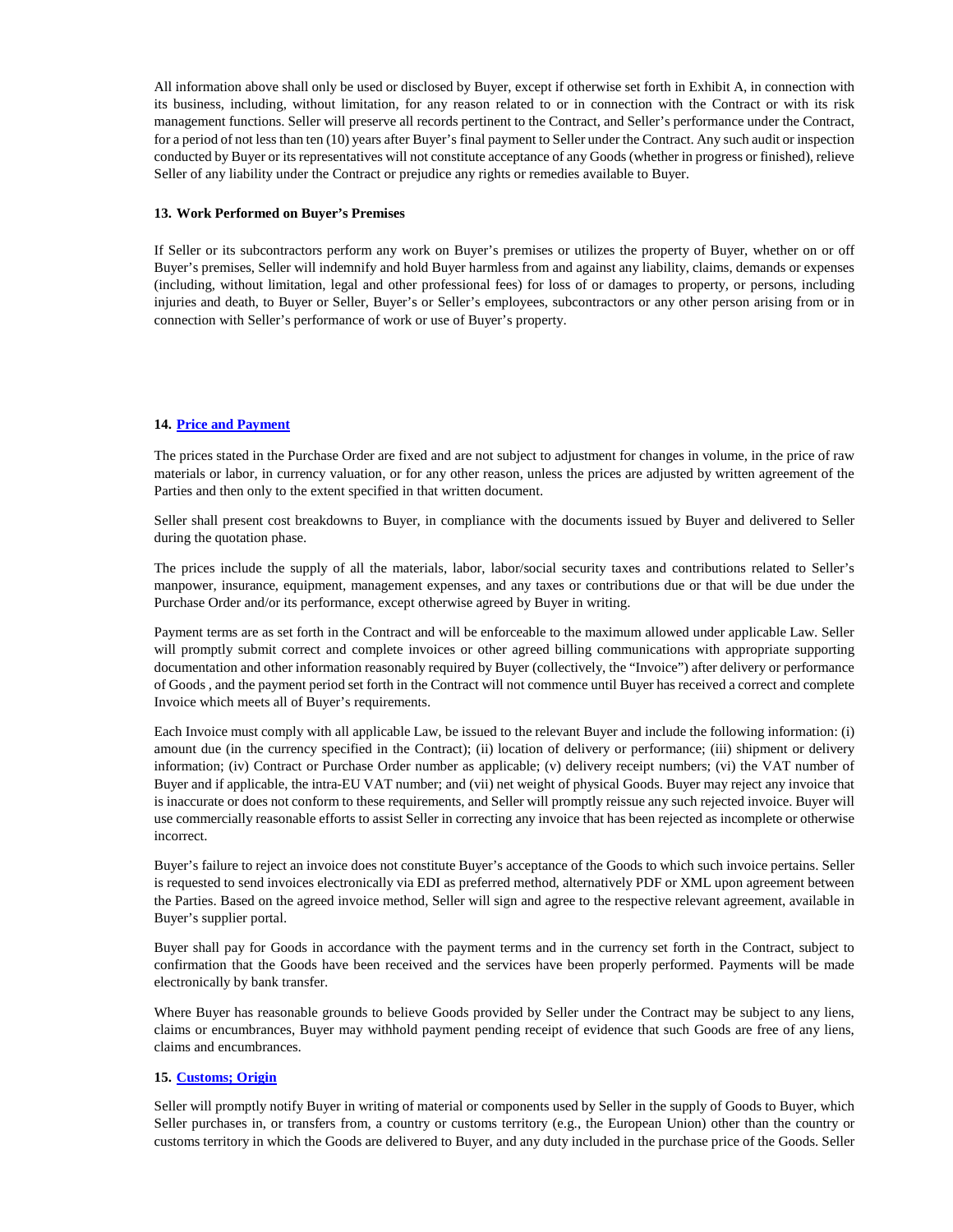All information above shall only be used or disclosed by Buyer, except if otherwise set forth in Exhibit A, in connection with its business, including, without limitation, for any reason related to or in connection with the Contract or with its risk management functions. Seller will preserve all records pertinent to the Contract, and Seller's performance under the Contract, for a period of not less than ten (10) years after Buyer's final payment to Seller under the Contract. Any such audit or inspection conducted by Buyer or its representatives will not constitute acceptance of any Goods (whether in progress or finished), relieve Seller of any liability under the Contract or prejudice any rights or remedies available to Buyer.

**13. Work Performed on Buyer's Premises**

If Seller or its subcontractors perform any work on Buyer's premises or utilizes the property of Buyer, whether on or off Buyer's premises, Seller will indemnify and hold Buyer harmless from and against any liability, claims, demands or expenses (including, without limitation, legal and other professional fees) for loss of or damages to property, or persons, including injuries and death, to Buyer or Seller, Buyer's or Seller's employees, subcontractors or any other person arising from or in connection with Seller's performance of work or use of Buyer's property.

**14. Price and Payment**

The prices stated in the Purchase Order are fixed and are not subject to adjustment for changes in volume, in the price of raw materials or labor, in currency valuation, or for any other reason, unless the prices are adjusted by written agreement of the Parties and then only to the extent specified in that written document.

Seller shall present cost breakdowns to Buyer, in compliance with the documents issued by Buyer and delivered to Seller during the quotation phase.

The prices include the supply of all the materials, labor, labor/social security taxes and contributions related to Seller's manpower, insurance, equipment, management expenses, and any taxes or contributions due or that will be due under the Purchase Order and/or its performance, except otherwise agreed by Buyer in writing.

Payment terms are as set forth in the Contract and will be enforceable to the maximum allowed under applicable Law. Seller will promptly submit correct and complete invoices or other agreed billing communications with appropriate supporting documentation and other information reasonably required by Buyer (collectively, the "Invoice") after delivery or performance of Goods , and the payment period set forth in the Contract will not commence until Buyer has received a correct and complete Invoice which meets all of Buyer's requirements.

Each Invoice must comply with all applicable Law, be issued to the relevant Buyer and include the following information: (i) amount due (in the currency specified in the Contract); (ii) location of delivery or performance; (iii) shipment or delivery information; (iv) Contract or Purchase Order number as applicable; (v) delivery receipt numbers; (vi) the VAT number of Buyer and if applicable, the intra-EU VAT number; and (vii) net weight of physical Goods. Buyer may reject any invoice that is inaccurate or does not conform to these requirements, and Seller will promptly reissue any such rejected invoice. Buyer will use commercially reasonable efforts to assist Seller in correcting any invoice that has been rejected as incomplete or otherwise incorrect.

Buyer's failure to reject an invoice does not constitute Buyer's acceptance of the Goods to which such invoice pertains. Seller is requested to send invoices electronically via EDI as preferred method, alternatively PDF or XML upon agreement between the Parties. Based on the agreed invoice method, Seller will sign and agree to the respective relevant agreement, available in Buyer's supplier portal.

Buyer shall pay for Goods in accordance with the payment terms and in the currency set forth in the Contract, subject to confirmation that the Goods have been received and the services have been properly performed. Payments will be made electronically by bank transfer.

Where Buyer has reasonable grounds to believe Goods provided by Seller under the Contract may be subject to any liens, claims or encumbrances, Buyer may withhold payment pending receipt of evidence that such Goods are free of any liens, claims and encumbrances.

**15. Customs; Origin**

Seller will promptly notify Buyer in writing of material or components used by Seller in the supply of Goods to Buyer, which Seller purchases in, or transfers from, a country or customs territory (e.g., the European Union) other than the country or customs territory in which the Goods are delivered to Buyer, and any duty included in the purchase price of the Goods. Seller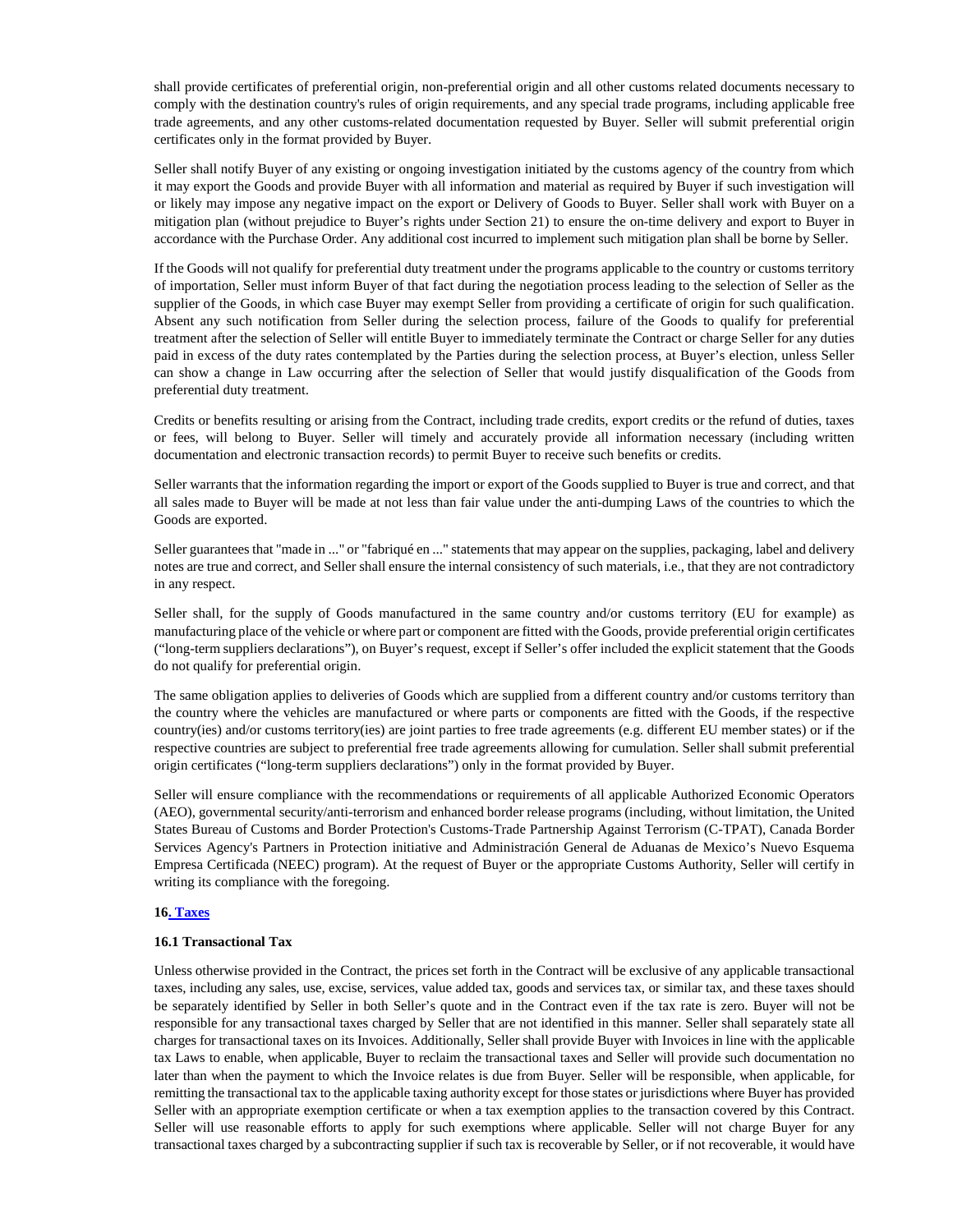shall provide certificates of preferential origin, non-preferential origin and all other customs related documents necessary to comply with the destination country's rules of origin requirements, and any special trade programs, including applicable free trade agreements, and any other customs-related documentation requested by Buyer. Seller will submit preferential origin certificates only in the format provided by Buyer.

Seller shall notify Buyer of any existing or ongoing investigation initiated by the customs agency of the country from which it may export the Goods and provide Buyer with all information and material as required by Buyer if such investigation will or likely may impose any negative impact on the export or Delivery of Goods to Buyer. Seller shall work with Buyer on a mitigation plan (without prejudice to Buyer's rights under Section 21) to ensure the on-time delivery and export to Buyer in accordance with the Purchase Order. Any additional cost incurred to implement such mitigation plan shall be borne by Seller.

If the Goods will not qualify for preferential duty treatment under the programs applicable to the country or customs territory of importation, Seller must inform Buyer of that fact during the negotiation process leading to the selection of Seller as the supplier of the Goods, in which case Buyer may exempt Seller from providing a certificate of origin for such qualification. Absent any such notification from Seller during the selection process, failure of the Goods to qualify for preferential treatment after the selection of Seller will entitle Buyer to immediately terminate the Contract or charge Seller for any duties paid in excess of the duty rates contemplated by the Parties during the selection process, at Buyer's election, unless Seller can show a change in Law occurring after the selection of Seller that would justify disqualification of the Goods from preferential duty treatment.

Credits or benefits resulting or arising from the Contract, including trade credits, export credits or the refund of duties, taxes or fees, will belong to Buyer. Seller will timely and accurately provide all information necessary (including written documentation and electronic transaction records) to permit Buyer to receive such benefits or credits.

Seller warrants that the information regarding the import or export of the Goods supplied to Buyer is true and correct, and that all sales made to Buyer will be made at not less than fair value under the anti-dumping Laws of the countries to which the Goods are exported.

Seller guarantees that "made in ..." or "fabriqué en ..." statements that may appear on the supplies, packaging, label and delivery notes are true and correct, and Seller shall ensure the internal consistency of such materials, i.e., that they are not contradictory in any respect.

Seller shall, for the supply of Goods manufactured in the same country and/or customs territory (EU for example) as manufacturing place of the vehicle or where part or component are fitted with the Goods, provide preferential origin certificates ("long-term suppliers declarations"), on Buyer's request, except if Seller's offer included the explicit statement that the Goods do not qualify for preferential origin.

The same obligation applies to deliveries of Goods which are supplied from a different country and/or customs territory than the country where the vehicles are manufactured or where parts or components are fitted with the Goods, if the respective country(ies) and/or customs territory(ies) are joint parties to free trade agreements (e.g. different EU member states) or if the respective countries are subject to preferential free trade agreements allowing for cumulation. Seller shall submit preferential origin certificates ("long-term suppliers declarations") only in the format provided by Buyer.

Seller will ensure compliance with the recommendations or requirements of all applicable Authorized Economic Operators (AEO), governmental security/anti-terrorism and enhanced border release programs (including, without limitation, the United States Bureau of Customs and Border Protection's Customs-Trade Partnership Against Terrorism (C-TPAT), Canada Border Services Agency's Partners in Protection initiative and Administración General de Aduanas de Mexico's Nuevo Esquema Empresa Certificada (NEEC) program). At the request of Buyer or the appropriate Customs Authority, Seller will certify in writing its compliance with the foregoing.

## 16. Taxes

### 16.1 Transactional Tax

Unless otherwise provided in the Contract, the prices set forth in the Contract will be exclusive of any applicable transactional taxes, including any sales, use, excise, services, value added tax, goods and services tax, or similar tax, and these taxes should be separately identified by Seller in both Seller's quote and in the Contract even if the tax rate is zero. Buyer will not be responsible for any transactional taxes charged by Seller that are not identified in this manner. Seller shall separately state all charges for transactional taxes on its Invoices. Additionally, Seller shall provide Buyer with Invoices in line with the applicable tax Laws to enable, when applicable, Buyer to reclaim the transactional taxes and Seller will provide such documentation no later than when the payment to which the Invoice relates is due from Buyer. Seller will be responsible, when applicable, for remitting the transactional tax to the applicable taxing authority except for those states or jurisdictions where Buyer has provided Seller with an appropriate exemption certificate or when a tax exemption applies to the transaction covered by this Contract. Seller will use reasonable efforts to apply for such exemptions where applicable. Seller will not charge Buyer for any transactional taxes charged by a subcontracting supplier if such tax is recoverable by Seller, or if not recoverable, it would have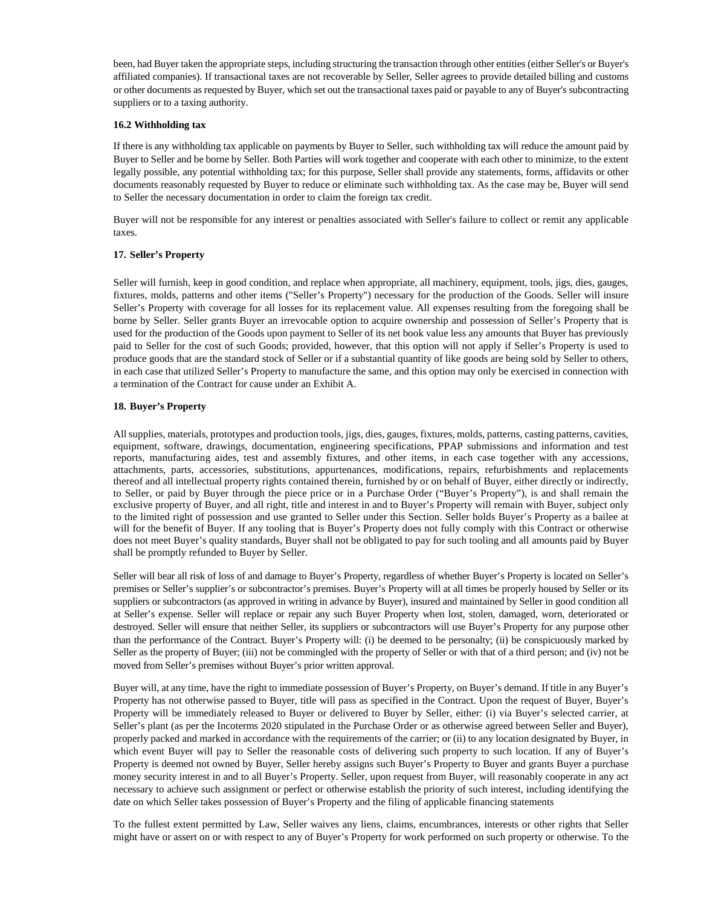been, had Buyer taken the appropriate steps, including structuring the transaction through other entities (either Seller's or Buyer's affiliated companies). If transactional taxes are not recoverable by Seller, Seller agrees to provide detailed billing and customs or other documents as requested by Buyer, which set out the transactional taxes paid or payable to any of Buyer's subcontracting suppliers or to a taxing authority.

**16.2 Withholding tax**

If there is any withholding tax applicable on payments by Buyer to Seller, such withholding tax will reduce the amount paid by Buyer to Seller and be borne by Seller. Both Parties will work together and cooperate with each other to minimize, to the extent legally possible, any potential withholding tax; for this purpose, Seller shall provide any statements, forms, affidavits or other documents reasonably requested by Buyer to reduce or eliminate such withholding tax. As the case may be, Buyer will send to Seller the necessary documentation in order to claim the foreign tax credit.

Buyer will not be responsible for any interest or penalties associated with Seller's failure to collect or remit any applicable taxes.

**17. Seller's Property**

Seller will furnish, keep in good condition, and replace when appropriate, all machinery, equipment, tools, jigs, dies, gauges, fixtures, molds, patterns and other items ("Seller's Property") necessary for the production of the Goods. Seller will insure Seller's Property with coverage for all losses for its replacement value. All expenses resulting from the foregoing shall be borne by Seller. Seller grants Buyer an irrevocable option to acquire ownership and possession of Seller's Property that is used for the production of the Goods upon payment to Seller of its net book value less any amounts that Buyer has previously paid to Seller for the cost of such Goods; provided, however, that this option will not apply if Seller's Property is used to produce goods that are the standard stock of Seller or if a substantial quantity of like goods are being sold by Seller to others, in each case that utilized Seller's Property to manufacture the same, and this option may only be exercised in connection with a termination of the Contract for cause under an Exhibit A.

**18. Buyer's Property**

All supplies, materials, prototypes and production tools, jigs, dies, gauges, fixtures, molds, patterns, casting patterns, cavities, equipment, software, drawings, documentation, engineering specifications, PPAP submissions and information and test reports, manufacturing aides, test and assembly fixtures, and other items, in each case together with any accessions, attachments, parts, accessories, substitutions, appurtenances, modifications, repairs, refurbishments and replacements thereof and all intellectual property rights contained therein, furnished by or on behalf of Buyer, either directly or indirectly, to Seller, or paid by Buyer through the piece price or in a Purchase Order ("Buyer's Property"), is and shall remain the exclusive property of Buyer, and all right, title and interest in and to Buyer's Property will remain with Buyer, subject only to the limited right of possession and use granted to Seller under this Section. Seller holds Buyer's Property as a bailee at will for the benefit of Buyer. If any tooling that is Buyer's Property does not fully comply with this Contract or otherwise does not meet Buyer's quality standards, Buyer shall not be obligated to pay for such tooling and all amounts paid by Buyer shall be promptly refunded to Buyer by Seller.

Seller will bear all risk of loss of and damage to Buyer's Property, regardless of whether Buyer's Property is located on Seller's premises or Seller's supplier's or subcontractor's premises. Buyer's Property will at all times be properly housed by Seller or its suppliers or subcontractors (as approved in writing in advance by Buyer), insured and maintained by Seller in good condition all at Seller's expense. Seller will replace or repair any such Buyer Property when lost, stolen, damaged, worn, deteriorated or destroyed. Seller will ensure that neither Seller, its suppliers or subcontractors will use Buyer's Property for any purpose other than the performance of the Contract. Buyer's Property will: (i) be deemed to be personalty; (ii) be conspicuously marked by Seller as the property of Buyer; (iii) not be commingled with the property of Seller or with that of a third person; and (iv) not be moved from Seller's premises without Buyer's prior written approval.

Buyer will, at any time, have the right to immediate possession of Buyer's Property, on Buyer's demand. If title in any Buyer's Property has not otherwise passed to Buyer, title will pass as specified in the Contract. Upon the request of Buyer, Buyer's Property will be immediately released to Buyer or delivered to Buyer by Seller, either: (i) via Buyer's selected carrier, at Seller's plant (as per the Incoterms 2020 stipulated in the Purchase Order or as otherwise agreed between Seller and Buyer), properly packed and marked in accordance with the requirements of the carrier; or (ii) to any location designated by Buyer, in which event Buyer will pay to Seller the reasonable costs of delivering such property to such location. If any of Buyer's Property is deemed not owned by Buyer, Seller hereby assigns such Buyer's Property to Buyer and grants Buyer a purchase money security interest in and to all Buyer's Property. Seller, upon request from Buyer, will reasonably cooperate in any act necessary to achieve such assignment or perfect or otherwise establish the priority of such interest, including identifying the date on which Seller takes possession of Buyer's Property and the filing of applicable financing statements

To the fullest extent permitted by Law, Seller waives any liens, claims, encumbrances, interests or other rights that Seller might have or assert on or with respect to any of Buyer's Property for work performed on such property or otherwise. To the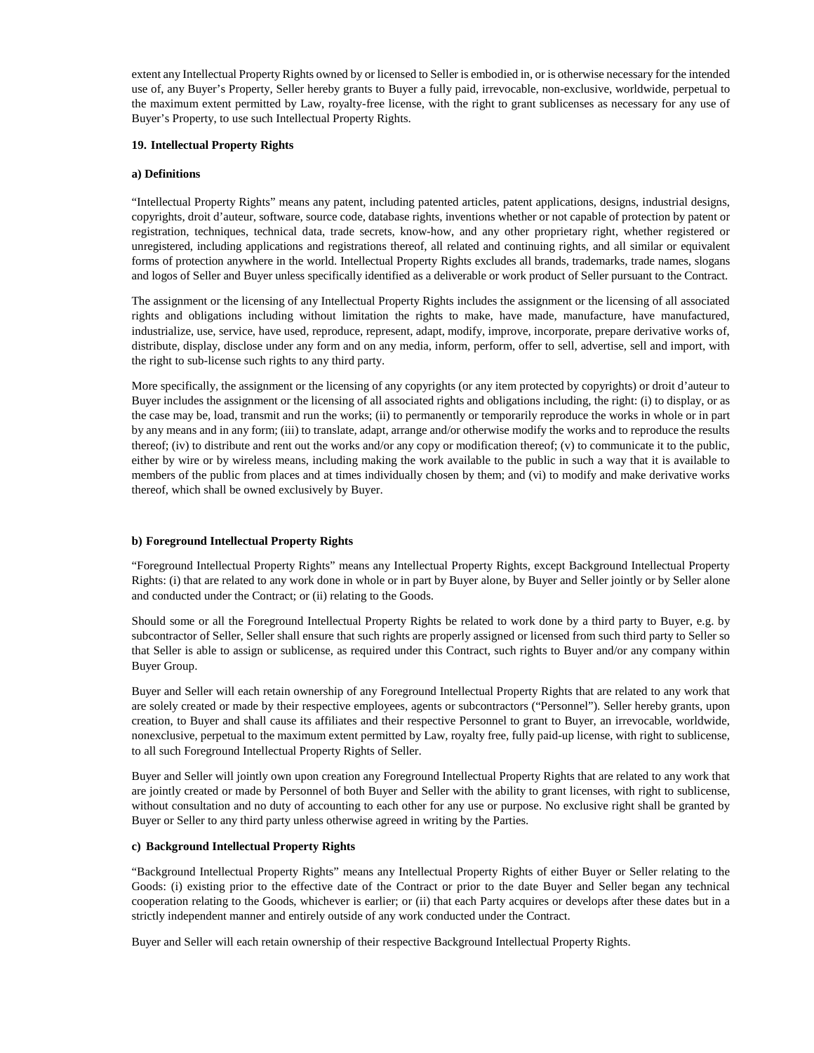extent any Intellectual Property Rights owned by or licensed to Seller is embodied in, or is otherwise necessary for the intended use of, any Buyer's Property, Seller hereby grants to Buyer a fully paid, irrevocable, non-exclusive, worldwide, perpetual to the maximum extent permitted by Law, royalty-free license, with the right to grant sublicenses as necessary for any use of Buyer's Property, to use such Intellectual Property Rights.

## 19. Intellectual Property Rights

### a) Definitions

"Intellectual Property Rights" means any patent, including patented articles, patent applications, designs, industrial designs, copyrights, droit d'auteur, software, source code, database rights, inventions whether or not capable of protection by patent or registration, techniques, technical data, trade secrets, know-how, and any other proprietary right, whether registered or unregistered, including applications and registrations thereof, all related and continuing rights, and all similar or equivalent forms of protection anywhere in the world. Intellectual Property Rights excludes all brands, trademarks, trade names, slogans and logos of Seller and Buyer unless specifically identified as a deliverable or work product of Seller pursuant to the Contract.

The assignment or the licensing of any Intellectual Property Rights includes the assignment or the licensing of all associated rights and obligations including without limitation the rights to make, have made, manufacture, have manufactured, industrialize, use, service, have used, reproduce, represent, adapt, modify, improve, incorporate, prepare derivative works of, distribute, display, disclose under any form and on any media, inform, perform, offer to sell, advertise, sell and import, with the right to sub-license such rights to any third party.

More specifically, the assignment or the licensing of any copyrights (or any item protected by copyrights) or droit d'auteur to Buyer includes the assignment or the licensing of all associated rights and obligations including, the right: (i) to display, or as the case may be, load, transmit and run the works; (ii) to permanently or temporarily reproduce the works in whole or in part by any means and in any form; (iii) to translate, adapt, arrange and/or otherwise modify the works and to reproduce the results thereof; (iv) to distribute and rent out the works and/or any copy or modification thereof; (v) to communicate it to the public, either by wire or by wireless means, including making the work available to the public in such a way that it is available to members of the public from places and at times individually chosen by them; and (vi) to modify and make derivative works thereof, which shall be owned exclusively by Buyer.

### b) Foreground Intellectual Property Rights

"Foreground Intellectual Property Rights" means any Intellectual Property Rights, except Background Intellectual Property Rights: (i) that are related to any work done in whole or in part by Buyer alone, by Buyer and Seller jointly or by Seller alone and conducted under the Contract; or (ii) relating to the Goods.

Should some or all the Foreground Intellectual Property Rights be related to work done by a third party to Buyer, e.g. by subcontractor of Seller, Seller shall ensure that such rights are properly assigned or licensed from such third party to Seller so that Seller is able to assign or sublicense, as required under this Contract, such rights to Buyer and/or any company within Buyer Group.

Buyer and Seller will each retain ownership of any Foreground Intellectual Property Rights that are related to any work that are solely created or made by their respective employees, agents or subcontractors ("Personnel"). Seller hereby grants, upon creation, to Buyer and shall cause its affiliates and their respective Personnel to grant to Buyer, an irrevocable, worldwide, nonexclusive, perpetual to the maximum extent permitted by Law, royalty free, fully paid-up license, with right to sublicense, to all such Foreground Intellectual Property Rights of Seller.

Buyer and Seller will jointly own upon creation any Foreground Intellectual Property Rights that are related to any work that are jointly created or made by Personnel of both Buyer and Seller with the ability to grant licenses, with right to sublicense, without consultation and no duty of accounting to each other for any use or purpose. No exclusive right shall be granted by Buyer or Seller to any third party unless otherwise agreed in writing by the Parties.

### c) Background Intellectual Property Rights

"Background Intellectual Property Rights" means any Intellectual Property Rights of either Buyer or Seller relating to the Goods: (i) existing prior to the effective date of the Contract or prior to the date Buyer and Seller began any technical cooperation relating to the Goods, whichever is earlier; or (ii) that each Party acquires or develops after these dates but in a strictly independent manner and entirely outside of any work conducted under the Contract.

Buyer and Seller will each retain ownership of their respective Background Intellectual Property Rights.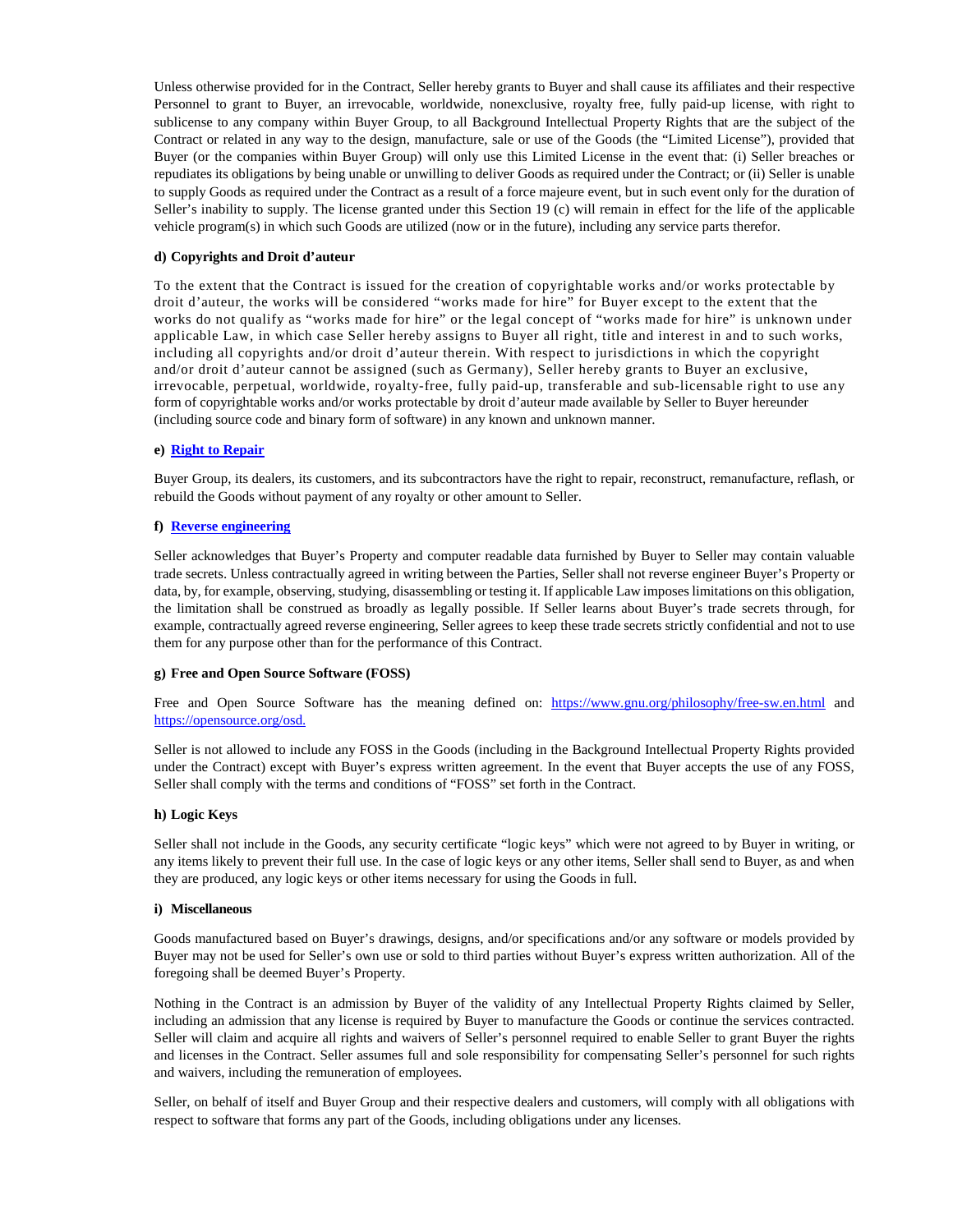Unless otherwise provided for in the Contract, Seller hereby grants to Buyer and shall cause its affiliates and their respective Personnel to grant to Buyer, an irrevocable, worldwide, nonexclusive, royalty free, fully paid-up license, with right to sublicense to any company within Buyer Group, to all Background Intellectual Property Rights that are the subject of the Contract or related in any way to the design, manufacture, sale or use of the Goods (the "Limited License"), provided that Buyer (or the companies within Buyer Group) will only use this Limited License in the event that: (i) Seller breaches or repudiates its obligations by being unable or unwilling to deliver Goods as required under the Contract; or (ii) Seller is unable to supply Goods as required under the Contract as a result of a force majeure event, but in such event only for the duration of Seller's inability to supply. The license granted under this Section 19 (c) will remain in effect for the life of the applicable vehicle program(s) in which such Goods are utilized (now or in the future), including any service parts therefor.

**d) Copyrights and Droit d'auteur**

To the extent that the Contract is issued for the creation of copyrightable works and/or works protectable by droit d'auteur, the works will be considered "works made for hire" for Buyer except to the extent that the works do not qualify as "works made for hire" or the legal concept of "works made for hire" is unknown under applicable Law, in which case Seller hereby assigns to Buyer all right, title and interest in and to such works, including all copyrights and/or droit d'auteur therein. With respect to jurisdictions in which the copyright and/or droit d'auteur cannot be assigned (such as Germany), Seller hereby grants to Buyer an exclusive, irrevocable, perpetual, worldwide, royalty-free, fully paid-up, transferable and sub-licensable right to use any form of copyrightable works and/or works protectable by droit d'auteur made available by Seller to Buyer hereunder (including source code and binary form of software) in any known and unknown manner.

**e) Right to Repair**

Buyer Group, its dealers, its customers, and its subcontractors have the right to repair, reconstruct, remanufacture, reflash, or rebuild the Goods without payment of any royalty or other amount to Seller.

**f) Reverse engineering**

Seller acknowledges that Buyer's Property and computer readable data furnished by Buyer to Seller may contain valuable trade secrets. Unless contractually agreed in writing between the Parties, Seller shall not reverse engineer Buyer's Property or data, by, for example, observing, studying, disassembling or testing it. If applicable Law imposes limitations on this obligation, the limitation shall be construed as broadly as legally possible. If Seller learns about Buyer's trade secrets through, for example, contractually agreed reverse engineering, Seller agrees to keep these trade secrets strictly confidential and not to use them for any purpose other than for the performance of this Contract.

**g) Free and Open Source Software (FOSS)**

Free and Open Source Software has the meaning defined on: https://www.gnu.org/philosophy/free-sw.en.html and https://opensource.org/osd.

Seller is not allowed to include any FOSS in the Goods (including in the Background Intellectual Property Rights provided under the Contract) except with Buyer's express written agreement. In the event that Buyer accepts the use of any FOSS, Seller shall comply with the terms and conditions of "FOSS" set forth in the Contract.

**h) Logic Keys**

Seller shall not include in the Goods, any security certificate "logic keys" which were not agreed to by Buyer in writing, or any items likely to prevent their full use. In the case of logic keys or any other items, Seller shall send to Buyer, as and when they are produced, any logic keys or other items necessary for using the Goods in full.

**i) Miscellaneous**

Goods manufactured based on Buyer's drawings, designs, and/or specifications and/or any software or models provided by Buyer may not be used for Seller's own use or sold to third parties without Buyer's express written authorization. All of the foregoing shall be deemed Buyer's Property.

Nothing in the Contract is an admission by Buyer of the validity of any Intellectual Property Rights claimed by Seller, including an admission that any license is required by Buyer to manufacture the Goods or continue the services contracted. Seller will claim and acquire all rights and waivers of Seller's personnel required to enable Seller to grant Buyer the rights and licenses in the Contract. Seller assumes full and sole responsibility for compensating Seller's personnel for such rights and waivers, including the remuneration of employees.

Seller, on behalf of itself and Buyer Group and their respective dealers and customers, will comply with all obligations with respect to software that forms any part of the Goods, including obligations under any licenses.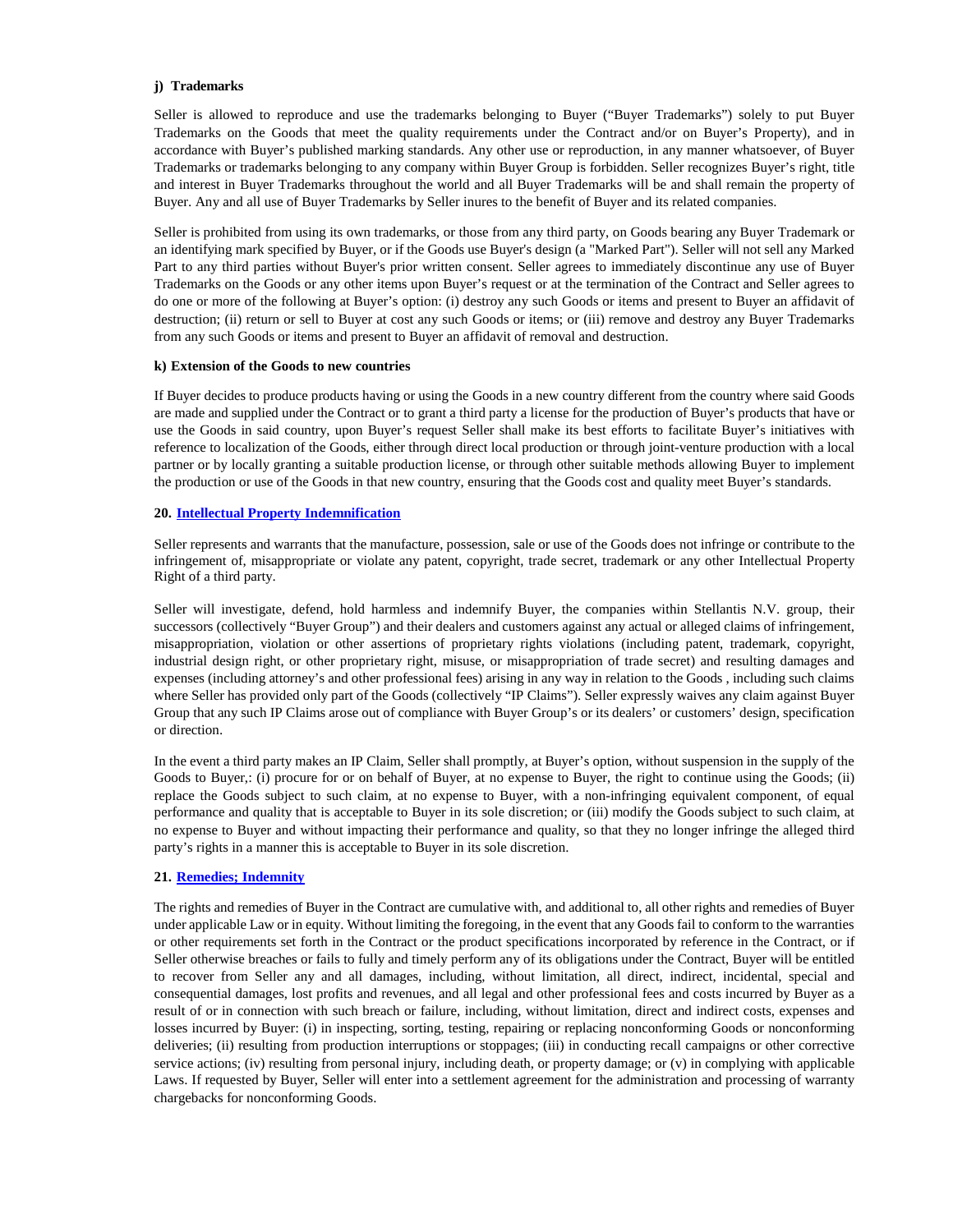**j) Trademarks**

Seller is allowed to reproduce and use the trademarks belonging to Buyer ("Buyer Trademarks") solely to put Buyer Trademarks on the Goods that meet the quality requirements under the Contract and/or on Buyer's Property), and in accordance with Buyer's published marking standards. Any other use or reproduction, in any manner whatsoever, of Buyer Trademarks or trademarks belonging to any company within Buyer Group is forbidden. Seller recognizes Buyer's right, title and interest in Buyer Trademarks throughout the world and all Buyer Trademarks will be and shall remain the property of Buyer. Any and all use of Buyer Trademarks by Seller inures to the benefit of Buyer and its related companies.

Seller is prohibited from using its own trademarks, or those from any third party, on Goods bearing any Buyer Trademark or an identifying mark specified by Buyer, or if the Goods use Buyer's design (a "Marked Part"). Seller will not sell any Marked Part to any third parties without Buyer's prior written consent. Seller agrees to immediately discontinue any use of Buyer Trademarks on the Goods or any other items upon Buyer's request or at the termination of the Contract and Seller agrees to do one or more of the following at Buyer's option: (i) destroy any such Goods or items and present to Buyer an affidavit of destruction; (ii) return or sell to Buyer at cost any such Goods or items; or (iii) remove and destroy any Buyer Trademarks from any such Goods or items and present to Buyer an affidavit of removal and destruction.

**k) Extension of the Goods to new countries**

If Buyer decides to produce products having or using the Goods in a new country different from the country where said Goods are made and supplied under the Contract or to grant a third party a license for the production of Buyer's products that have or use the Goods in said country, upon Buyer's request Seller shall make its best efforts to facilitate Buyer's initiatives with reference to localization of the Goods, either through direct local production or through joint-venture production with a local partner or by locally granting a suitable production license, or through other suitable methods allowing Buyer to implement the production or use of the Goods in that new country, ensuring that the Goods cost and quality meet Buyer's standards.

## 20. Intellectual Property Indemnification

Seller represents and warrants that the manufacture, possession, sale or use of the Goods does not infringe or contribute to the infringement of, misappropriate or violate any patent, copyright, trade secret, trademark or any other Intellectual Property Right of a third party.

Seller will investigate, defend, hold harmless and indemnify Buyer, the companies within Stellantis N.V. group, their successors (collectively "Buyer Group") and their dealers and customers against any actual or alleged claims of infringement, misappropriation, violation or other assertions of proprietary rights violations (including patent, trademark, copyright, industrial design right, or other proprietary right, misuse, or misappropriation of trade secret) and resulting damages and expenses (including attorney's and other professional fees) arising in any way in relation to the Goods , including such claims where Seller has provided only part of the Goods (collectively "IP Claims"). Seller expressly waives any claim against Buyer Group that any such IP Claims arose out of compliance with Buyer Group's or its dealers' or customers' design, specification or direction.

In the event a third party makes an IP Claim, Seller shall promptly, at Buyer's option, without suspension in the supply of the Goods to Buyer,: (i) procure for or on behalf of Buyer, at no expense to Buyer, the right to continue using the Goods; (ii) replace the Goods subject to such claim, at no expense to Buyer, with a non-infringing equivalent component, of equal performance and quality that is acceptable to Buyer in its sole discretion; or (iii) modify the Goods subject to such claim, at no expense to Buyer and without impacting their performance and quality, so that they no longer infringe the alleged third party's rights in a manner this is acceptable to Buyer in its sole discretion.

## 21. Remedies; Indemnity

The rights and remedies of Buyer in the Contract are cumulative with, and additional to, all other rights and remedies of Buyer under applicable Law or in equity. Without limiting the foregoing, in the event that any Goods fail to conform to the warranties or other requirements set forth in the Contract or the product specifications incorporated by reference in the Contract, or if Seller otherwise breaches or fails to fully and timely perform any of its obligations under the Contract, Buyer will be entitled to recover from Seller any and all damages, including, without limitation, all direct, indirect, incidental, special and consequential damages, lost profits and revenues, and all legal and other professional fees and costs incurred by Buyer as a result of or in connection with such breach or failure, including, without limitation, direct and indirect costs, expenses and losses incurred by Buyer: (i) in inspecting, sorting, testing, repairing or replacing nonconforming Goods or nonconforming deliveries; (ii) resulting from production interruptions or stoppages; (iii) in conducting recall campaigns or other corrective service actions; (iv) resulting from personal injury, including death, or property damage; or (v) in complying with applicable Laws. If requested by Buyer, Seller will enter into a settlement agreement for the administration and processing of warranty chargebacks for nonconforming Goods.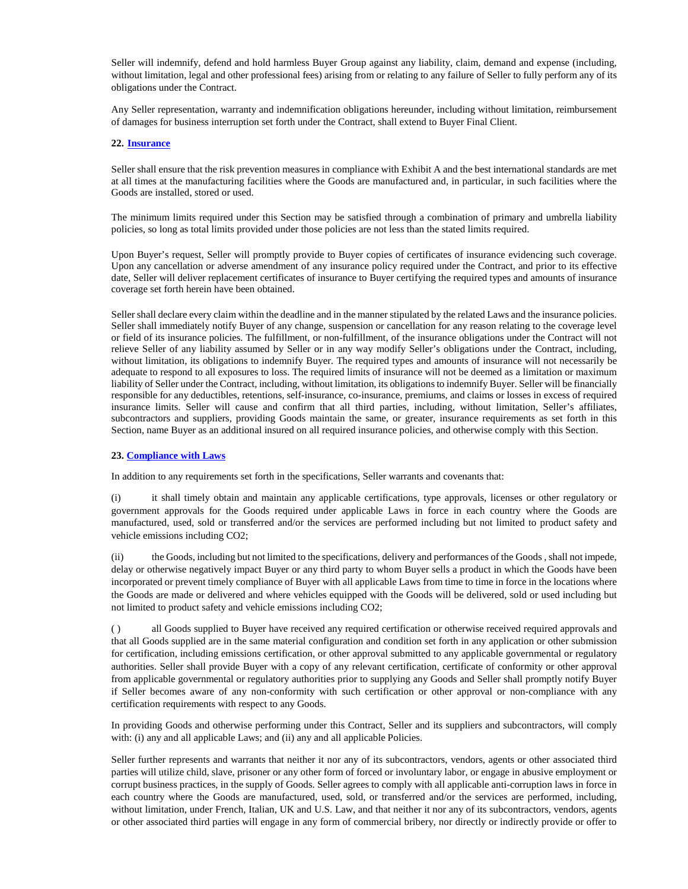Seller will indemnify, defend and hold harmless Buyer Group against any liability, claim, demand and expense (including, without limitation, legal and other professional fees) arising from or relating to any failure of Seller to fully perform any of its obligations under the Contract.

Any Seller representation, warranty and indemnification obligations hereunder, including without limitation, reimbursement of damages for business interruption set forth under the Contract, shall extend to Buyer Final Client.

**22. Insurance**

Seller shall ensure that the risk prevention measures in compliance with Exhibit A and the best international standards are met at all times at the manufacturing facilities where the Goods are manufactured and, in particular, in such facilities where the Goods are installed, stored or used.

The minimum limits required under this Section may be satisfied through a combination of primary and umbrella liability policies, so long as total limits provided under those policies are not less than the stated limits required.

Upon Buyer's request, Seller will promptly provide to Buyer copies of certificates of insurance evidencing such coverage. Upon any cancellation or adverse amendment of any insurance policy required under the Contract, and prior to its effective date, Seller will deliver replacement certificates of insurance to Buyer certifying the required types and amounts of insurance coverage set forth herein have been obtained.

Seller shall declare every claim within the deadline and in the manner stipulated by the related Laws and the insurance policies. Seller shall immediately notify Buyer of any change, suspension or cancellation for any reason relating to the coverage level or field of its insurance policies. The fulfillment, or non-fulfillment, of the insurance obligations under the Contract will not relieve Seller of any liability assumed by Seller or in any way modify Seller's obligations under the Contract, including, without limitation, its obligations to indemnify Buyer. The required types and amounts of insurance will not necessarily be adequate to respond to all exposures to loss. The required limits of insurance will not be deemed as a limitation or maximum liability of Seller under the Contract, including, without limitation, its obligations to indemnify Buyer. Seller will be financially responsible for any deductibles, retentions, self-insurance, co-insurance, premiums, and claims or losses in excess of required insurance limits. Seller will cause and confirm that all third parties, including, without limitation, Seller's affiliates, subcontractors and suppliers, providing Goods maintain the same, or greater, insurance requirements as set forth in this Section, name Buyer as an additional insured on all required insurance policies, and otherwise comply with this Section.

**23. Compliance with Laws**

In addition to any requirements set forth in the specifications, Seller warrants and covenants that:

(i) it shall timely obtain and maintain any applicable certifications, type approvals, licenses or other regulatory or government approvals for the Goods required under applicable Laws in force in each country where the Goods are manufactured, used, sold or transferred and/or the services are performed including but not limited to product safety and vehicle emissions including CO2;

(ii) the Goods, including but not limited to the specifications, delivery and performances of the Goods , shall not impede, delay or otherwise negatively impact Buyer or any third party to whom Buyer sells a product in which the Goods have been incorporated or prevent timely compliance of Buyer with all applicable Laws from time to time in force in the locations where the Goods are made or delivered and where vehicles equipped with the Goods will be delivered, sold or used including but not limited to product safety and vehicle emissions including CO2;

( ) all Goods supplied to Buyer have received any required certification or otherwise received required approvals and that all Goods supplied are in the same material configuration and condition set forth in any application or other submission for certification, including emissions certification, or other approval submitted to any applicable governmental or regulatory authorities. Seller shall provide Buyer with a copy of any relevant certification, certificate of conformity or other approval from applicable governmental or regulatory authorities prior to supplying any Goods and Seller shall promptly notify Buyer if Seller becomes aware of any non-conformity with such certification or other approval or non-compliance with any certification requirements with respect to any Goods.

In providing Goods and otherwise performing under this Contract, Seller and its suppliers and subcontractors, will comply with: (i) any and all applicable Laws; and (ii) any and all applicable Policies.

Seller further represents and warrants that neither it nor any of its subcontractors, vendors, agents or other associated third parties will utilize child, slave, prisoner or any other form of forced or involuntary labor, or engage in abusive employment or corrupt business practices, in the supply of Goods. Seller agrees to comply with all applicable anti-corruption laws in force in each country where the Goods are manufactured, used, sold, or transferred and/or the services are performed, including, without limitation, under French, Italian, UK and U.S. Law, and that neither it nor any of its subcontractors, vendors, agents or other associated third parties will engage in any form of commercial bribery, nor directly or indirectly provide or offer to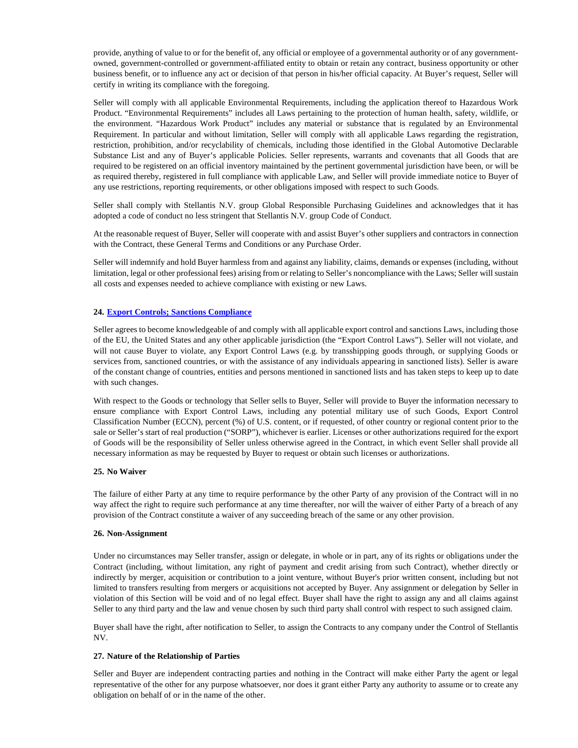provide, anything of value to or for the benefit of, any official or employee of a governmental authority or of any government-owned, government-controlled or government-affiliated entity to obtain or retain any contract, business opportunity or other business benefit, or to influence any act or decision of that person in his/her official capacity. At Buyer's request, Seller will certify in writing its compliance with the foregoing.

Seller will comply with all applicable Environmental Requirements, including the application thereof to Hazardous Work Product. "Environmental Requirements" includes all Laws pertaining to the protection of human health, safety, wildlife, or the environment. "Hazardous Work Product" includes any material or substance that is regulated by an Environmental Requirement. In particular and without limitation, Seller will comply with all applicable Laws regarding the registration, restriction, prohibition, and/or recyclability of chemicals, including those identified in the Global Automotive Declarable Substance List and any of Buyer's applicable Policies. Seller represents, warrants and covenants that all Goods that are required to be registered on an official inventory maintained by the pertinent governmental jurisdiction have been, or will be as required thereby, registered in full compliance with applicable Law, and Seller will provide immediate notice to Buyer of any use restrictions, reporting requirements, or other obligations imposed with respect to such Goods.

Seller shall comply with Stellantis N.V. group Global Responsible Purchasing Guidelines and acknowledges that it has adopted a code of conduct no less stringent that Stellantis N.V. group Code of Conduct.

At the reasonable request of Buyer, Seller will cooperate with and assist Buyer's other suppliers and contractors in connection with the Contract, these General Terms and Conditions or any Purchase Order.

Seller will indemnify and hold Buyer harmless from and against any liability, claims, demands or expenses (including, without limitation, legal or other professional fees) arising from or relating to Seller's noncompliance with the Laws; Seller will sustain all costs and expenses needed to achieve compliance with existing or new Laws.

### 24. Export Controls; Sanctions Compliance

Seller agrees to become knowledgeable of and comply with all applicable export control and sanctions Laws, including those of the EU, the United States and any other applicable jurisdiction (the "Export Control Laws"). Seller will not violate, and will not cause Buyer to violate, any Export Control Laws (e.g. by transshipping goods through, or supplying Goods or services from, sanctioned countries, or with the assistance of any individuals appearing in sanctioned lists). Seller is aware of the constant change of countries, entities and persons mentioned in sanctioned lists and has taken steps to keep up to date with such changes.

With respect to the Goods or technology that Seller sells to Buyer, Seller will provide to Buyer the information necessary to ensure compliance with Export Control Laws, including any potential military use of such Goods, Export Control Classification Number (ECCN), percent (%) of U.S. content, or if requested, of other country or regional content prior to the sale or Seller's start of real production ("SORP"), whichever is earlier. Licenses or other authorizations required for the export of Goods will be the responsibility of Seller unless otherwise agreed in the Contract, in which event Seller shall provide all necessary information as may be requested by Buyer to request or obtain such licenses or authorizations.

### 25. No Waiver

The failure of either Party at any time to require performance by the other Party of any provision of the Contract will in no way affect the right to require such performance at any time thereafter, nor will the waiver of either Party of a breach of any provision of the Contract constitute a waiver of any succeeding breach of the same or any other provision.

### 26. Non-Assignment

Under no circumstances may Seller transfer, assign or delegate, in whole or in part, any of its rights or obligations under the Contract (including, without limitation, any right of payment and credit arising from such Contract), whether directly or indirectly by merger, acquisition or contribution to a joint venture, without Buyer's prior written consent, including but not limited to transfers resulting from mergers or acquisitions not accepted by Buyer. Any assignment or delegation by Seller in violation of this Section will be void and of no legal effect. Buyer shall have the right to assign any and all claims against Seller to any third party and the law and venue chosen by such third party shall control with respect to such assigned claim.

Buyer shall have the right, after notification to Seller, to assign the Contracts to any company under the Control of Stellantis NV.

### 27. Nature of the Relationship of Parties

Seller and Buyer are independent contracting parties and nothing in the Contract will make either Party the agent or legal representative of the other for any purpose whatsoever, nor does it grant either Party any authority to assume or to create any obligation on behalf of or in the name of the other.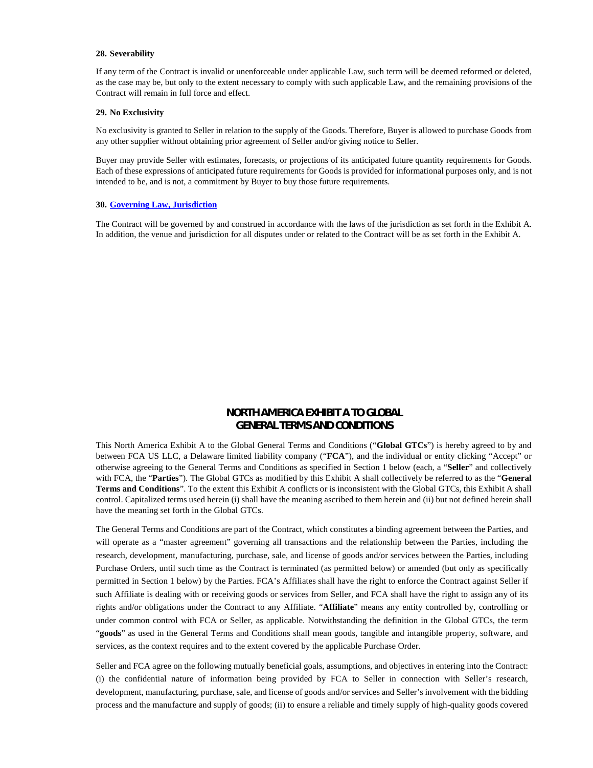**28. Severability**

If any term of the Contract is invalid or unenforceable under applicable Law, such term will be deemed reformed or deleted, as the case may be, but only to the extent necessary to comply with such applicable Law, and the remaining provisions of the Contract will remain in full force and effect.

**29. No Exclusivity**

No exclusivity is granted to Seller in relation to the supply of the Goods. Therefore, Buyer is allowed to purchase Goods from any other supplier without obtaining prior agreement of Seller and/or giving notice to Seller.

Buyer may provide Seller with estimates, forecasts, or projections of its anticipated future quantity requirements for Goods. Each of these expressions of anticipated future requirements for Goods is provided for informational purposes only, and is not intended to be, and is not, a commitment by Buyer to buy those future requirements.

**30. Governing Law, Jurisdiction**

The Contract will be governed by and construed in accordance with the laws of the jurisdiction as set forth in the Exhibit A. In addition, the venue and jurisdiction for all disputes under or related to the Contract will be as set forth in the Exhibit A.

## NORTH AMERICA EXHIBIT A TO GLOBAL GENERAL TERMS AND CONDITIONS

This North America Exhibit A to the Global General Terms and Conditions ("**Global GTCs**") is hereby agreed to by and between FCA US LLC, a Delaware limited liability company ("**FCA**"), and the individual or entity clicking "Accept" or otherwise agreeing to the General Terms and Conditions as specified in Section 1 below (each, a "**Seller**" and collectively with FCA, the "**Parties**"). The Global GTCs as modified by this Exhibit A shall collectively be referred to as the "**General Terms and Conditions**". To the extent this Exhibit A conflicts or is inconsistent with the Global GTCs, this Exhibit A shall control. Capitalized terms used herein (i) shall have the meaning ascribed to them herein and (ii) but not defined herein shall have the meaning set forth in the Global GTCs.

The General Terms and Conditions are part of the Contract, which constitutes a binding agreement between the Parties, and will operate as a "master agreement" governing all transactions and the relationship between the Parties, including the research, development, manufacturing, purchase, sale, and license of goods and/or services between the Parties, including Purchase Orders, until such time as the Contract is terminated (as permitted below) or amended (but only as specifically permitted in Section 1 below) by the Parties. FCA's Affiliates shall have the right to enforce the Contract against Seller if such Affiliate is dealing with or receiving goods or services from Seller, and FCA shall have the right to assign any of its rights and/or obligations under the Contract to any Affiliate. "**Affiliate**" means any entity controlled by, controlling or under common control with FCA or Seller, as applicable. Notwithstanding the definition in the Global GTCs, the term "**goods**" as used in the General Terms and Conditions shall mean goods, tangible and intangible property, software, and services, as the context requires and to the extent covered by the applicable Purchase Order.

Seller and FCA agree on the following mutually beneficial goals, assumptions, and objectives in entering into the Contract: (i) the confidential nature of information being provided by FCA to Seller in connection with Seller's research, development, manufacturing, purchase, sale, and license of goods and/or services and Seller's involvement with the bidding process and the manufacture and supply of goods; (ii) to ensure a reliable and timely supply of high-quality goods covered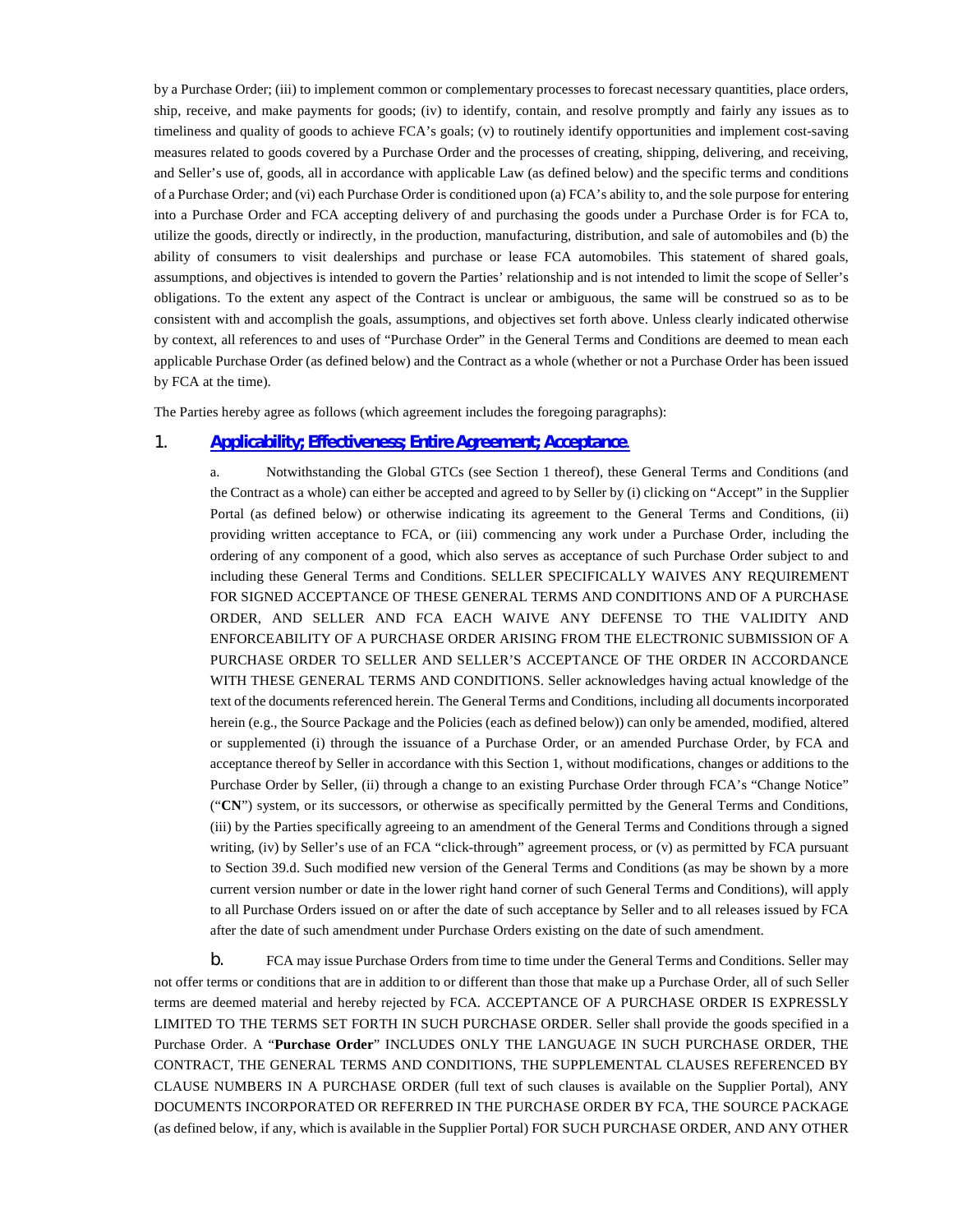by a Purchase Order; (iii) to implement common or complementary processes to forecast necessary quantities, place orders, ship, receive, and make payments for goods; (iv) to identify, contain, and resolve promptly and fairly any issues as to timeliness and quality of goods to achieve FCA's goals; (v) to routinely identify opportunities and implement cost-saving measures related to goods covered by a Purchase Order and the processes of creating, shipping, delivering, and receiving, and Seller's use of, goods, all in accordance with applicable Law (as defined below) and the specific terms and conditions of a Purchase Order; and (vi) each Purchase Order is conditioned upon (a) FCA's ability to, and the sole purpose for entering into a Purchase Order and FCA accepting delivery of and purchasing the goods under a Purchase Order is for FCA to, utilize the goods, directly or indirectly, in the production, manufacturing, distribution, and sale of automobiles and (b) the ability of consumers to visit dealerships and purchase or lease FCA automobiles. This statement of shared goals, assumptions, and objectives is intended to govern the Parties' relationship and is not intended to limit the scope of Seller's obligations. To the extent any aspect of the Contract is unclear or ambiguous, the same will be construed so as to be consistent with and accomplish the goals, assumptions, and objectives set forth above. Unless clearly indicated otherwise by context, all references to and uses of "Purchase Order" in the General Terms and Conditions are deemed to mean each applicable Purchase Order (as defined below) and the Contract as a whole (whether or not a Purchase Order has been issued by FCA at the time).

The Parties hereby agree as follows (which agreement includes the foregoing paragraphs):

## 1. Applicability; Effectiveness; Entire Agreement; Acceptance.

a. Notwithstanding the Global GTCs (see Section 1 thereof), these General Terms and Conditions (and the Contract as a whole) can either be accepted and agreed to by Seller by (i) clicking on "Accept" in the Supplier Portal (as defined below) or otherwise indicating its agreement to the General Terms and Conditions, (ii) providing written acceptance to FCA, or (iii) commencing any work under a Purchase Order, including the ordering of any component of a good, which also serves as acceptance of such Purchase Order subject to and including these General Terms and Conditions. SELLER SPECIFICALLY WAIVES ANY REQUIREMENT FOR SIGNED ACCEPTANCE OF THESE GENERAL TERMS AND CONDITIONS AND OF A PURCHASE ORDER, AND SELLER AND FCA EACH WAIVE ANY DEFENSE TO THE VALIDITY AND ENFORCEABILITY OF A PURCHASE ORDER ARISING FROM THE ELECTRONIC SUBMISSION OF A PURCHASE ORDER TO SELLER AND SELLER'S ACCEPTANCE OF THE ORDER IN ACCORDANCE WITH THESE GENERAL TERMS AND CONDITIONS. Seller acknowledges having actual knowledge of the text of the documents referenced herein. The General Terms and Conditions, including all documents incorporated herein (e.g., the Source Package and the Policies (each as defined below)) can only be amended, modified, altered or supplemented (i) through the issuance of a Purchase Order, or an amended Purchase Order, by FCA and acceptance thereof by Seller in accordance with this Section 1, without modifications, changes or additions to the Purchase Order by Seller, (ii) through a change to an existing Purchase Order through FCA's "Change Notice" ("**CN**") system, or its successors, or otherwise as specifically permitted by the General Terms and Conditions, (iii) by the Parties specifically agreeing to an amendment of the General Terms and Conditions through a signed writing, (iv) by Seller's use of an FCA "click-through" agreement process, or (v) as permitted by FCA pursuant to Section 39.d. Such modified new version of the General Terms and Conditions (as may be shown by a more current version number or date in the lower right hand corner of such General Terms and Conditions), will apply to all Purchase Orders issued on or after the date of such acceptance by Seller and to all releases issued by FCA after the date of such amendment under Purchase Orders existing on the date of such amendment.

b. FCA may issue Purchase Orders from time to time under the General Terms and Conditions. Seller may not offer terms or conditions that are in addition to or different than those that make up a Purchase Order, all of such Seller terms are deemed material and hereby rejected by FCA. ACCEPTANCE OF A PURCHASE ORDER IS EXPRESSLY LIMITED TO THE TERMS SET FORTH IN SUCH PURCHASE ORDER. Seller shall provide the goods specified in a Purchase Order. A "**Purchase Order**" INCLUDES ONLY THE LANGUAGE IN SUCH PURCHASE ORDER, THE CONTRACT, THE GENERAL TERMS AND CONDITIONS, THE SUPPLEMENTAL CLAUSES REFERENCED BY CLAUSE NUMBERS IN A PURCHASE ORDER (full text of such clauses is available on the Supplier Portal), ANY DOCUMENTS INCORPORATED OR REFERRED IN THE PURCHASE ORDER BY FCA, THE SOURCE PACKAGE (as defined below, if any, which is available in the Supplier Portal) FOR SUCH PURCHASE ORDER, AND ANY OTHER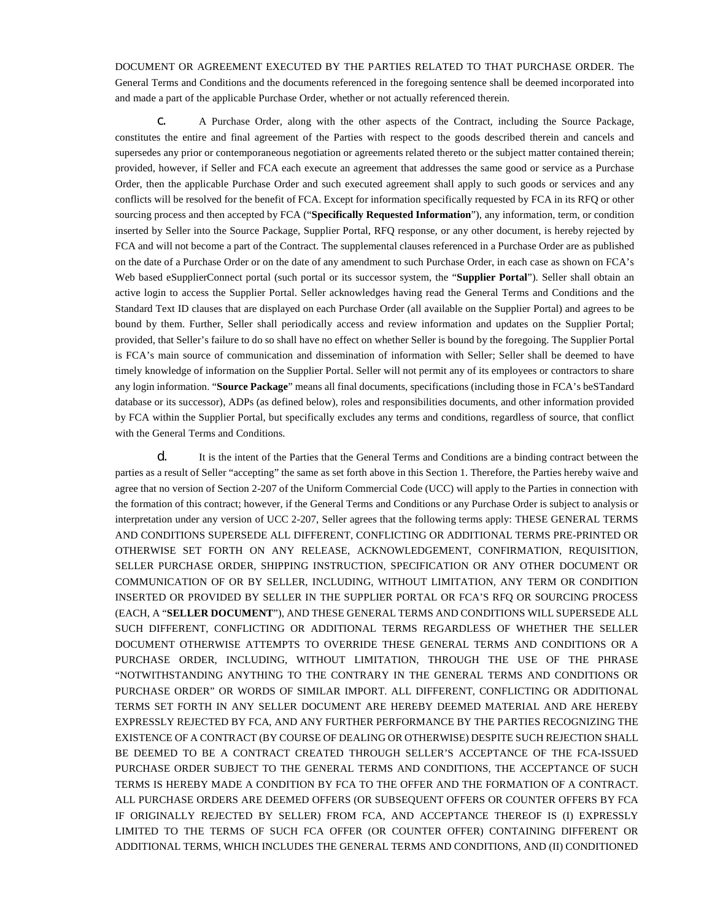DOCUMENT OR AGREEMENT EXECUTED BY THE PARTIES RELATED TO THAT PURCHASE ORDER. The General Terms and Conditions and the documents referenced in the foregoing sentence shall be deemed incorporated into and made a part of the applicable Purchase Order, whether or not actually referenced therein.

c. A Purchase Order, along with the other aspects of the Contract, including the Source Package, constitutes the entire and final agreement of the Parties with respect to the goods described therein and cancels and supersedes any prior or contemporaneous negotiation or agreements related thereto or the subject matter contained therein; provided, however, if Seller and FCA each execute an agreement that addresses the same good or service as a Purchase Order, then the applicable Purchase Order and such executed agreement shall apply to such goods or services and any conflicts will be resolved for the benefit of FCA. Except for information specifically requested by FCA in its RFQ or other sourcing process and then accepted by FCA ("**Specifically Requested Information**"), any information, term, or condition inserted by Seller into the Source Package, Supplier Portal, RFQ response, or any other document, is hereby rejected by FCA and will not become a part of the Contract. The supplemental clauses referenced in a Purchase Order are as published on the date of a Purchase Order or on the date of any amendment to such Purchase Order, in each case as shown on FCA's Web based eSupplierConnect portal (such portal or its successor system, the "**Supplier Portal**"). Seller shall obtain an active login to access the Supplier Portal. Seller acknowledges having read the General Terms and Conditions and the Standard Text ID clauses that are displayed on each Purchase Order (all available on the Supplier Portal) and agrees to be bound by them. Further, Seller shall periodically access and review information and updates on the Supplier Portal; provided, that Seller's failure to do so shall have no effect on whether Seller is bound by the foregoing. The Supplier Portal is FCA's main source of communication and dissemination of information with Seller; Seller shall be deemed to have timely knowledge of information on the Supplier Portal. Seller will not permit any of its employees or contractors to share any login information. "**Source Package**" means all final documents, specifications (including those in FCA's beSTandard database or its successor), ADPs (as defined below), roles and responsibilities documents, and other information provided by FCA within the Supplier Portal, but specifically excludes any terms and conditions, regardless of source, that conflict with the General Terms and Conditions.

d. It is the intent of the Parties that the General Terms and Conditions are a binding contract between the parties as a result of Seller "accepting" the same as set forth above in this Section 1. Therefore, the Parties hereby waive and agree that no version of Section 2-207 of the Uniform Commercial Code (UCC) will apply to the Parties in connection with the formation of this contract; however, if the General Terms and Conditions or any Purchase Order is subject to analysis or interpretation under any version of UCC 2-207, Seller agrees that the following terms apply: THESE GENERAL TERMS AND CONDITIONS SUPERSEDE ALL DIFFERENT, CONFLICTING OR ADDITIONAL TERMS PRE-PRINTED OR OTHERWISE SET FORTH ON ANY RELEASE, ACKNOWLEDGEMENT, CONFIRMATION, REQUISITION, SELLER PURCHASE ORDER, SHIPPING INSTRUCTION, SPECIFICATION OR ANY OTHER DOCUMENT OR COMMUNICATION OF OR BY SELLER, INCLUDING, WITHOUT LIMITATION, ANY TERM OR CONDITION INSERTED OR PROVIDED BY SELLER IN THE SUPPLIER PORTAL OR FCA'S RFQ OR SOURCING PROCESS (EACH, A "**SELLER DOCUMENT**"), AND THESE GENERAL TERMS AND CONDITIONS WILL SUPERSEDE ALL SUCH DIFFERENT, CONFLICTING OR ADDITIONAL TERMS REGARDLESS OF WHETHER THE SELLER DOCUMENT OTHERWISE ATTEMPTS TO OVERRIDE THESE GENERAL TERMS AND CONDITIONS OR A PURCHASE ORDER, INCLUDING, WITHOUT LIMITATION, THROUGH THE USE OF THE PHRASE "NOTWITHSTANDING ANYTHING TO THE CONTRARY IN THE GENERAL TERMS AND CONDITIONS OR PURCHASE ORDER" OR WORDS OF SIMILAR IMPORT. ALL DIFFERENT, CONFLICTING OR ADDITIONAL TERMS SET FORTH IN ANY SELLER DOCUMENT ARE HEREBY DEEMED MATERIAL AND ARE HEREBY EXPRESSLY REJECTED BY FCA, AND ANY FURTHER PERFORMANCE BY THE PARTIES RECOGNIZING THE EXISTENCE OF A CONTRACT (BY COURSE OF DEALING OR OTHERWISE) DESPITE SUCH REJECTION SHALL BE DEEMED TO BE A CONTRACT CREATED THROUGH SELLER'S ACCEPTANCE OF THE FCA-ISSUED PURCHASE ORDER SUBJECT TO THE GENERAL TERMS AND CONDITIONS, THE ACCEPTANCE OF SUCH TERMS IS HEREBY MADE A CONDITION BY FCA TO THE OFFER AND THE FORMATION OF A CONTRACT. ALL PURCHASE ORDERS ARE DEEMED OFFERS (OR SUBSEQUENT OFFERS OR COUNTER OFFERS BY FCA IF ORIGINALLY REJECTED BY SELLER) FROM FCA, AND ACCEPTANCE THEREOF IS (I) EXPRESSLY LIMITED TO THE TERMS OF SUCH FCA OFFER (OR COUNTER OFFER) CONTAINING DIFFERENT OR ADDITIONAL TERMS, WHICH INCLUDES THE GENERAL TERMS AND CONDITIONS, AND (II) CONDITIONED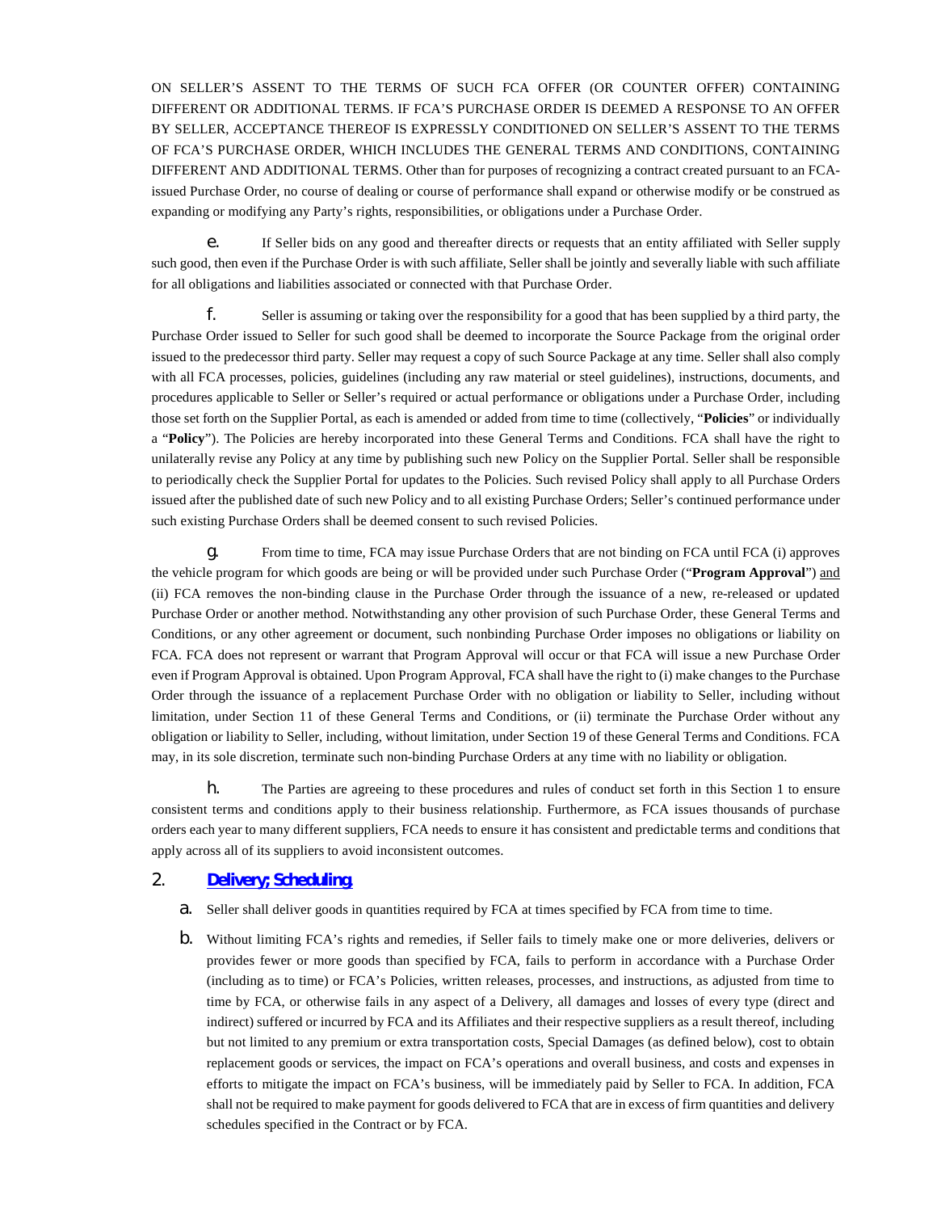ON SELLER'S ASSENT TO THE TERMS OF SUCH FCA OFFER (OR COUNTER OFFER) CONTAINING DIFFERENT OR ADDITIONAL TERMS. IF FCA'S PURCHASE ORDER IS DEEMED A RESPONSE TO AN OFFER BY SELLER, ACCEPTANCE THEREOF IS EXPRESSLY CONDITIONED ON SELLER'S ASSENT TO THE TERMS OF FCA'S PURCHASE ORDER, WHICH INCLUDES THE GENERAL TERMS AND CONDITIONS, CONTAINING DIFFERENT AND ADDITIONAL TERMS. Other than for purposes of recognizing a contract created pursuant to an FCA-issued Purchase Order, no course of dealing or course of performance shall expand or otherwise modify or be construed as expanding or modifying any Party's rights, responsibilities, or obligations under a Purchase Order.

e. If Seller bids on any good and thereafter directs or requests that an entity affiliated with Seller supply such good, then even if the Purchase Order is with such affiliate, Seller shall be jointly and severally liable with such affiliate for all obligations and liabilities associated or connected with that Purchase Order.

f. Seller is assuming or taking over the responsibility for a good that has been supplied by a third party, the Purchase Order issued to Seller for such good shall be deemed to incorporate the Source Package from the original order issued to the predecessor third party. Seller may request a copy of such Source Package at any time. Seller shall also comply with all FCA processes, policies, guidelines (including any raw material or steel guidelines), instructions, documents, and procedures applicable to Seller or Seller's required or actual performance or obligations under a Purchase Order, including those set forth on the Supplier Portal, as each is amended or added from time to time (collectively, "**Policies**" or individually a "**Policy**"). The Policies are hereby incorporated into these General Terms and Conditions. FCA shall have the right to unilaterally revise any Policy at any time by publishing such new Policy on the Supplier Portal. Seller shall be responsible to periodically check the Supplier Portal for updates to the Policies. Such revised Policy shall apply to all Purchase Orders issued after the published date of such new Policy and to all existing Purchase Orders; Seller's continued performance under such existing Purchase Orders shall be deemed consent to such revised Policies.

g. From time to time, FCA may issue Purchase Orders that are not binding on FCA until FCA (i) approves the vehicle program for which goods are being or will be provided under such Purchase Order ("**Program Approval**") <u>and</u> (ii) FCA removes the non-binding clause in the Purchase Order through the issuance of a new, re-released or updated Purchase Order or another method. Notwithstanding any other provision of such Purchase Order, these General Terms and Conditions, or any other agreement or document, such nonbinding Purchase Order imposes no obligations or liability on FCA. FCA does not represent or warrant that Program Approval will occur or that FCA will issue a new Purchase Order even if Program Approval is obtained. Upon Program Approval, FCA shall have the right to (i) make changes to the Purchase Order through the issuance of a replacement Purchase Order with no obligation or liability to Seller, including without limitation, under Section 11 of these General Terms and Conditions, or (ii) terminate the Purchase Order without any obligation or liability to Seller, including, without limitation, under Section 19 of these General Terms and Conditions. FCA may, in its sole discretion, terminate such non-binding Purchase Orders at any time with no liability or obligation.

h. The Parties are agreeing to these procedures and rules of conduct set forth in this Section 1 to ensure consistent terms and conditions apply to their business relationship. Furthermore, as FCA issues thousands of purchase orders each year to many different suppliers, FCA needs to ensure it has consistent and predictable terms and conditions that apply across all of its suppliers to avoid inconsistent outcomes.

## 2. Delivery; Scheduling

a. Seller shall deliver goods in quantities required by FCA at times specified by FCA from time to time.

b. Without limiting FCA's rights and remedies, if Seller fails to timely make one or more deliveries, delivers or provides fewer or more goods than specified by FCA, fails to perform in accordance with a Purchase Order (including as to time) or FCA's Policies, written releases, processes, and instructions, as adjusted from time to time by FCA, or otherwise fails in any aspect of a Delivery, all damages and losses of every type (direct and indirect) suffered or incurred by FCA and its Affiliates and their respective suppliers as a result thereof, including but not limited to any premium or extra transportation costs, Special Damages (as defined below), cost to obtain replacement goods or services, the impact on FCA's operations and overall business, and costs and expenses in efforts to mitigate the impact on FCA's business, will be immediately paid by Seller to FCA. In addition, FCA shall not be required to make payment for goods delivered to FCA that are in excess of firm quantities and delivery schedules specified in the Contract or by FCA.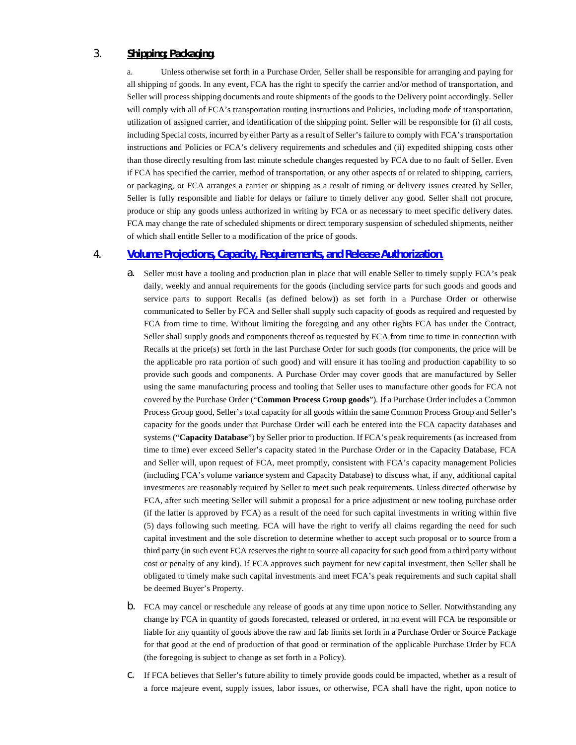## 3. **Shipping; Packaging.**

a. Unless otherwise set forth in a Purchase Order, Seller shall be responsible for arranging and paying for all shipping of goods. In any event, FCA has the right to specify the carrier and/or method of transportation, and Seller will process shipping documents and route shipments of the goods to the Delivery point accordingly. Seller will comply with all of FCA's transportation routing instructions and Policies, including mode of transportation, utilization of assigned carrier, and identification of the shipping point. Seller will be responsible for (i) all costs, including Special costs, incurred by either Party as a result of Seller's failure to comply with FCA's transportation instructions and Policies or FCA's delivery requirements and schedules and (ii) expedited shipping costs other than those directly resulting from last minute schedule changes requested by FCA due to no fault of Seller. Even if FCA has specified the carrier, method of transportation, or any other aspects of or related to shipping, carriers, or packaging, or FCA arranges a carrier or shipping as a result of timing or delivery issues created by Seller, Seller is fully responsible and liable for delays or failure to timely deliver any good. Seller shall not procure, produce or ship any goods unless authorized in writing by FCA or as necessary to meet specific delivery dates. FCA may change the rate of scheduled shipments or direct temporary suspension of scheduled shipments, neither of which shall entitle Seller to a modification of the price of goods.

## 4. **Volume Projections, Capacity, Requirements, and Release Authorization.**

a. Seller must have a tooling and production plan in place that will enable Seller to timely supply FCA's peak daily, weekly and annual requirements for the goods (including service parts for such goods and goods and service parts to support Recalls (as defined below)) as set forth in a Purchase Order or otherwise communicated to Seller by FCA and Seller shall supply such capacity of goods as required and requested by FCA from time to time. Without limiting the foregoing and any other rights FCA has under the Contract, Seller shall supply goods and components thereof as requested by FCA from time to time in connection with Recalls at the price(s) set forth in the last Purchase Order for such goods (for components, the price will be the applicable pro rata portion of such good) and will ensure it has tooling and production capability to so provide such goods and components. A Purchase Order may cover goods that are manufactured by Seller using the same manufacturing process and tooling that Seller uses to manufacture other goods for FCA not covered by the Purchase Order ("**Common Process Group goods**"). If a Purchase Order includes a Common Process Group good, Seller's total capacity for all goods within the same Common Process Group and Seller's capacity for the goods under that Purchase Order will each be entered into the FCA capacity databases and systems ("**Capacity Database**") by Seller prior to production. If FCA's peak requirements (as increased from time to time) ever exceed Seller's capacity stated in the Purchase Order or in the Capacity Database, FCA and Seller will, upon request of FCA, meet promptly, consistent with FCA's capacity management Policies (including FCA's volume variance system and Capacity Database) to discuss what, if any, additional capital investments are reasonably required by Seller to meet such peak requirements. Unless directed otherwise by FCA, after such meeting Seller will submit a proposal for a price adjustment or new tooling purchase order (if the latter is approved by FCA) as a result of the need for such capital investments in writing within five (5) days following such meeting. FCA will have the right to verify all claims regarding the need for such capital investment and the sole discretion to determine whether to accept such proposal or to source from a third party (in such event FCA reserves the right to source all capacity for such good from a third party without cost or penalty of any kind). If FCA approves such payment for new capital investment, then Seller shall be obligated to timely make such capital investments and meet FCA's peak requirements and such capital shall be deemed Buyer's Property.

b. FCA may cancel or reschedule any release of goods at any time upon notice to Seller. Notwithstanding any change by FCA in quantity of goods forecasted, released or ordered, in no event will FCA be responsible or liable for any quantity of goods above the raw and fab limits set forth in a Purchase Order or Source Package for that good at the end of production of that good or termination of the applicable Purchase Order by FCA (the foregoing is subject to change as set forth in a Policy).

c. If FCA believes that Seller's future ability to timely provide goods could be impacted, whether as a result of a force majeure event, supply issues, labor issues, or otherwise, FCA shall have the right, upon notice to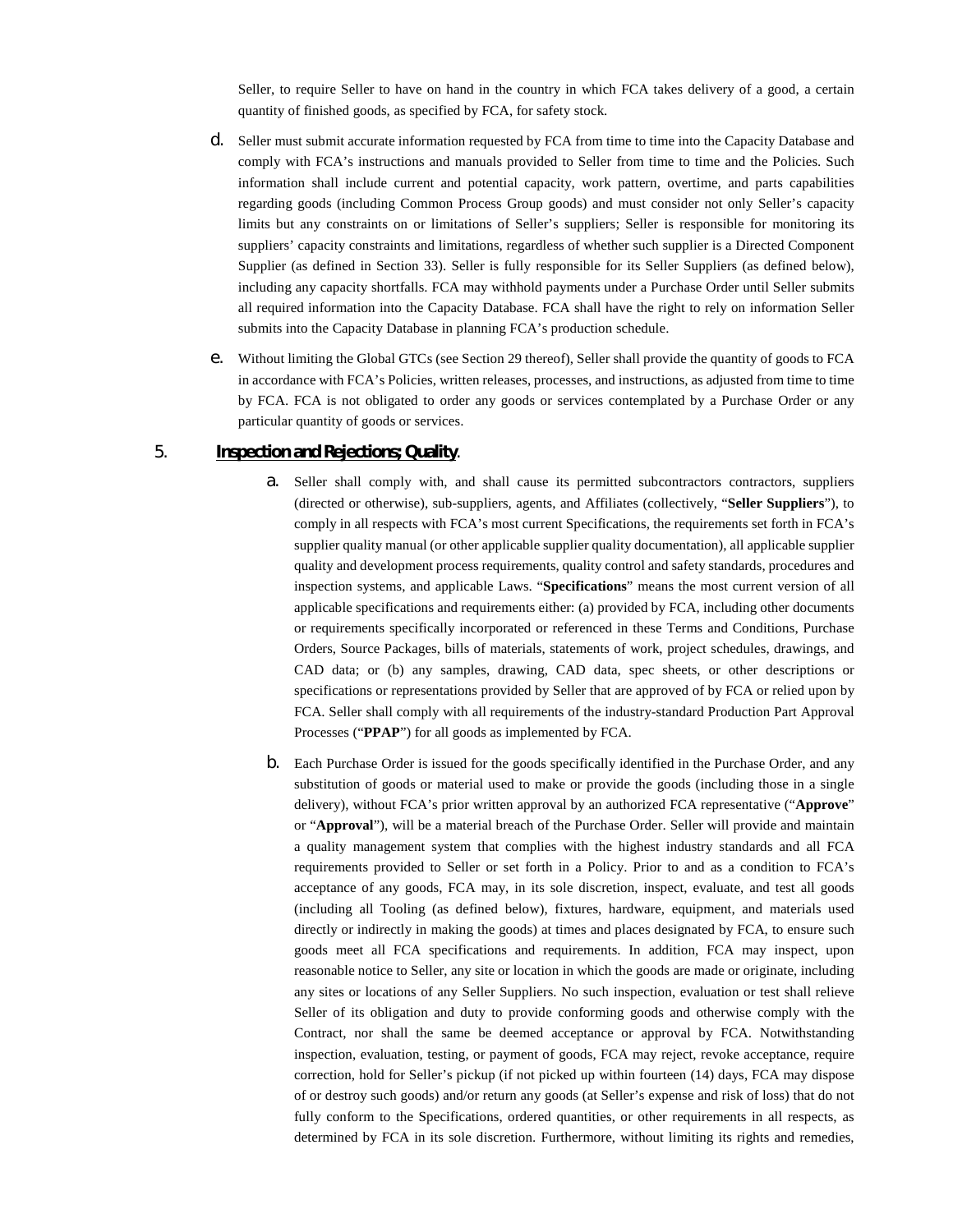Seller, to require Seller to have on hand in the country in which FCA takes delivery of a good, a certain quantity of finished goods, as specified by FCA, for safety stock.

d. Seller must submit accurate information requested by FCA from time to time into the Capacity Database and comply with FCA's instructions and manuals provided to Seller from time to time and the Policies. Such information shall include current and potential capacity, work pattern, overtime, and parts capabilities regarding goods (including Common Process Group goods) and must consider not only Seller's capacity limits but any constraints on or limitations of Seller's suppliers; Seller is responsible for monitoring its suppliers' capacity constraints and limitations, regardless of whether such supplier is a Directed Component Supplier (as defined in Section 33). Seller is fully responsible for its Seller Suppliers (as defined below), including any capacity shortfalls. FCA may withhold payments under a Purchase Order until Seller submits all required information into the Capacity Database. FCA shall have the right to rely on information Seller submits into the Capacity Database in planning FCA's production schedule.

e. Without limiting the Global GTCs (see Section 29 thereof), Seller shall provide the quantity of goods to FCA in accordance with FCA's Policies, written releases, processes, and instructions, as adjusted from time to time by FCA. FCA is not obligated to order any goods or services contemplated by a Purchase Order or any particular quantity of goods or services.

5. **Inspection and Rejections; Quality**.

a. Seller shall comply with, and shall cause its permitted subcontractors contractors, suppliers (directed or otherwise), sub-suppliers, agents, and Affiliates (collectively, "**Seller Suppliers**"), to comply in all respects with FCA's most current Specifications, the requirements set forth in FCA's supplier quality manual (or other applicable supplier quality documentation), all applicable supplier quality and development process requirements, quality control and safety standards, procedures and inspection systems, and applicable Laws. "**Specifications**" means the most current version of all applicable specifications and requirements either: (a) provided by FCA, including other documents or requirements specifically incorporated or referenced in these Terms and Conditions, Purchase Orders, Source Packages, bills of materials, statements of work, project schedules, drawings, and CAD data; or (b) any samples, drawing, CAD data, spec sheets, or other descriptions or specifications or representations provided by Seller that are approved of by FCA or relied upon by FCA. Seller shall comply with all requirements of the industry-standard Production Part Approval Processes ("**PPAP**") for all goods as implemented by FCA.

b. Each Purchase Order is issued for the goods specifically identified in the Purchase Order, and any substitution of goods or material used to make or provide the goods (including those in a single delivery), without FCA's prior written approval by an authorized FCA representative ("**Approve**" or "**Approval**"), will be a material breach of the Purchase Order. Seller will provide and maintain a quality management system that complies with the highest industry standards and all FCA requirements provided to Seller or set forth in a Policy. Prior to and as a condition to FCA's acceptance of any goods, FCA may, in its sole discretion, inspect, evaluate, and test all goods (including all Tooling (as defined below), fixtures, hardware, equipment, and materials used directly or indirectly in making the goods) at times and places designated by FCA, to ensure such goods meet all FCA specifications and requirements. In addition, FCA may inspect, upon reasonable notice to Seller, any site or location in which the goods are made or originate, including any sites or locations of any Seller Suppliers. No such inspection, evaluation or test shall relieve Seller of its obligation and duty to provide conforming goods and otherwise comply with the Contract, nor shall the same be deemed acceptance or approval by FCA. Notwithstanding inspection, evaluation, testing, or payment of goods, FCA may reject, revoke acceptance, require correction, hold for Seller's pickup (if not picked up within fourteen (14) days, FCA may dispose of or destroy such goods) and/or return any goods (at Seller's expense and risk of loss) that do not fully conform to the Specifications, ordered quantities, or other requirements in all respects, as determined by FCA in its sole discretion. Furthermore, without limiting its rights and remedies,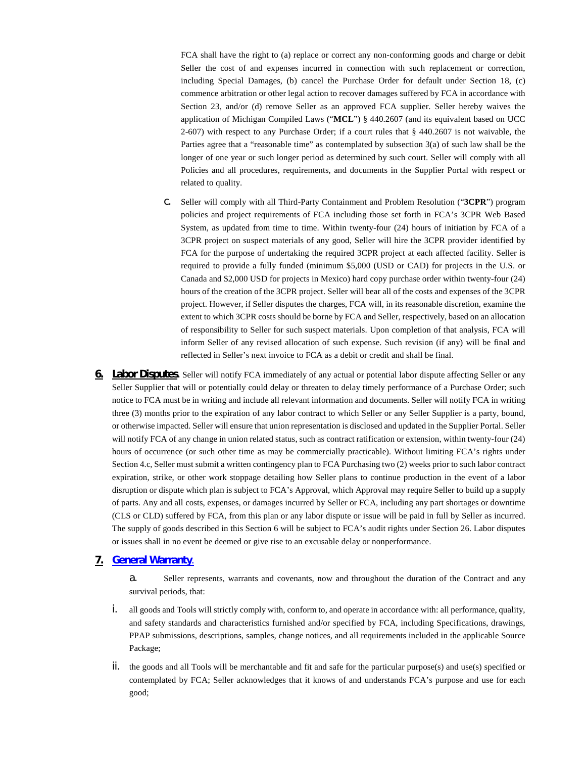FCA shall have the right to (a) replace or correct any non-conforming goods and charge or debit Seller the cost of and expenses incurred in connection with such replacement or correction, including Special Damages, (b) cancel the Purchase Order for default under Section 18, (c) commence arbitration or other legal action to recover damages suffered by FCA in accordance with Section 23, and/or (d) remove Seller as an approved FCA supplier. Seller hereby waives the application of Michigan Compiled Laws ("**MCL**") § 440.2607 (and its equivalent based on UCC 2-607) with respect to any Purchase Order; if a court rules that § 440.2607 is not waivable, the Parties agree that a "reasonable time" as contemplated by subsection 3(a) of such law shall be the longer of one year or such longer period as determined by such court. Seller will comply with all Policies and all procedures, requirements, and documents in the Supplier Portal with respect or related to quality.

c. Seller will comply with all Third-Party Containment and Problem Resolution ("**3CPR**") program policies and project requirements of FCA including those set forth in FCA's 3CPR Web Based System, as updated from time to time. Within twenty-four (24) hours of initiation by FCA of a 3CPR project on suspect materials of any good, Seller will hire the 3CPR provider identified by FCA for the purpose of undertaking the required 3CPR project at each affected facility. Seller is required to provide a fully funded (minimum $5,000 (USD or CAD) for projects in the U.S. or Canada and $2,000 USD for projects in Mexico) hard copy purchase order within twenty-four (24) hours of the creation of the 3CPR project. Seller will bear all of the costs and expenses of the 3CPR project. However, if Seller disputes the charges, FCA will, in its reasonable discretion, examine the extent to which 3CPR costs should be borne by FCA and Seller, respectively, based on an allocation of responsibility to Seller for such suspect materials. Upon completion of that analysis, FCA will inform Seller of any revised allocation of such expense. Such revision (if any) will be final and reflected in Seller's next invoice to FCA as a debit or credit and shall be final.

**6. Labor Disputes**. Seller will notify FCA immediately of any actual or potential labor dispute affecting Seller or any Seller Supplier that will or potentially could delay or threaten to delay timely performance of a Purchase Order; such notice to FCA must be in writing and include all relevant information and documents. Seller will notify FCA in writing three (3) months prior to the expiration of any labor contract to which Seller or any Seller Supplier is a party, bound, or otherwise impacted. Seller will ensure that union representation is disclosed and updated in the Supplier Portal. Seller will notify FCA of any change in union related status, such as contract ratification or extension, within twenty-four (24) hours of occurrence (or such other time as may be commercially practicable). Without limiting FCA's rights under Section 4.c, Seller must submit a written contingency plan to FCA Purchasing two (2) weeks prior to such labor contract expiration, strike, or other work stoppage detailing how Seller plans to continue production in the event of a labor disruption or dispute which plan is subject to FCA's Approval, which Approval may require Seller to build up a supply of parts. Any and all costs, expenses, or damages incurred by Seller or FCA, including any part shortages or downtime (CLS or CLD) suffered by FCA, from this plan or any labor dispute or issue will be paid in full by Seller as incurred. The supply of goods described in this Section 6 will be subject to FCA's audit rights under Section 26. Labor disputes or issues shall in no event be deemed or give rise to an excusable delay or nonperformance.

**7. General Warranty**.

a. Seller represents, warrants and covenants, now and throughout the duration of the Contract and any survival periods, that:

i. all goods and Tools will strictly comply with, conform to, and operate in accordance with: all performance, quality, and safety standards and characteristics furnished and/or specified by FCA, including Specifications, drawings, PPAP submissions, descriptions, samples, change notices, and all requirements included in the applicable Source Package;

ii. the goods and all Tools will be merchantable and fit and safe for the particular purpose(s) and use(s) specified or contemplated by FCA; Seller acknowledges that it knows of and understands FCA's purpose and use for each good;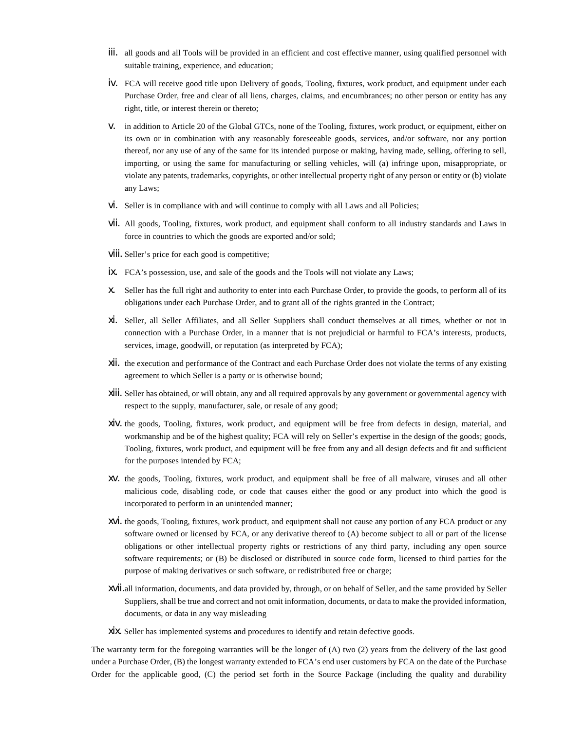iii. all goods and all Tools will be provided in an efficient and cost effective manner, using qualified personnel with suitable training, experience, and education;

iv. FCA will receive good title upon Delivery of goods, Tooling, fixtures, work product, and equipment under each Purchase Order, free and clear of all liens, charges, claims, and encumbrances; no other person or entity has any right, title, or interest therein or thereto;

v. in addition to Article 20 of the Global GTCs, none of the Tooling, fixtures, work product, or equipment, either on its own or in combination with any reasonably foreseeable goods, services, and/or software, nor any portion thereof, nor any use of any of the same for its intended purpose or making, having made, selling, offering to sell, importing, or using the same for manufacturing or selling vehicles, will (a) infringe upon, misappropriate, or violate any patents, trademarks, copyrights, or other intellectual property right of any person or entity or (b) violate any Laws;

vi. Seller is in compliance with and will continue to comply with all Laws and all Policies;

vii. All goods, Tooling, fixtures, work product, and equipment shall conform to all industry standards and Laws in force in countries to which the goods are exported and/or sold;

viii. Seller's price for each good is competitive;

ix. FCA's possession, use, and sale of the goods and the Tools will not violate any Laws;

x. Seller has the full right and authority to enter into each Purchase Order, to provide the goods, to perform all of its obligations under each Purchase Order, and to grant all of the rights granted in the Contract;

xi. Seller, all Seller Affiliates, and all Seller Suppliers shall conduct themselves at all times, whether or not in connection with a Purchase Order, in a manner that is not prejudicial or harmful to FCA's interests, products, services, image, goodwill, or reputation (as interpreted by FCA);

xii. the execution and performance of the Contract and each Purchase Order does not violate the terms of any existing agreement to which Seller is a party or is otherwise bound;

xiii. Seller has obtained, or will obtain, any and all required approvals by any government or governmental agency with respect to the supply, manufacturer, sale, or resale of any good;

xiv. the goods, Tooling, fixtures, work product, and equipment will be free from defects in design, material, and workmanship and be of the highest quality; FCA will rely on Seller's expertise in the design of the goods; goods, Tooling, fixtures, work product, and equipment will be free from any and all design defects and fit and sufficient for the purposes intended by FCA;

xv. the goods, Tooling, fixtures, work product, and equipment shall be free of all malware, viruses and all other malicious code, disabling code, or code that causes either the good or any product into which the good is incorporated to perform in an unintended manner;

xvi. the goods, Tooling, fixtures, work product, and equipment shall not cause any portion of any FCA product or any software owned or licensed by FCA, or any derivative thereof to (A) become subject to all or part of the license obligations or other intellectual property rights or restrictions of any third party, including any open source software requirements; or (B) be disclosed or distributed in source code form, licensed to third parties for the purpose of making derivatives or such software, or redistributed free or charge;

xvii. all information, documents, and data provided by, through, or on behalf of Seller, and the same provided by Seller Suppliers, shall be true and correct and not omit information, documents, or data to make the provided information, documents, or data in any way misleading

xix. Seller has implemented systems and procedures to identify and retain defective goods.

The warranty term for the foregoing warranties will be the longer of (A) two (2) years from the delivery of the last good under a Purchase Order, (B) the longest warranty extended to FCA's end user customers by FCA on the date of the Purchase Order for the applicable good, (C) the period set forth in the Source Package (including the quality and durability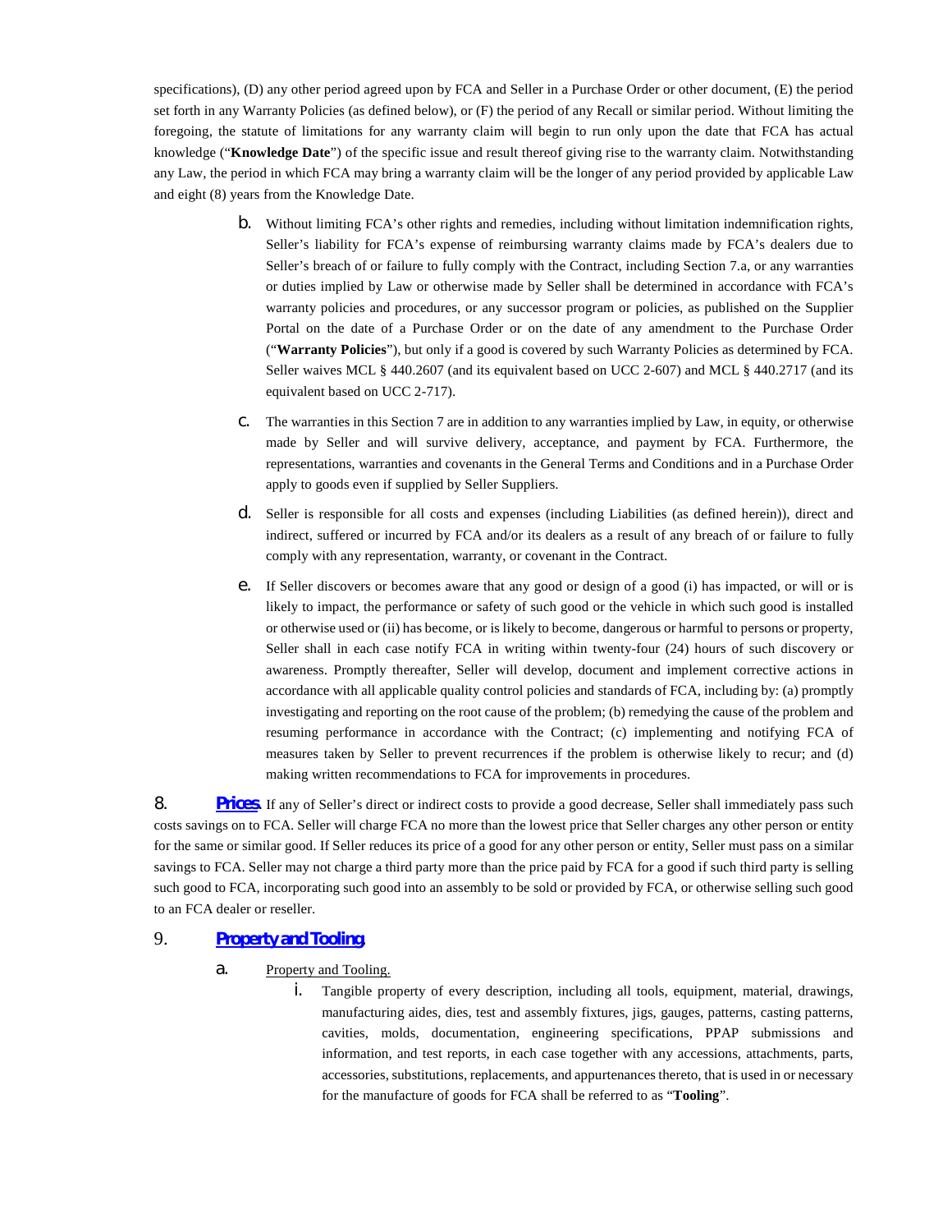specifications), (D) any other period agreed upon by FCA and Seller in a Purchase Order or other document, (E) the period set forth in any Warranty Policies (as defined below), or (F) the period of any Recall or similar period. Without limiting the foregoing, the statute of limitations for any warranty claim will begin to run only upon the date that FCA has actual knowledge ("**Knowledge Date**") of the specific issue and result thereof giving rise to the warranty claim. Notwithstanding any Law, the period in which FCA may bring a warranty claim will be the longer of any period provided by applicable Law and eight (8) years from the Knowledge Date.

b. Without limiting FCA's other rights and remedies, including without limitation indemnification rights, Seller's liability for FCA's expense of reimbursing warranty claims made by FCA's dealers due to Seller's breach of or failure to fully comply with the Contract, including Section 7.a, or any warranties or duties implied by Law or otherwise made by Seller shall be determined in accordance with FCA's warranty policies and procedures, or any successor program or policies, as published on the Supplier Portal on the date of a Purchase Order or on the date of any amendment to the Purchase Order ("**Warranty Policies**"), but only if a good is covered by such Warranty Policies as determined by FCA. Seller waives MCL § 440.2607 (and its equivalent based on UCC 2-607) and MCL § 440.2717 (and its equivalent based on UCC 2-717).

c. The warranties in this Section 7 are in addition to any warranties implied by Law, in equity, or otherwise made by Seller and will survive delivery, acceptance, and payment by FCA. Furthermore, the representations, warranties and covenants in the General Terms and Conditions and in a Purchase Order apply to goods even if supplied by Seller Suppliers.

d. Seller is responsible for all costs and expenses (including Liabilities (as defined herein)), direct and indirect, suffered or incurred by FCA and/or its dealers as a result of any breach of or failure to fully comply with any representation, warranty, or covenant in the Contract.

e. If Seller discovers or becomes aware that any good or design of a good (i) has impacted, or will or is likely to impact, the performance or safety of such good or the vehicle in which such good is installed or otherwise used or (ii) has become, or is likely to become, dangerous or harmful to persons or property, Seller shall in each case notify FCA in writing within twenty-four (24) hours of such discovery or awareness. Promptly thereafter, Seller will develop, document and implement corrective actions in accordance with all applicable quality control policies and standards of FCA, including by: (a) promptly investigating and reporting on the root cause of the problem; (b) remedying the cause of the problem and resuming performance in accordance with the Contract; (c) implementing and notifying FCA of measures taken by Seller to prevent recurrences if the problem is otherwise likely to recur; and (d) making written recommendations to FCA for improvements in procedures.

8. **Prices**. If any of Seller's direct or indirect costs to provide a good decrease, Seller shall immediately pass such costs savings on to FCA. Seller will charge FCA no more than the lowest price that Seller charges any other person or entity for the same or similar good. If Seller reduces its price of a good for any other person or entity, Seller must pass on a similar savings to FCA. Seller may not charge a third party more than the price paid by FCA for a good if such third party is selling such good to FCA, incorporating such good into an assembly to be sold or provided by FCA, or otherwise selling such good to an FCA dealer or reseller.

9. **Property and Tooling**.

a. Property and Tooling.

i. Tangible property of every description, including all tools, equipment, material, drawings, manufacturing aides, dies, test and assembly fixtures, jigs, gauges, patterns, casting patterns, cavities, molds, documentation, engineering specifications, PPAP submissions and information, and test reports, in each case together with any accessions, attachments, parts, accessories, substitutions, replacements, and appurtenances thereto, that is used in or necessary for the manufacture of goods for FCA shall be referred to as "**Tooling**".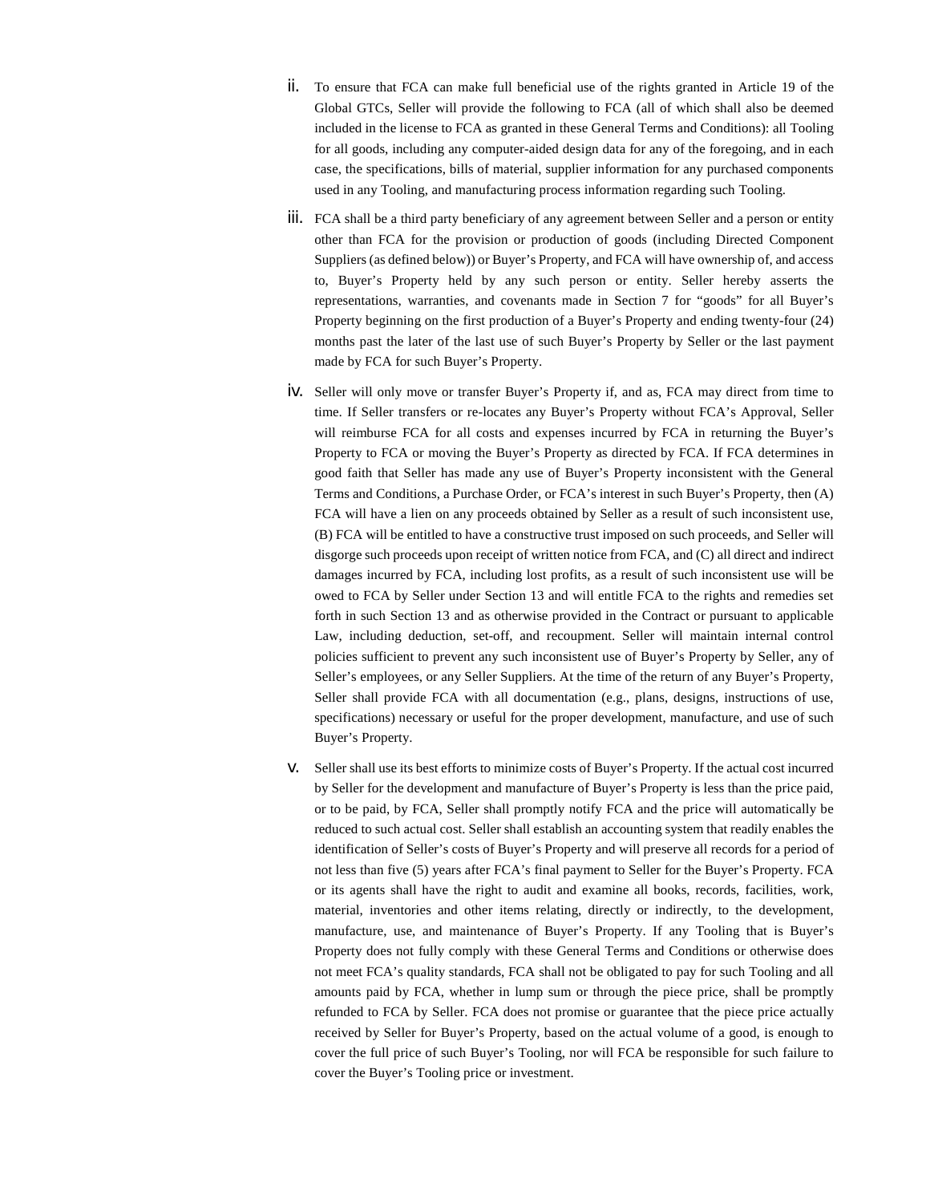ii. To ensure that FCA can make full beneficial use of the rights granted in Article 19 of the Global GTCs, Seller will provide the following to FCA (all of which shall also be deemed included in the license to FCA as granted in these General Terms and Conditions): all Tooling for all goods, including any computer-aided design data for any of the foregoing, and in each case, the specifications, bills of material, supplier information for any purchased components used in any Tooling, and manufacturing process information regarding such Tooling.

iii. FCA shall be a third party beneficiary of any agreement between Seller and a person or entity other than FCA for the provision or production of goods (including Directed Component Suppliers (as defined below)) or Buyer's Property, and FCA will have ownership of, and access to, Buyer's Property held by any such person or entity. Seller hereby asserts the representations, warranties, and covenants made in Section 7 for "goods" for all Buyer's Property beginning on the first production of a Buyer's Property and ending twenty-four (24) months past the later of the last use of such Buyer's Property by Seller or the last payment made by FCA for such Buyer's Property.

iv. Seller will only move or transfer Buyer's Property if, and as, FCA may direct from time to time. If Seller transfers or re-locates any Buyer's Property without FCA's Approval, Seller will reimburse FCA for all costs and expenses incurred by FCA in returning the Buyer's Property to FCA or moving the Buyer's Property as directed by FCA. If FCA determines in good faith that Seller has made any use of Buyer's Property inconsistent with the General Terms and Conditions, a Purchase Order, or FCA's interest in such Buyer's Property, then (A) FCA will have a lien on any proceeds obtained by Seller as a result of such inconsistent use, (B) FCA will be entitled to have a constructive trust imposed on such proceeds, and Seller will disgorge such proceeds upon receipt of written notice from FCA, and (C) all direct and indirect damages incurred by FCA, including lost profits, as a result of such inconsistent use will be owed to FCA by Seller under Section 13 and will entitle FCA to the rights and remedies set forth in such Section 13 and as otherwise provided in the Contract or pursuant to applicable Law, including deduction, set-off, and recoupment. Seller will maintain internal control policies sufficient to prevent any such inconsistent use of Buyer's Property by Seller, any of Seller's employees, or any Seller Suppliers. At the time of the return of any Buyer's Property, Seller shall provide FCA with all documentation (e.g., plans, designs, instructions of use, specifications) necessary or useful for the proper development, manufacture, and use of such Buyer's Property.

v. Seller shall use its best efforts to minimize costs of Buyer's Property. If the actual cost incurred by Seller for the development and manufacture of Buyer's Property is less than the price paid, or to be paid, by FCA, Seller shall promptly notify FCA and the price will automatically be reduced to such actual cost. Seller shall establish an accounting system that readily enables the identification of Seller's costs of Buyer's Property and will preserve all records for a period of not less than five (5) years after FCA's final payment to Seller for the Buyer's Property. FCA or its agents shall have the right to audit and examine all books, records, facilities, work, material, inventories and other items relating, directly or indirectly, to the development, manufacture, use, and maintenance of Buyer's Property. If any Tooling that is Buyer's Property does not fully comply with these General Terms and Conditions or otherwise does not meet FCA's quality standards, FCA shall not be obligated to pay for such Tooling and all amounts paid by FCA, whether in lump sum or through the piece price, shall be promptly refunded to FCA by Seller. FCA does not promise or guarantee that the piece price actually received by Seller for Buyer's Property, based on the actual volume of a good, is enough to cover the full price of such Buyer's Tooling, nor will FCA be responsible for such failure to cover the Buyer's Tooling price or investment.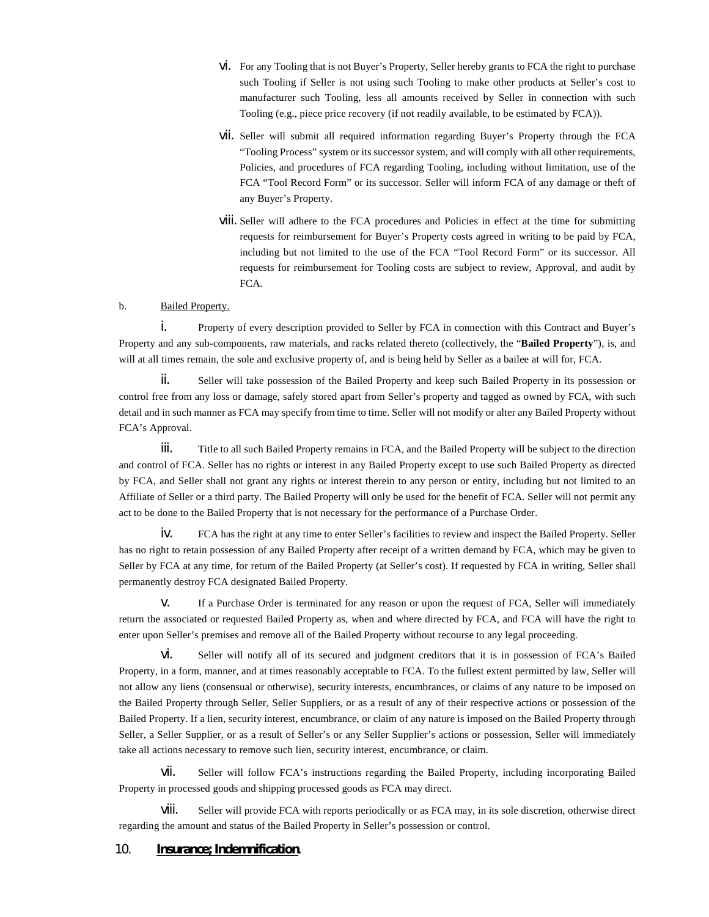vi. For any Tooling that is not Buyer's Property, Seller hereby grants to FCA the right to purchase such Tooling if Seller is not using such Tooling to make other products at Seller's cost to manufacturer such Tooling, less all amounts received by Seller in connection with such Tooling (e.g., piece price recovery (if not readily available, to be estimated by FCA)).

vii. Seller will submit all required information regarding Buyer's Property through the FCA "Tooling Process" system or its successor system, and will comply with all other requirements, Policies, and procedures of FCA regarding Tooling, including without limitation, use of the FCA "Tool Record Form" or its successor. Seller will inform FCA of any damage or theft of any Buyer's Property.

viii. Seller will adhere to the FCA procedures and Policies in effect at the time for submitting requests for reimbursement for Buyer's Property costs agreed in writing to be paid by FCA, including but not limited to the use of the FCA "Tool Record Form" or its successor. All requests for reimbursement for Tooling costs are subject to review, Approval, and audit by FCA.

b. Bailed Property.

i. Property of every description provided to Seller by FCA in connection with this Contract and Buyer's Property and any sub-components, raw materials, and racks related thereto (collectively, the "**Bailed Property**"), is, and will at all times remain, the sole and exclusive property of, and is being held by Seller as a bailee at will for, FCA.

ii. Seller will take possession of the Bailed Property and keep such Bailed Property in its possession or control free from any loss or damage, safely stored apart from Seller's property and tagged as owned by FCA, with such detail and in such manner as FCA may specify from time to time. Seller will not modify or alter any Bailed Property without FCA's Approval.

iii. Title to all such Bailed Property remains in FCA, and the Bailed Property will be subject to the direction and control of FCA. Seller has no rights or interest in any Bailed Property except to use such Bailed Property as directed by FCA, and Seller shall not grant any rights or interest therein to any person or entity, including but not limited to an Affiliate of Seller or a third party. The Bailed Property will only be used for the benefit of FCA. Seller will not permit any act to be done to the Bailed Property that is not necessary for the performance of a Purchase Order.

iv. FCA has the right at any time to enter Seller's facilities to review and inspect the Bailed Property. Seller has no right to retain possession of any Bailed Property after receipt of a written demand by FCA, which may be given to Seller by FCA at any time, for return of the Bailed Property (at Seller's cost). If requested by FCA in writing, Seller shall permanently destroy FCA designated Bailed Property.

v. If a Purchase Order is terminated for any reason or upon the request of FCA, Seller will immediately return the associated or requested Bailed Property as, when and where directed by FCA, and FCA will have the right to enter upon Seller's premises and remove all of the Bailed Property without recourse to any legal proceeding.

vi. Seller will notify all of its secured and judgment creditors that it is in possession of FCA's Bailed Property, in a form, manner, and at times reasonably acceptable to FCA. To the fullest extent permitted by law, Seller will not allow any liens (consensual or otherwise), security interests, encumbrances, or claims of any nature to be imposed on the Bailed Property through Seller, Seller Suppliers, or as a result of any of their respective actions or possession of the Bailed Property. If a lien, security interest, encumbrance, or claim of any nature is imposed on the Bailed Property through Seller, a Seller Supplier, or as a result of Seller's or any Seller Supplier's actions or possession, Seller will immediately take all actions necessary to remove such lien, security interest, encumbrance, or claim.

vii. Seller will follow FCA's instructions regarding the Bailed Property, including incorporating Bailed Property in processed goods and shipping processed goods as FCA may direct.

viii. Seller will provide FCA with reports periodically or as FCA may, in its sole discretion, otherwise direct regarding the amount and status of the Bailed Property in Seller's possession or control.

## 10. ***Insurance; Indemnification***.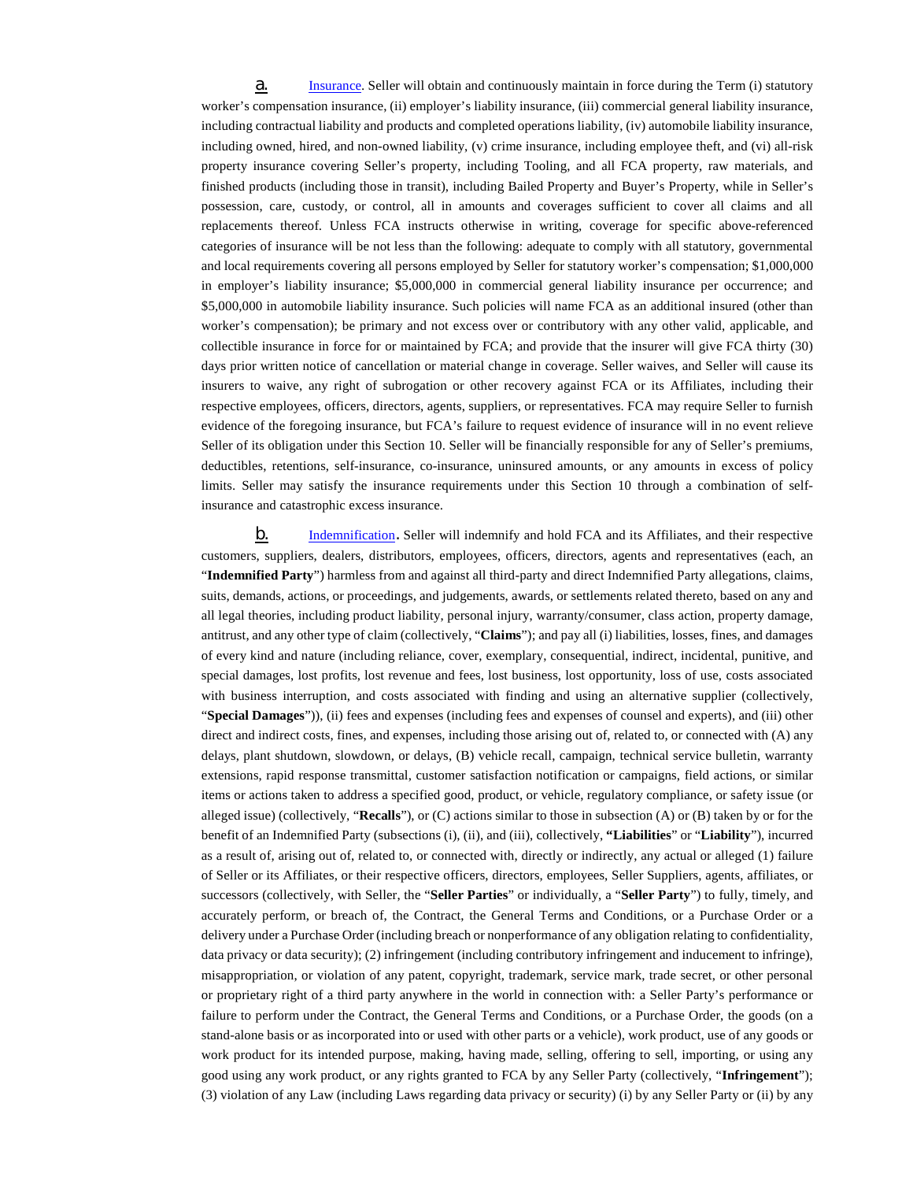a. Insurance. Seller will obtain and continuously maintain in force during the Term (i) statutory worker's compensation insurance, (ii) employer's liability insurance, (iii) commercial general liability insurance, including contractual liability and products and completed operations liability, (iv) automobile liability insurance, including owned, hired, and non-owned liability, (v) crime insurance, including employee theft, and (vi) all-risk property insurance covering Seller's property, including Tooling, and all FCA property, raw materials, and finished products (including those in transit), including Bailed Property and Buyer's Property, while in Seller's possession, care, custody, or control, all in amounts and coverages sufficient to cover all claims and all replacements thereof. Unless FCA instructs otherwise in writing, coverage for specific above-referenced categories of insurance will be not less than the following: adequate to comply with all statutory, governmental and local requirements covering all persons employed by Seller for statutory worker's compensation; $1,000,000 in employer's liability insurance; $5,000,000 in commercial general liability insurance per occurrence; and $5,000,000 in automobile liability insurance. Such policies will name FCA as an additional insured (other than worker's compensation); be primary and not excess over or contributory with any other valid, applicable, and collectible insurance in force for or maintained by FCA; and provide that the insurer will give FCA thirty (30) days prior written notice of cancellation or material change in coverage. Seller waives, and Seller will cause its insurers to waive, any right of subrogation or other recovery against FCA or its Affiliates, including their respective employees, officers, directors, agents, suppliers, or representatives. FCA may require Seller to furnish evidence of the foregoing insurance, but FCA's failure to request evidence of insurance will in no event relieve Seller of its obligation under this Section 10. Seller will be financially responsible for any of Seller's premiums, deductibles, retentions, self-insurance, co-insurance, uninsured amounts, or any amounts in excess of policy limits. Seller may satisfy the insurance requirements under this Section 10 through a combination of self-insurance and catastrophic excess insurance.

b. Indemnification**.** Seller will indemnify and hold FCA and its Affiliates, and their respective customers, suppliers, dealers, distributors, employees, officers, directors, agents and representatives (each, an "**Indemnified Party**") harmless from and against all third-party and direct Indemnified Party allegations, claims, suits, demands, actions, or proceedings, and judgements, awards, or settlements related thereto, based on any and all legal theories, including product liability, personal injury, warranty/consumer, class action, property damage, antitrust, and any other type of claim (collectively, "**Claims**"); and pay all (i) liabilities, losses, fines, and damages of every kind and nature (including reliance, cover, exemplary, consequential, indirect, incidental, punitive, and special damages, lost profits, lost revenue and fees, lost business, lost opportunity, loss of use, costs associated with business interruption, and costs associated with finding and using an alternative supplier (collectively, "**Special Damages**")), (ii) fees and expenses (including fees and expenses of counsel and experts), and (iii) other direct and indirect costs, fines, and expenses, including those arising out of, related to, or connected with (A) any delays, plant shutdown, slowdown, or delays, (B) vehicle recall, campaign, technical service bulletin, warranty extensions, rapid response transmittal, customer satisfaction notification or campaigns, field actions, or similar items or actions taken to address a specified good, product, or vehicle, regulatory compliance, or safety issue (or alleged issue) (collectively, "**Recalls**"), or (C) actions similar to those in subsection (A) or (B) taken by or for the benefit of an Indemnified Party (subsections (i), (ii), and (iii), collectively, **"Liabilities**" or "**Liability**"), incurred as a result of, arising out of, related to, or connected with, directly or indirectly, any actual or alleged (1) failure of Seller or its Affiliates, or their respective officers, directors, employees, Seller Suppliers, agents, affiliates, or successors (collectively, with Seller, the "**Seller Parties**" or individually, a "**Seller Party**") to fully, timely, and accurately perform, or breach of, the Contract, the General Terms and Conditions, or a Purchase Order or a delivery under a Purchase Order (including breach or nonperformance of any obligation relating to confidentiality, data privacy or data security); (2) infringement (including contributory infringement and inducement to infringe), misappropriation, or violation of any patent, copyright, trademark, service mark, trade secret, or other personal or proprietary right of a third party anywhere in the world in connection with: a Seller Party's performance or failure to perform under the Contract, the General Terms and Conditions, or a Purchase Order, the goods (on a stand-alone basis or as incorporated into or used with other parts or a vehicle), work product, use of any goods or work product for its intended purpose, making, having made, selling, offering to sell, importing, or using any good using any work product, or any rights granted to FCA by any Seller Party (collectively, "**Infringement**"); (3) violation of any Law (including Laws regarding data privacy or security) (i) by any Seller Party or (ii) by any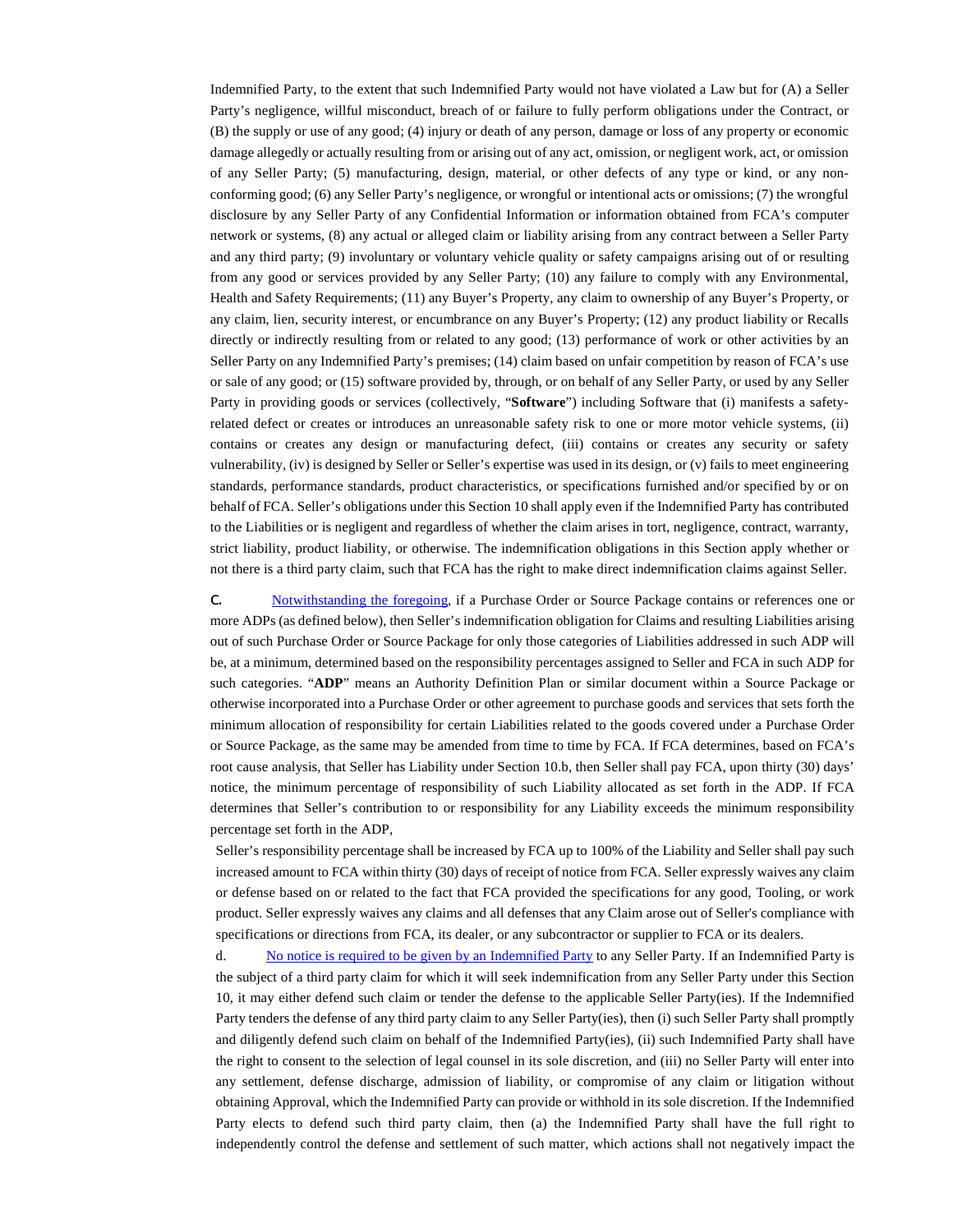Indemnified Party, to the extent that such Indemnified Party would not have violated a Law but for (A) a Seller Party's negligence, willful misconduct, breach of or failure to fully perform obligations under the Contract, or (B) the supply or use of any good; (4) injury or death of any person, damage or loss of any property or economic damage allegedly or actually resulting from or arising out of any act, omission, or negligent work, act, or omission of any Seller Party; (5) manufacturing, design, material, or other defects of any type or kind, or any non-conforming good; (6) any Seller Party's negligence, or wrongful or intentional acts or omissions; (7) the wrongful disclosure by any Seller Party of any Confidential Information or information obtained from FCA's computer network or systems, (8) any actual or alleged claim or liability arising from any contract between a Seller Party and any third party; (9) involuntary or voluntary vehicle quality or safety campaigns arising out of or resulting from any good or services provided by any Seller Party; (10) any failure to comply with any Environmental, Health and Safety Requirements; (11) any Buyer's Property, any claim to ownership of any Buyer's Property, or any claim, lien, security interest, or encumbrance on any Buyer's Property; (12) any product liability or Recalls directly or indirectly resulting from or related to any good; (13) performance of work or other activities by an Seller Party on any Indemnified Party's premises; (14) claim based on unfair competition by reason of FCA's use or sale of any good; or (15) software provided by, through, or on behalf of any Seller Party, or used by any Seller Party in providing goods or services (collectively, "**Software**") including Software that (i) manifests a safety-related defect or creates or introduces an unreasonable safety risk to one or more motor vehicle systems, (ii) contains or creates any design or manufacturing defect, (iii) contains or creates any security or safety vulnerability, (iv) is designed by Seller or Seller's expertise was used in its design, or (v) fails to meet engineering standards, performance standards, product characteristics, or specifications furnished and/or specified by or on behalf of FCA. Seller's obligations under this Section 10 shall apply even if the Indemnified Party has contributed to the Liabilities or is negligent and regardless of whether the claim arises in tort, negligence, contract, warranty, strict liability, product liability, or otherwise. The indemnification obligations in this Section apply whether or not there is a third party claim, such that FCA has the right to make direct indemnification claims against Seller.

c. Notwithstanding the foregoing, if a Purchase Order or Source Package contains or references one or more ADPs (as defined below), then Seller's indemnification obligation for Claims and resulting Liabilities arising out of such Purchase Order or Source Package for only those categories of Liabilities addressed in such ADP will be, at a minimum, determined based on the responsibility percentages assigned to Seller and FCA in such ADP for such categories. "**ADP**" means an Authority Definition Plan or similar document within a Source Package or otherwise incorporated into a Purchase Order or other agreement to purchase goods and services that sets forth the minimum allocation of responsibility for certain Liabilities related to the goods covered under a Purchase Order or Source Package, as the same may be amended from time to time by FCA. If FCA determines, based on FCA's root cause analysis, that Seller has Liability under Section 10.b, then Seller shall pay FCA, upon thirty (30) days' notice, the minimum percentage of responsibility of such Liability allocated as set forth in the ADP. If FCA determines that Seller's contribution to or responsibility for any Liability exceeds the minimum responsibility percentage set forth in the ADP,

Seller's responsibility percentage shall be increased by FCA up to 100% of the Liability and Seller shall pay such increased amount to FCA within thirty (30) days of receipt of notice from FCA. Seller expressly waives any claim or defense based on or related to the fact that FCA provided the specifications for any good, Tooling, or work product. Seller expressly waives any claims and all defenses that any Claim arose out of Seller's compliance with specifications or directions from FCA, its dealer, or any subcontractor or supplier to FCA or its dealers.

d. No notice is required to be given by an Indemnified Party to any Seller Party. If an Indemnified Party is the subject of a third party claim for which it will seek indemnification from any Seller Party under this Section 10, it may either defend such claim or tender the defense to the applicable Seller Party(ies). If the Indemnified Party tenders the defense of any third party claim to any Seller Party(ies), then (i) such Seller Party shall promptly and diligently defend such claim on behalf of the Indemnified Party(ies), (ii) such Indemnified Party shall have the right to consent to the selection of legal counsel in its sole discretion, and (iii) no Seller Party will enter into any settlement, defense discharge, admission of liability, or compromise of any claim or litigation without obtaining Approval, which the Indemnified Party can provide or withhold in its sole discretion. If the Indemnified Party elects to defend such third party claim, then (a) the Indemnified Party shall have the full right to independently control the defense and settlement of such matter, which actions shall not negatively impact the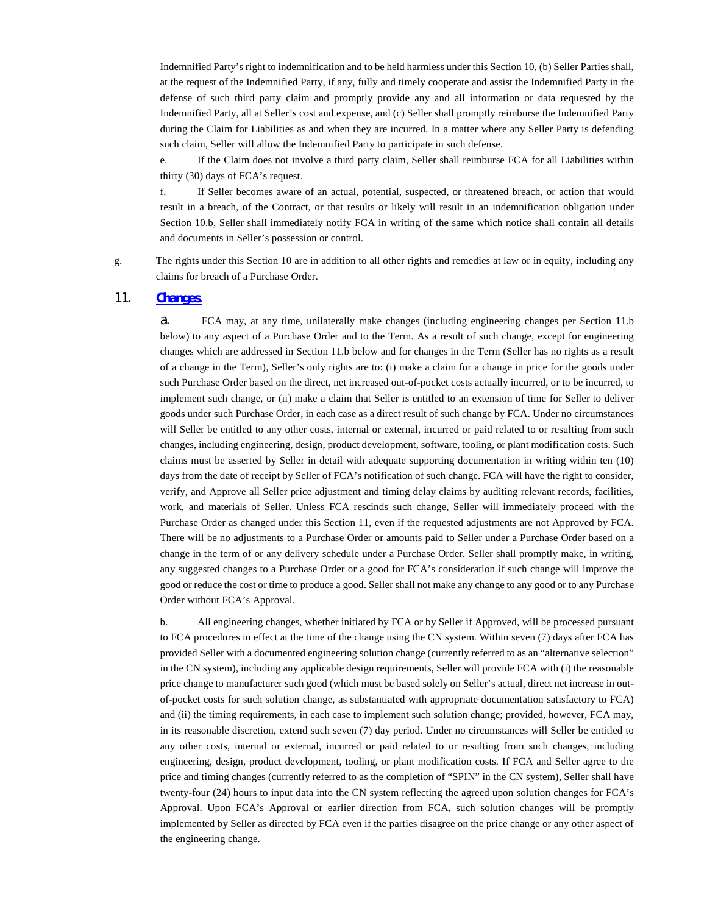Indemnified Party's right to indemnification and to be held harmless under this Section 10, (b) Seller Parties shall, at the request of the Indemnified Party, if any, fully and timely cooperate and assist the Indemnified Party in the defense of such third party claim and promptly provide any and all information or data requested by the Indemnified Party, all at Seller's cost and expense, and (c) Seller shall promptly reimburse the Indemnified Party during the Claim for Liabilities as and when they are incurred. In a matter where any Seller Party is defending such claim, Seller will allow the Indemnified Party to participate in such defense.

e. If the Claim does not involve a third party claim, Seller shall reimburse FCA for all Liabilities within thirty (30) days of FCA's request.

f. If Seller becomes aware of an actual, potential, suspected, or threatened breach, or action that would result in a breach, of the Contract, or that results or likely will result in an indemnification obligation under Section 10.b, Seller shall immediately notify FCA in writing of the same which notice shall contain all details and documents in Seller's possession or control.

g. The rights under this Section 10 are in addition to all other rights and remedies at law or in equity, including any claims for breach of a Purchase Order.

## 11. Changes.

a. FCA may, at any time, unilaterally make changes (including engineering changes per Section 11.b below) to any aspect of a Purchase Order and to the Term. As a result of such change, except for engineering changes which are addressed in Section 11.b below and for changes in the Term (Seller has no rights as a result of a change in the Term), Seller's only rights are to: (i) make a claim for a change in price for the goods under such Purchase Order based on the direct, net increased out-of-pocket costs actually incurred, or to be incurred, to implement such change, or (ii) make a claim that Seller is entitled to an extension of time for Seller to deliver goods under such Purchase Order, in each case as a direct result of such change by FCA. Under no circumstances will Seller be entitled to any other costs, internal or external, incurred or paid related to or resulting from such changes, including engineering, design, product development, software, tooling, or plant modification costs. Such claims must be asserted by Seller in detail with adequate supporting documentation in writing within ten (10) days from the date of receipt by Seller of FCA's notification of such change. FCA will have the right to consider, verify, and Approve all Seller price adjustment and timing delay claims by auditing relevant records, facilities, work, and materials of Seller. Unless FCA rescinds such change, Seller will immediately proceed with the Purchase Order as changed under this Section 11, even if the requested adjustments are not Approved by FCA. There will be no adjustments to a Purchase Order or amounts paid to Seller under a Purchase Order based on a change in the term of or any delivery schedule under a Purchase Order. Seller shall promptly make, in writing, any suggested changes to a Purchase Order or a good for FCA's consideration if such change will improve the good or reduce the cost or time to produce a good. Seller shall not make any change to any good or to any Purchase Order without FCA's Approval.

b. All engineering changes, whether initiated by FCA or by Seller if Approved, will be processed pursuant to FCA procedures in effect at the time of the change using the CN system. Within seven (7) days after FCA has provided Seller with a documented engineering solution change (currently referred to as an "alternative selection" in the CN system), including any applicable design requirements, Seller will provide FCA with (i) the reasonable price change to manufacturer such good (which must be based solely on Seller's actual, direct net increase in out-of-pocket costs for such solution change, as substantiated with appropriate documentation satisfactory to FCA) and (ii) the timing requirements, in each case to implement such solution change; provided, however, FCA may, in its reasonable discretion, extend such seven (7) day period. Under no circumstances will Seller be entitled to any other costs, internal or external, incurred or paid related to or resulting from such changes, including engineering, design, product development, tooling, or plant modification costs. If FCA and Seller agree to the price and timing changes (currently referred to as the completion of "SPIN" in the CN system), Seller shall have twenty-four (24) hours to input data into the CN system reflecting the agreed upon solution changes for FCA's Approval. Upon FCA's Approval or earlier direction from FCA, such solution changes will be promptly implemented by Seller as directed by FCA even if the parties disagree on the price change or any other aspect of the engineering change.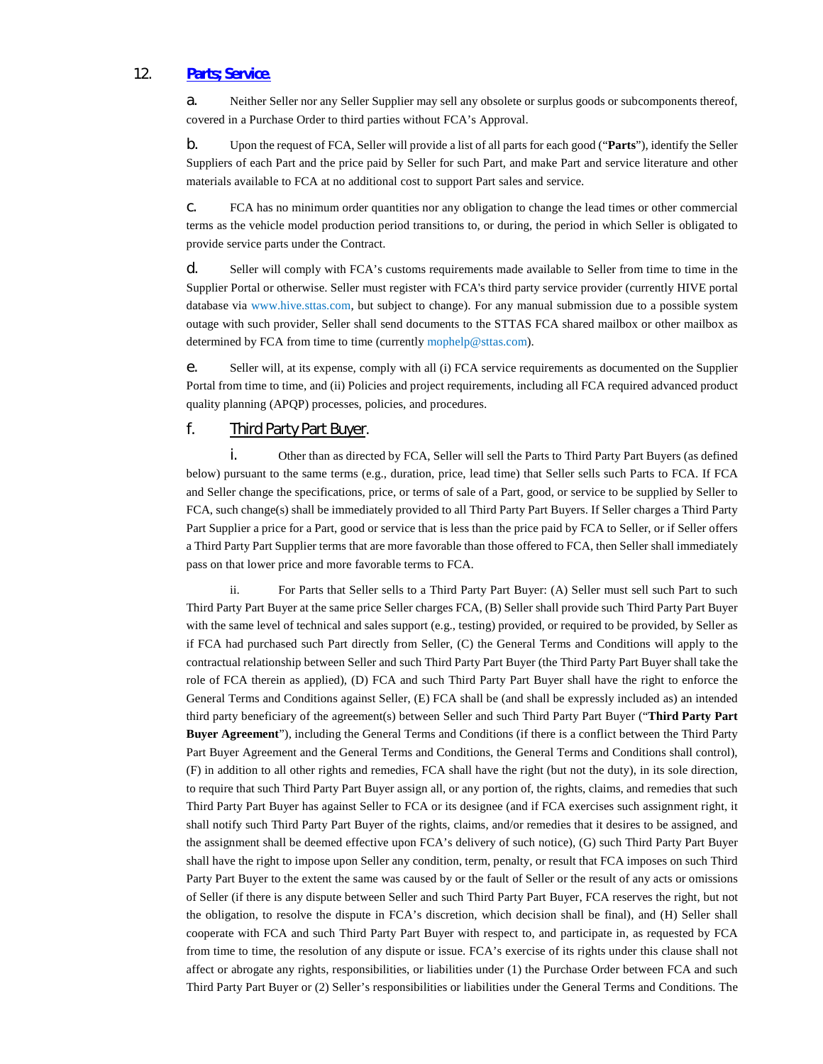## 12. [Parts; Service.]

a. Neither Seller nor any Seller Supplier may sell any obsolete or surplus goods or subcomponents thereof, covered in a Purchase Order to third parties without FCA's Approval.

b. Upon the request of FCA, Seller will provide a list of all parts for each good ("**Parts**"), identify the Seller Suppliers of each Part and the price paid by Seller for such Part, and make Part and service literature and other materials available to FCA at no additional cost to support Part sales and service.

c. FCA has no minimum order quantities nor any obligation to change the lead times or other commercial terms as the vehicle model production period transitions to, or during, the period in which Seller is obligated to provide service parts under the Contract.

d. Seller will comply with FCA's customs requirements made available to Seller from time to time in the Supplier Portal or otherwise. Seller must register with FCA's third party service provider (currently HIVE portal database via www.hive.sttas.com, but subject to change). For any manual submission due to a possible system outage with such provider, Seller shall send documents to the STTAS FCA shared mailbox or other mailbox as determined by FCA from time to time (currently mophelp@sttas.com).

e. Seller will, at its expense, comply with all (i) FCA service requirements as documented on the Supplier Portal from time to time, and (ii) Policies and project requirements, including all FCA required advanced product quality planning (APQP) processes, policies, and procedures.

f. Third Party Part Buyer.

i. Other than as directed by FCA, Seller will sell the Parts to Third Party Part Buyers (as defined below) pursuant to the same terms (e.g., duration, price, lead time) that Seller sells such Parts to FCA. If FCA and Seller change the specifications, price, or terms of sale of a Part, good, or service to be supplied by Seller to FCA, such change(s) shall be immediately provided to all Third Party Part Buyers. If Seller charges a Third Party Part Supplier a price for a Part, good or service that is less than the price paid by FCA to Seller, or if Seller offers a Third Party Part Supplier terms that are more favorable than those offered to FCA, then Seller shall immediately pass on that lower price and more favorable terms to FCA.

ii. For Parts that Seller sells to a Third Party Part Buyer: (A) Seller must sell such Part to such Third Party Part Buyer at the same price Seller charges FCA, (B) Seller shall provide such Third Party Part Buyer with the same level of technical and sales support (e.g., testing) provided, or required to be provided, by Seller as if FCA had purchased such Part directly from Seller, (C) the General Terms and Conditions will apply to the contractual relationship between Seller and such Third Party Part Buyer (the Third Party Part Buyer shall take the role of FCA therein as applied), (D) FCA and such Third Party Part Buyer shall have the right to enforce the General Terms and Conditions against Seller, (E) FCA shall be (and shall be expressly included as) an intended third party beneficiary of the agreement(s) between Seller and such Third Party Part Buyer ("**Third Party Part Buyer Agreement**"), including the General Terms and Conditions (if there is a conflict between the Third Party Part Buyer Agreement and the General Terms and Conditions, the General Terms and Conditions shall control), (F) in addition to all other rights and remedies, FCA shall have the right (but not the duty), in its sole direction, to require that such Third Party Part Buyer assign all, or any portion of, the rights, claims, and remedies that such Third Party Part Buyer has against Seller to FCA or its designee (and if FCA exercises such assignment right, it shall notify such Third Party Part Buyer of the rights, claims, and/or remedies that it desires to be assigned, and the assignment shall be deemed effective upon FCA's delivery of such notice), (G) such Third Party Part Buyer shall have the right to impose upon Seller any condition, term, penalty, or result that FCA imposes on such Third Party Part Buyer to the extent the same was caused by or the fault of Seller or the result of any acts or omissions of Seller (if there is any dispute between Seller and such Third Party Part Buyer, FCA reserves the right, but not the obligation, to resolve the dispute in FCA's discretion, which decision shall be final), and (H) Seller shall cooperate with FCA and such Third Party Part Buyer with respect to, and participate in, as requested by FCA from time to time, the resolution of any dispute or issue. FCA's exercise of its rights under this clause shall not affect or abrogate any rights, responsibilities, or liabilities under (1) the Purchase Order between FCA and such Third Party Part Buyer or (2) Seller's responsibilities or liabilities under the General Terms and Conditions. The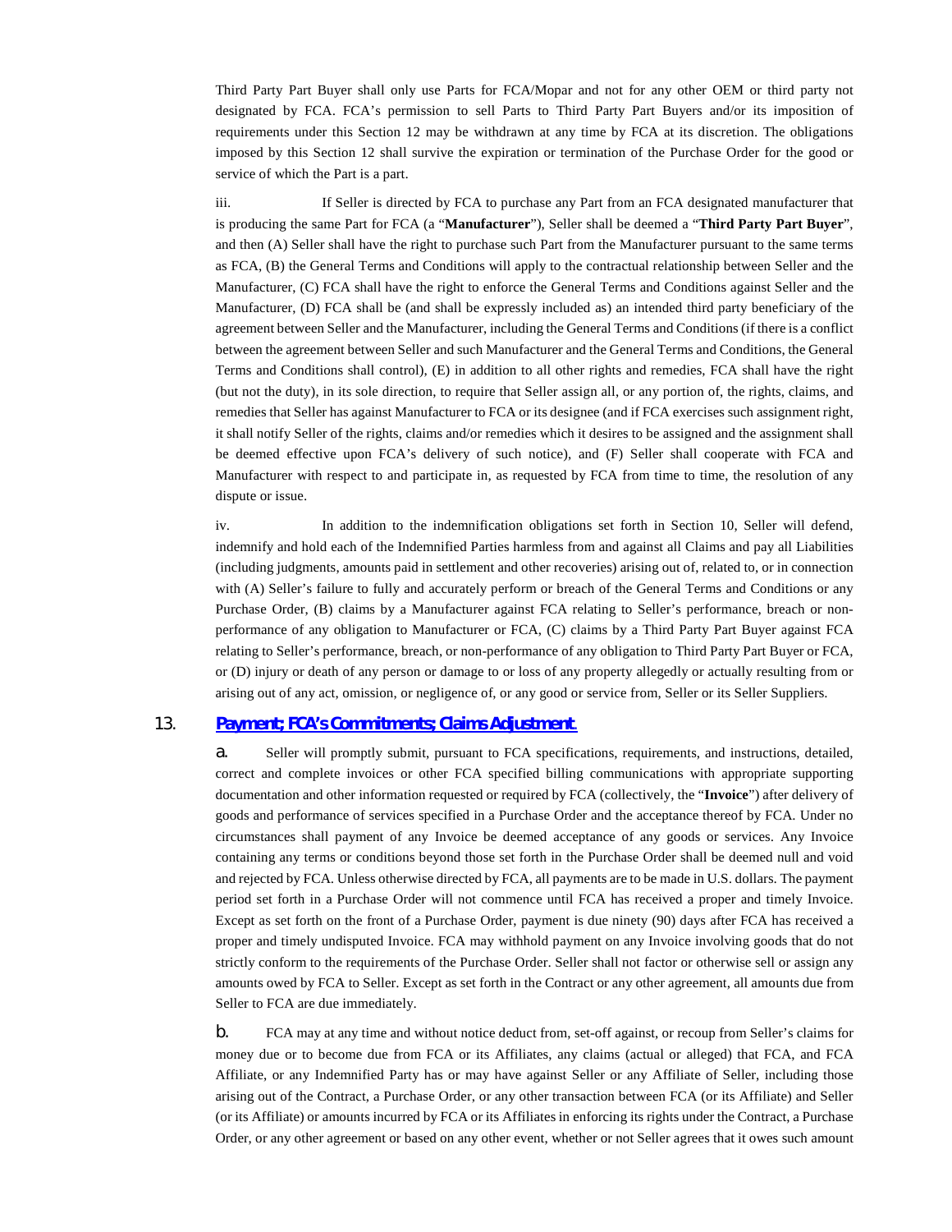Third Party Part Buyer shall only use Parts for FCA/Mopar and not for any other OEM or third party not designated by FCA. FCA's permission to sell Parts to Third Party Part Buyers and/or its imposition of requirements under this Section 12 may be withdrawn at any time by FCA at its discretion. The obligations imposed by this Section 12 shall survive the expiration or termination of the Purchase Order for the good or service of which the Part is a part.

iii. If Seller is directed by FCA to purchase any Part from an FCA designated manufacturer that is producing the same Part for FCA (a "**Manufacturer**"), Seller shall be deemed a "**Third Party Part Buyer**", and then (A) Seller shall have the right to purchase such Part from the Manufacturer pursuant to the same terms as FCA, (B) the General Terms and Conditions will apply to the contractual relationship between Seller and the Manufacturer, (C) FCA shall have the right to enforce the General Terms and Conditions against Seller and the Manufacturer, (D) FCA shall be (and shall be expressly included as) an intended third party beneficiary of the agreement between Seller and the Manufacturer, including the General Terms and Conditions (if there is a conflict between the agreement between Seller and such Manufacturer and the General Terms and Conditions, the General Terms and Conditions shall control), (E) in addition to all other rights and remedies, FCA shall have the right (but not the duty), in its sole direction, to require that Seller assign all, or any portion of, the rights, claims, and remedies that Seller has against Manufacturer to FCA or its designee (and if FCA exercises such assignment right, it shall notify Seller of the rights, claims and/or remedies which it desires to be assigned and the assignment shall be deemed effective upon FCA's delivery of such notice), and (F) Seller shall cooperate with FCA and Manufacturer with respect to and participate in, as requested by FCA from time to time, the resolution of any dispute or issue.

iv. In addition to the indemnification obligations set forth in Section 10, Seller will defend, indemnify and hold each of the Indemnified Parties harmless from and against all Claims and pay all Liabilities (including judgments, amounts paid in settlement and other recoveries) arising out of, related to, or in connection with (A) Seller's failure to fully and accurately perform or breach of the General Terms and Conditions or any Purchase Order, (B) claims by a Manufacturer against FCA relating to Seller's performance, breach or non-performance of any obligation to Manufacturer or FCA, (C) claims by a Third Party Part Buyer against FCA relating to Seller's performance, breach, or non-performance of any obligation to Third Party Part Buyer or FCA, or (D) injury or death of any person or damage to or loss of any property allegedly or actually resulting from or arising out of any act, omission, or negligence of, or any good or service from, Seller or its Seller Suppliers.

## 13. Payment; FCA's Commitments; Claims Adjustment.

a. Seller will promptly submit, pursuant to FCA specifications, requirements, and instructions, detailed, correct and complete invoices or other FCA specified billing communications with appropriate supporting documentation and other information requested or required by FCA (collectively, the "**Invoice**") after delivery of goods and performance of services specified in a Purchase Order and the acceptance thereof by FCA. Under no circumstances shall payment of any Invoice be deemed acceptance of any goods or services. Any Invoice containing any terms or conditions beyond those set forth in the Purchase Order shall be deemed null and void and rejected by FCA. Unless otherwise directed by FCA, all payments are to be made in U.S. dollars. The payment period set forth in a Purchase Order will not commence until FCA has received a proper and timely Invoice. Except as set forth on the front of a Purchase Order, payment is due ninety (90) days after FCA has received a proper and timely undisputed Invoice. FCA may withhold payment on any Invoice involving goods that do not strictly conform to the requirements of the Purchase Order. Seller shall not factor or otherwise sell or assign any amounts owed by FCA to Seller. Except as set forth in the Contract or any other agreement, all amounts due from Seller to FCA are due immediately.

b. FCA may at any time and without notice deduct from, set-off against, or recoup from Seller's claims for money due or to become due from FCA or its Affiliates, any claims (actual or alleged) that FCA, and FCA Affiliate, or any Indemnified Party has or may have against Seller or any Affiliate of Seller, including those arising out of the Contract, a Purchase Order, or any other transaction between FCA (or its Affiliate) and Seller (or its Affiliate) or amounts incurred by FCA or its Affiliates in enforcing its rights under the Contract, a Purchase Order, or any other agreement or based on any other event, whether or not Seller agrees that it owes such amount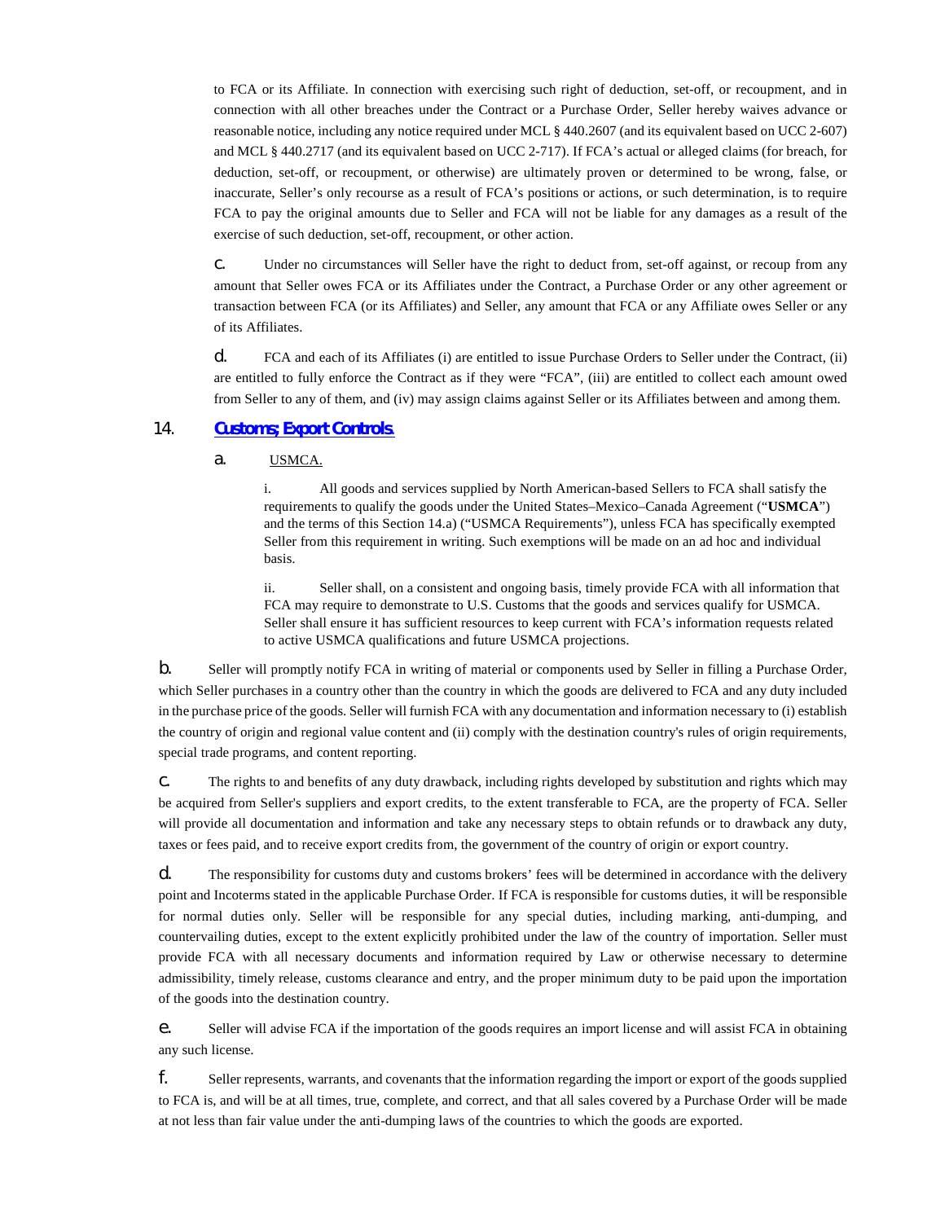to FCA or its Affiliate. In connection with exercising such right of deduction, set-off, or recoupment, and in connection with all other breaches under the Contract or a Purchase Order, Seller hereby waives advance or reasonable notice, including any notice required under MCL § 440.2607 (and its equivalent based on UCC 2-607) and MCL § 440.2717 (and its equivalent based on UCC 2-717). If FCA's actual or alleged claims (for breach, for deduction, set-off, or recoupment, or otherwise) are ultimately proven or determined to be wrong, false, or inaccurate, Seller's only recourse as a result of FCA's positions or actions, or such determination, is to require FCA to pay the original amounts due to Seller and FCA will not be liable for any damages as a result of the exercise of such deduction, set-off, recoupment, or other action.

c. Under no circumstances will Seller have the right to deduct from, set-off against, or recoup from any amount that Seller owes FCA or its Affiliates under the Contract, a Purchase Order or any other agreement or transaction between FCA (or its Affiliates) and Seller, any amount that FCA or any Affiliate owes Seller or any of its Affiliates.

d. FCA and each of its Affiliates (i) are entitled to issue Purchase Orders to Seller under the Contract, (ii) are entitled to fully enforce the Contract as if they were "FCA", (iii) are entitled to collect each amount owed from Seller to any of them, and (iv) may assign claims against Seller or its Affiliates between and among them.

## 14. Customs; Export Controls.

a. USMCA.

i. All goods and services supplied by North American-based Sellers to FCA shall satisfy the requirements to qualify the goods under the United States–Mexico–Canada Agreement ("**USMCA**") and the terms of this Section 14.a) ("USMCA Requirements"), unless FCA has specifically exempted Seller from this requirement in writing. Such exemptions will be made on an ad hoc and individual basis.

ii. Seller shall, on a consistent and ongoing basis, timely provide FCA with all information that FCA may require to demonstrate to U.S. Customs that the goods and services qualify for USMCA. Seller shall ensure it has sufficient resources to keep current with FCA's information requests related to active USMCA qualifications and future USMCA projections.

b. Seller will promptly notify FCA in writing of material or components used by Seller in filling a Purchase Order, which Seller purchases in a country other than the country in which the goods are delivered to FCA and any duty included in the purchase price of the goods. Seller will furnish FCA with any documentation and information necessary to (i) establish the country of origin and regional value content and (ii) comply with the destination country's rules of origin requirements, special trade programs, and content reporting.

c. The rights to and benefits of any duty drawback, including rights developed by substitution and rights which may be acquired from Seller's suppliers and export credits, to the extent transferable to FCA, are the property of FCA. Seller will provide all documentation and information and take any necessary steps to obtain refunds or to drawback any duty, taxes or fees paid, and to receive export credits from, the government of the country of origin or export country.

d. The responsibility for customs duty and customs brokers' fees will be determined in accordance with the delivery point and Incoterms stated in the applicable Purchase Order. If FCA is responsible for customs duties, it will be responsible for normal duties only. Seller will be responsible for any special duties, including marking, anti-dumping, and countervailing duties, except to the extent explicitly prohibited under the law of the country of importation. Seller must provide FCA with all necessary documents and information required by Law or otherwise necessary to determine admissibility, timely release, customs clearance and entry, and the proper minimum duty to be paid upon the importation of the goods into the destination country.

e. Seller will advise FCA if the importation of the goods requires an import license and will assist FCA in obtaining any such license.

f. Seller represents, warrants, and covenants that the information regarding the import or export of the goods supplied to FCA is, and will be at all times, true, complete, and correct, and that all sales covered by a Purchase Order will be made at not less than fair value under the anti-dumping laws of the countries to which the goods are exported.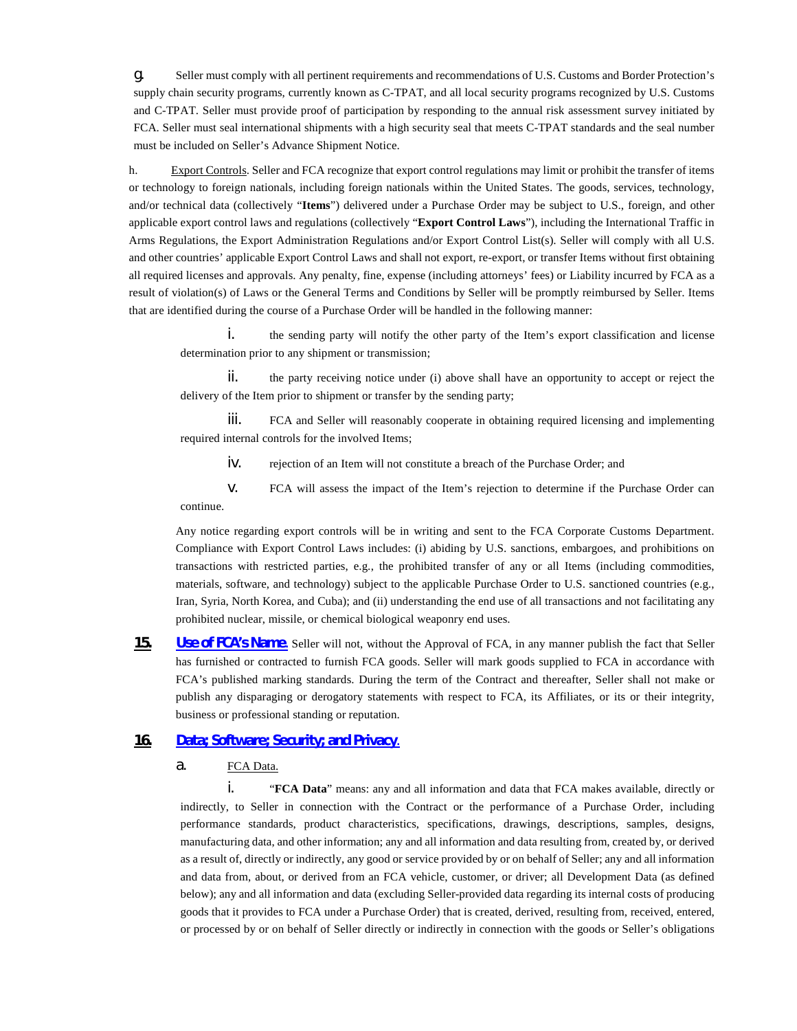g. Seller must comply with all pertinent requirements and recommendations of U.S. Customs and Border Protection's supply chain security programs, currently known as C-TPAT, and all local security programs recognized by U.S. Customs and C-TPAT. Seller must provide proof of participation by responding to the annual risk assessment survey initiated by FCA. Seller must seal international shipments with a high security seal that meets C-TPAT standards and the seal number must be included on Seller's Advance Shipment Notice.

h. Export Controls. Seller and FCA recognize that export control regulations may limit or prohibit the transfer of items or technology to foreign nationals, including foreign nationals within the United States. The goods, services, technology, and/or technical data (collectively "**Items**") delivered under a Purchase Order may be subject to U.S., foreign, and other applicable export control laws and regulations (collectively "**Export Control Laws**"), including the International Traffic in Arms Regulations, the Export Administration Regulations and/or Export Control List(s). Seller will comply with all U.S. and other countries' applicable Export Control Laws and shall not export, re-export, or transfer Items without first obtaining all required licenses and approvals. Any penalty, fine, expense (including attorneys' fees) or Liability incurred by FCA as a result of violation(s) of Laws or the General Terms and Conditions by Seller will be promptly reimbursed by Seller. Items that are identified during the course of a Purchase Order will be handled in the following manner:

i. the sending party will notify the other party of the Item's export classification and license determination prior to any shipment or transmission;

ii. the party receiving notice under (i) above shall have an opportunity to accept or reject the delivery of the Item prior to shipment or transfer by the sending party;

iii. FCA and Seller will reasonably cooperate in obtaining required licensing and implementing required internal controls for the involved Items;

iv. rejection of an Item will not constitute a breach of the Purchase Order; and

v. FCA will assess the impact of the Item's rejection to determine if the Purchase Order can continue.

Any notice regarding export controls will be in writing and sent to the FCA Corporate Customs Department. Compliance with Export Control Laws includes: (i) abiding by U.S. sanctions, embargoes, and prohibitions on transactions with restricted parties, e.g., the prohibited transfer of any or all Items (including commodities, materials, software, and technology) subject to the applicable Purchase Order to U.S. sanctioned countries (e.g., Iran, Syria, North Korea, and Cuba); and (ii) understanding the end use of all transactions and not facilitating any prohibited nuclear, missile, or chemical biological weaponry end uses.

**15. Use of FCA's Name.** Seller will not, without the Approval of FCA, in any manner publish the fact that Seller has furnished or contracted to furnish FCA goods. Seller will mark goods supplied to FCA in accordance with FCA's published marking standards. During the term of the Contract and thereafter, Seller shall not make or publish any disparaging or derogatory statements with respect to FCA, its Affiliates, or its or their integrity, business or professional standing or reputation.

## 16. Data; Software; Security; and Privacy.

a. FCA Data.

i. "**FCA Data**" means: any and all information and data that FCA makes available, directly or indirectly, to Seller in connection with the Contract or the performance of a Purchase Order, including performance standards, product characteristics, specifications, drawings, descriptions, samples, designs, manufacturing data, and other information; any and all information and data resulting from, created by, or derived as a result of, directly or indirectly, any good or service provided by or on behalf of Seller; any and all information and data from, about, or derived from an FCA vehicle, customer, or driver; all Development Data (as defined below); any and all information and data (excluding Seller-provided data regarding its internal costs of producing goods that it provides to FCA under a Purchase Order) that is created, derived, resulting from, received, entered, or processed by or on behalf of Seller directly or indirectly in connection with the goods or Seller's obligations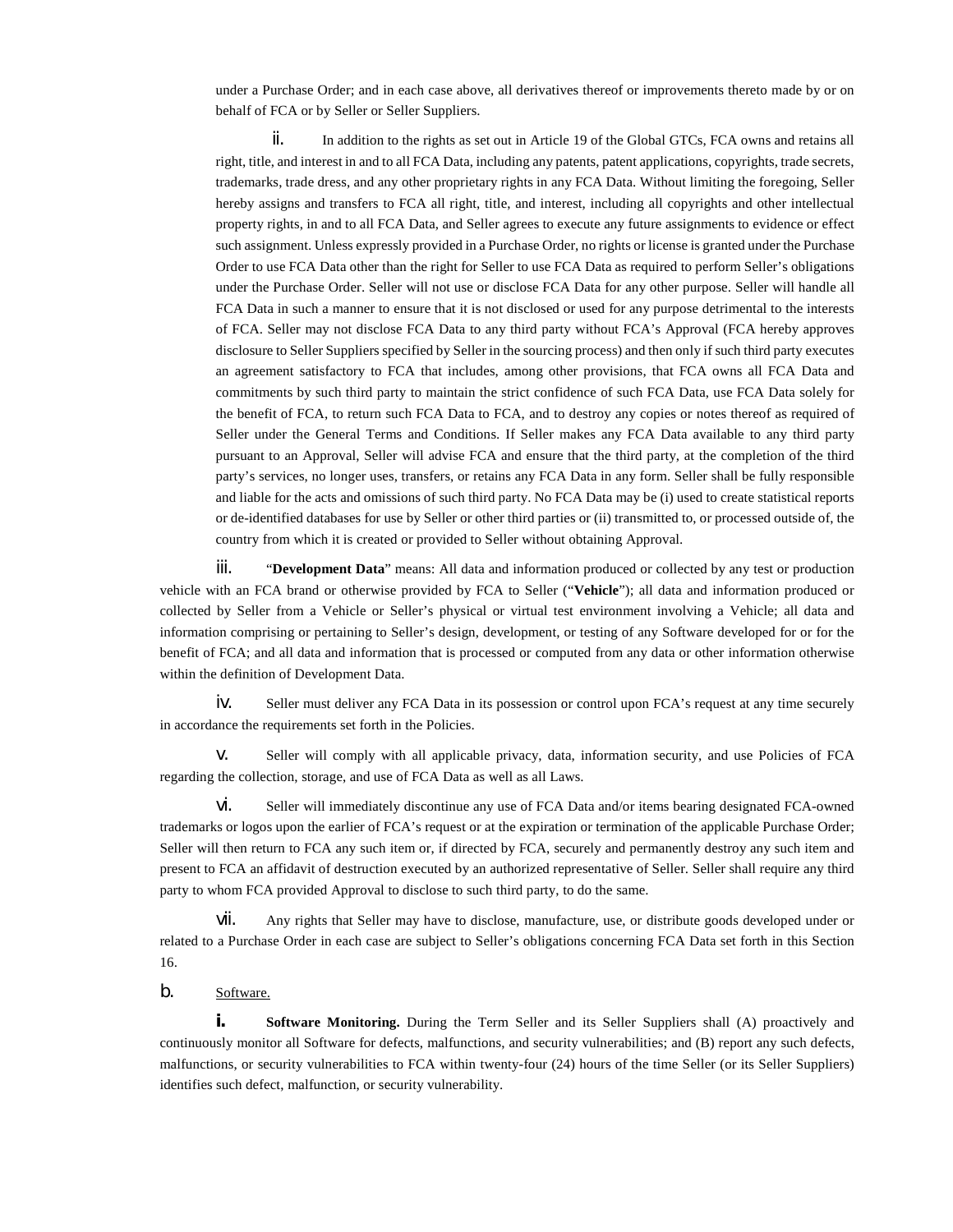under a Purchase Order; and in each case above, all derivatives thereof or improvements thereto made by or on behalf of FCA or by Seller or Seller Suppliers.

ii. In addition to the rights as set out in Article 19 of the Global GTCs, FCA owns and retains all right, title, and interest in and to all FCA Data, including any patents, patent applications, copyrights, trade secrets, trademarks, trade dress, and any other proprietary rights in any FCA Data. Without limiting the foregoing, Seller hereby assigns and transfers to FCA all right, title, and interest, including all copyrights and other intellectual property rights, in and to all FCA Data, and Seller agrees to execute any future assignments to evidence or effect such assignment. Unless expressly provided in a Purchase Order, no rights or license is granted under the Purchase Order to use FCA Data other than the right for Seller to use FCA Data as required to perform Seller's obligations under the Purchase Order. Seller will not use or disclose FCA Data for any other purpose. Seller will handle all FCA Data in such a manner to ensure that it is not disclosed or used for any purpose detrimental to the interests of FCA. Seller may not disclose FCA Data to any third party without FCA's Approval (FCA hereby approves disclosure to Seller Suppliers specified by Seller in the sourcing process) and then only if such third party executes an agreement satisfactory to FCA that includes, among other provisions, that FCA owns all FCA Data and commitments by such third party to maintain the strict confidence of such FCA Data, use FCA Data solely for the benefit of FCA, to return such FCA Data to FCA, and to destroy any copies or notes thereof as required of Seller under the General Terms and Conditions. If Seller makes any FCA Data available to any third party pursuant to an Approval, Seller will advise FCA and ensure that the third party, at the completion of the third party's services, no longer uses, transfers, or retains any FCA Data in any form. Seller shall be fully responsible and liable for the acts and omissions of such third party. No FCA Data may be (i) used to create statistical reports or de-identified databases for use by Seller or other third parties or (ii) transmitted to, or processed outside of, the country from which it is created or provided to Seller without obtaining Approval.

iii. "**Development Data**" means: All data and information produced or collected by any test or production vehicle with an FCA brand or otherwise provided by FCA to Seller ("**Vehicle**"); all data and information produced or collected by Seller from a Vehicle or Seller's physical or virtual test environment involving a Vehicle; all data and information comprising or pertaining to Seller's design, development, or testing of any Software developed for or for the benefit of FCA; and all data and information that is processed or computed from any data or other information otherwise within the definition of Development Data.

iv. Seller must deliver any FCA Data in its possession or control upon FCA's request at any time securely in accordance the requirements set forth in the Policies.

v. Seller will comply with all applicable privacy, data, information security, and use Policies of FCA regarding the collection, storage, and use of FCA Data as well as all Laws.

vi. Seller will immediately discontinue any use of FCA Data and/or items bearing designated FCA-owned trademarks or logos upon the earlier of FCA's request or at the expiration or termination of the applicable Purchase Order; Seller will then return to FCA any such item or, if directed by FCA, securely and permanently destroy any such item and present to FCA an affidavit of destruction executed by an authorized representative of Seller. Seller shall require any third party to whom FCA provided Approval to disclose to such third party, to do the same.

vii. Any rights that Seller may have to disclose, manufacture, use, or distribute goods developed under or related to a Purchase Order in each case are subject to Seller's obligations concerning FCA Data set forth in this Section 16.

b. Software.

i. **Software Monitoring.** During the Term Seller and its Seller Suppliers shall (A) proactively and continuously monitor all Software for defects, malfunctions, and security vulnerabilities; and (B) report any such defects, malfunctions, or security vulnerabilities to FCA within twenty-four (24) hours of the time Seller (or its Seller Suppliers) identifies such defect, malfunction, or security vulnerability.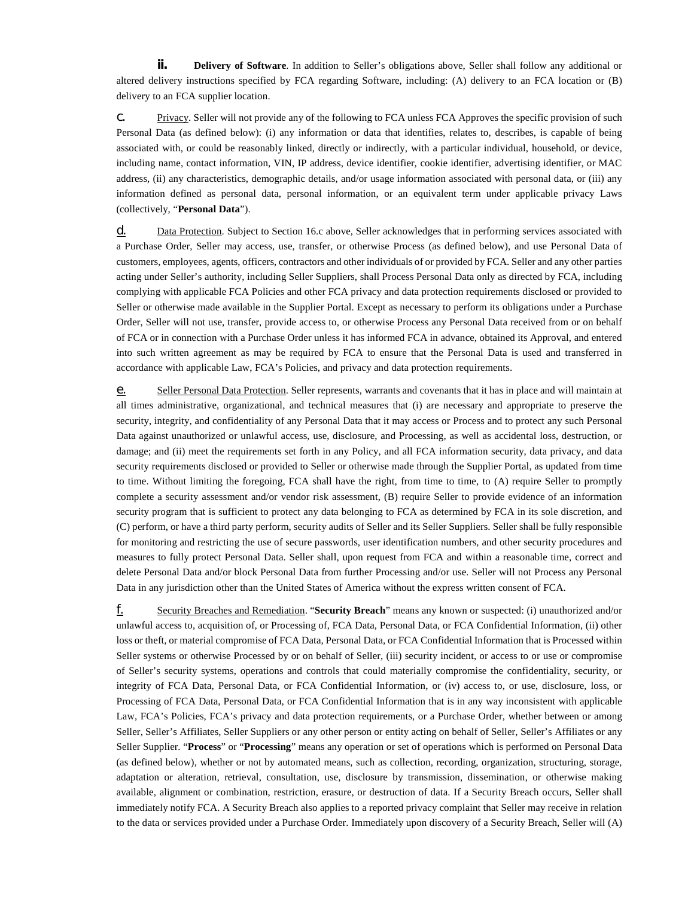ii. **Delivery of Software**. In addition to Seller's obligations above, Seller shall follow any additional or altered delivery instructions specified by FCA regarding Software, including: (A) delivery to an FCA location or (B) delivery to an FCA supplier location.

c. Privacy. Seller will not provide any of the following to FCA unless FCA Approves the specific provision of such Personal Data (as defined below): (i) any information or data that identifies, relates to, describes, is capable of being associated with, or could be reasonably linked, directly or indirectly, with a particular individual, household, or device, including name, contact information, VIN, IP address, device identifier, cookie identifier, advertising identifier, or MAC address, (ii) any characteristics, demographic details, and/or usage information associated with personal data, or (iii) any information defined as personal data, personal information, or an equivalent term under applicable privacy Laws (collectively, "**Personal Data**").

d. Data Protection. Subject to Section 16.c above, Seller acknowledges that in performing services associated with a Purchase Order, Seller may access, use, transfer, or otherwise Process (as defined below), and use Personal Data of customers, employees, agents, officers, contractors and other individuals of or provided by FCA. Seller and any other parties acting under Seller's authority, including Seller Suppliers, shall Process Personal Data only as directed by FCA, including complying with applicable FCA Policies and other FCA privacy and data protection requirements disclosed or provided to Seller or otherwise made available in the Supplier Portal. Except as necessary to perform its obligations under a Purchase Order, Seller will not use, transfer, provide access to, or otherwise Process any Personal Data received from or on behalf of FCA or in connection with a Purchase Order unless it has informed FCA in advance, obtained its Approval, and entered into such written agreement as may be required by FCA to ensure that the Personal Data is used and transferred in accordance with applicable Law, FCA's Policies, and privacy and data protection requirements.

e. Seller Personal Data Protection. Seller represents, warrants and covenants that it has in place and will maintain at all times administrative, organizational, and technical measures that (i) are necessary and appropriate to preserve the security, integrity, and confidentiality of any Personal Data that it may access or Process and to protect any such Personal Data against unauthorized or unlawful access, use, disclosure, and Processing, as well as accidental loss, destruction, or damage; and (ii) meet the requirements set forth in any Policy, and all FCA information security, data privacy, and data security requirements disclosed or provided to Seller or otherwise made through the Supplier Portal, as updated from time to time. Without limiting the foregoing, FCA shall have the right, from time to time, to (A) require Seller to promptly complete a security assessment and/or vendor risk assessment, (B) require Seller to provide evidence of an information security program that is sufficient to protect any data belonging to FCA as determined by FCA in its sole discretion, and (C) perform, or have a third party perform, security audits of Seller and its Seller Suppliers. Seller shall be fully responsible for monitoring and restricting the use of secure passwords, user identification numbers, and other security procedures and measures to fully protect Personal Data. Seller shall, upon request from FCA and within a reasonable time, correct and delete Personal Data and/or block Personal Data from further Processing and/or use. Seller will not Process any Personal Data in any jurisdiction other than the United States of America without the express written consent of FCA.

f. Security Breaches and Remediation. "**Security Breach**" means any known or suspected: (i) unauthorized and/or unlawful access to, acquisition of, or Processing of, FCA Data, Personal Data, or FCA Confidential Information, (ii) other loss or theft, or material compromise of FCA Data, Personal Data, or FCA Confidential Information that is Processed within Seller systems or otherwise Processed by or on behalf of Seller, (iii) security incident, or access to or use or compromise of Seller's security systems, operations and controls that could materially compromise the confidentiality, security, or integrity of FCA Data, Personal Data, or FCA Confidential Information, or (iv) access to, or use, disclosure, loss, or Processing of FCA Data, Personal Data, or FCA Confidential Information that is in any way inconsistent with applicable Law, FCA's Policies, FCA's privacy and data protection requirements, or a Purchase Order, whether between or among Seller, Seller's Affiliates, Seller Suppliers or any other person or entity acting on behalf of Seller, Seller's Affiliates or any Seller Supplier. "**Process**" or "**Processing**" means any operation or set of operations which is performed on Personal Data (as defined below), whether or not by automated means, such as collection, recording, organization, structuring, storage, adaptation or alteration, retrieval, consultation, use, disclosure by transmission, dissemination, or otherwise making available, alignment or combination, restriction, erasure, or destruction of data. If a Security Breach occurs, Seller shall immediately notify FCA. A Security Breach also applies to a reported privacy complaint that Seller may receive in relation to the data or services provided under a Purchase Order. Immediately upon discovery of a Security Breach, Seller will (A)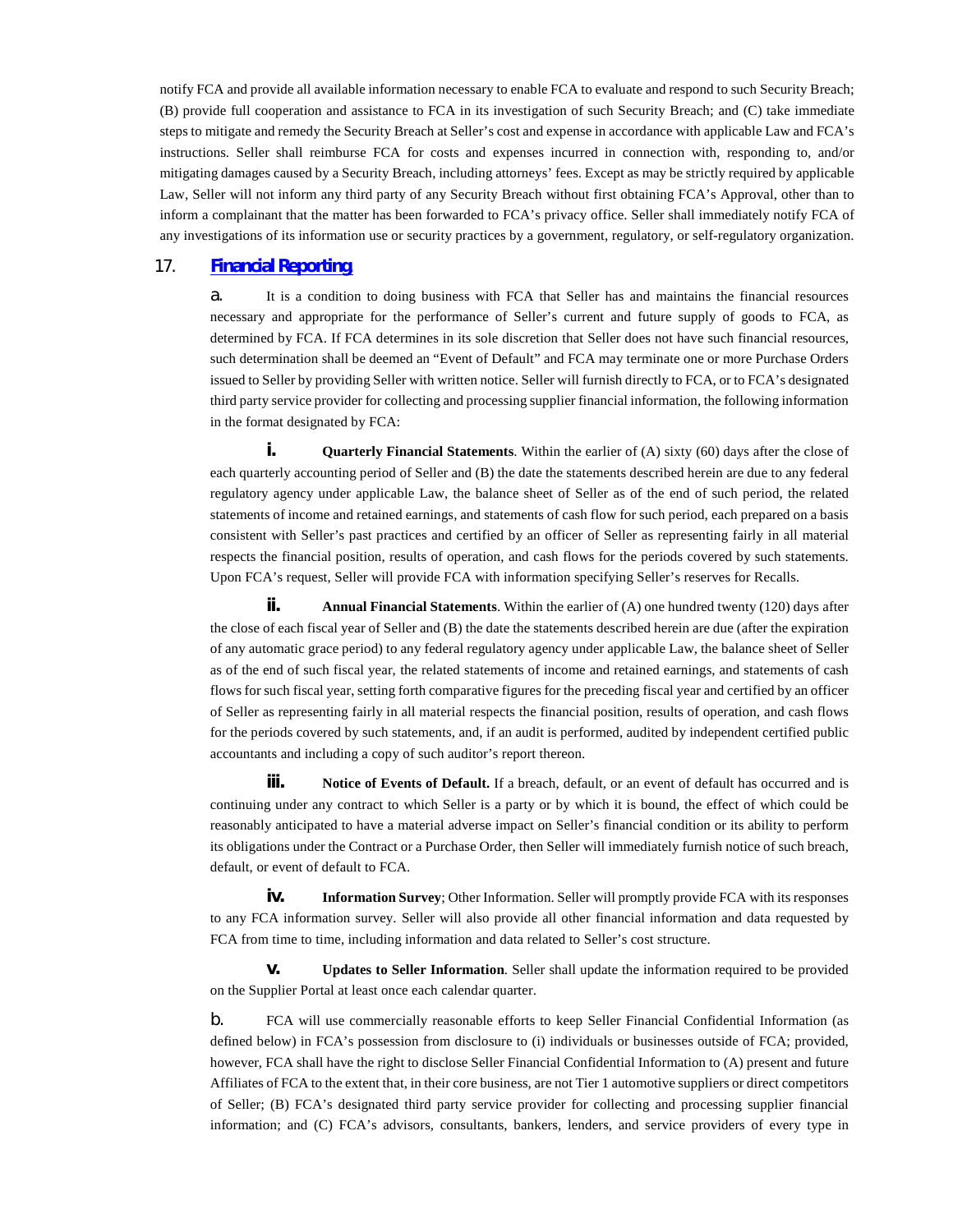notify FCA and provide all available information necessary to enable FCA to evaluate and respond to such Security Breach; (B) provide full cooperation and assistance to FCA in its investigation of such Security Breach; and (C) take immediate steps to mitigate and remedy the Security Breach at Seller's cost and expense in accordance with applicable Law and FCA's instructions. Seller shall reimburse FCA for costs and expenses incurred in connection with, responding to, and/or mitigating damages caused by a Security Breach, including attorneys' fees. Except as may be strictly required by applicable Law, Seller will not inform any third party of any Security Breach without first obtaining FCA's Approval, other than to inform a complainant that the matter has been forwarded to FCA's privacy office. Seller shall immediately notify FCA of any investigations of its information use or security practices by a government, regulatory, or self-regulatory organization.

## 17. Financial Reporting

a. It is a condition to doing business with FCA that Seller has and maintains the financial resources necessary and appropriate for the performance of Seller's current and future supply of goods to FCA, as determined by FCA. If FCA determines in its sole discretion that Seller does not have such financial resources, such determination shall be deemed an "Event of Default" and FCA may terminate one or more Purchase Orders issued to Seller by providing Seller with written notice. Seller will furnish directly to FCA, or to FCA's designated third party service provider for collecting and processing supplier financial information, the following information in the format designated by FCA:

i. **Quarterly Financial Statements**. Within the earlier of (A) sixty (60) days after the close of each quarterly accounting period of Seller and (B) the date the statements described herein are due to any federal regulatory agency under applicable Law, the balance sheet of Seller as of the end of such period, the related statements of income and retained earnings, and statements of cash flow for such period, each prepared on a basis consistent with Seller's past practices and certified by an officer of Seller as representing fairly in all material respects the financial position, results of operation, and cash flows for the periods covered by such statements. Upon FCA's request, Seller will provide FCA with information specifying Seller's reserves for Recalls.

ii. **Annual Financial Statements**. Within the earlier of (A) one hundred twenty (120) days after the close of each fiscal year of Seller and (B) the date the statements described herein are due (after the expiration of any automatic grace period) to any federal regulatory agency under applicable Law, the balance sheet of Seller as of the end of such fiscal year, the related statements of income and retained earnings, and statements of cash flows for such fiscal year, setting forth comparative figures for the preceding fiscal year and certified by an officer of Seller as representing fairly in all material respects the financial position, results of operation, and cash flows for the periods covered by such statements, and, if an audit is performed, audited by independent certified public accountants and including a copy of such auditor's report thereon.

iii. **Notice of Events of Default.** If a breach, default, or an event of default has occurred and is continuing under any contract to which Seller is a party or by which it is bound, the effect of which could be reasonably anticipated to have a material adverse impact on Seller's financial condition or its ability to perform its obligations under the Contract or a Purchase Order, then Seller will immediately furnish notice of such breach, default, or event of default to FCA.

iv. **Information Survey**; Other Information. Seller will promptly provide FCA with its responses to any FCA information survey. Seller will also provide all other financial information and data requested by FCA from time to time, including information and data related to Seller's cost structure.

v. **Updates to Seller Information**. Seller shall update the information required to be provided on the Supplier Portal at least once each calendar quarter.

b. FCA will use commercially reasonable efforts to keep Seller Financial Confidential Information (as defined below) in FCA's possession from disclosure to (i) individuals or businesses outside of FCA; provided, however, FCA shall have the right to disclose Seller Financial Confidential Information to (A) present and future Affiliates of FCA to the extent that, in their core business, are not Tier 1 automotive suppliers or direct competitors of Seller; (B) FCA's designated third party service provider for collecting and processing supplier financial information; and (C) FCA's advisors, consultants, bankers, lenders, and service providers of every type in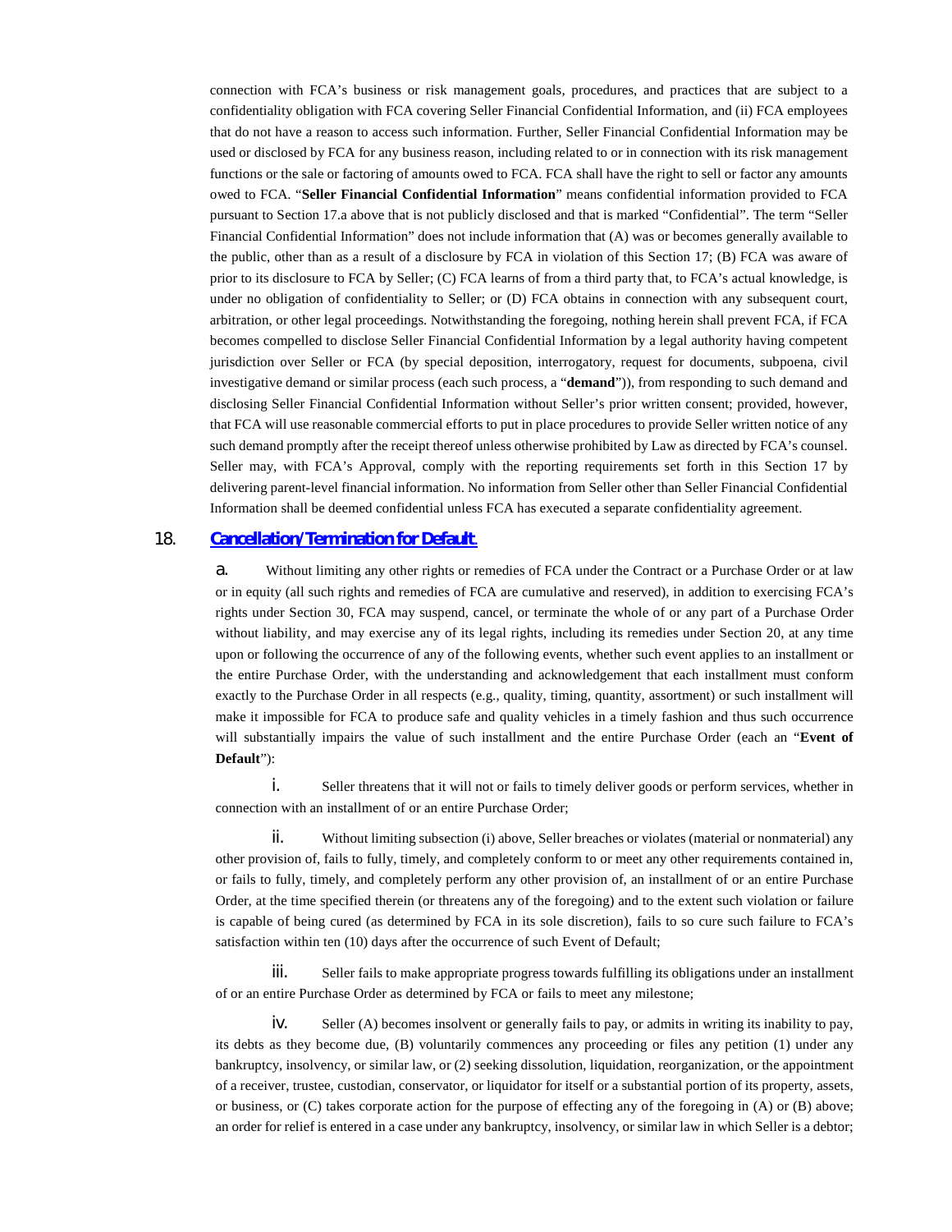connection with FCA's business or risk management goals, procedures, and practices that are subject to a confidentiality obligation with FCA covering Seller Financial Confidential Information, and (ii) FCA employees that do not have a reason to access such information. Further, Seller Financial Confidential Information may be used or disclosed by FCA for any business reason, including related to or in connection with its risk management functions or the sale or factoring of amounts owed to FCA. FCA shall have the right to sell or factor any amounts owed to FCA. "**Seller Financial Confidential Information**" means confidential information provided to FCA pursuant to Section 17.a above that is not publicly disclosed and that is marked "Confidential". The term "Seller Financial Confidential Information" does not include information that (A) was or becomes generally available to the public, other than as a result of a disclosure by FCA in violation of this Section 17; (B) FCA was aware of prior to its disclosure to FCA by Seller; (C) FCA learns of from a third party that, to FCA's actual knowledge, is under no obligation of confidentiality to Seller; or (D) FCA obtains in connection with any subsequent court, arbitration, or other legal proceedings. Notwithstanding the foregoing, nothing herein shall prevent FCA, if FCA becomes compelled to disclose Seller Financial Confidential Information by a legal authority having competent jurisdiction over Seller or FCA (by special deposition, interrogatory, request for documents, subpoena, civil investigative demand or similar process (each such process, a "**demand**")), from responding to such demand and disclosing Seller Financial Confidential Information without Seller's prior written consent; provided, however, that FCA will use reasonable commercial efforts to put in place procedures to provide Seller written notice of any such demand promptly after the receipt thereof unless otherwise prohibited by Law as directed by FCA's counsel. Seller may, with FCA's Approval, comply with the reporting requirements set forth in this Section 17 by delivering parent-level financial information. No information from Seller other than Seller Financial Confidential Information shall be deemed confidential unless FCA has executed a separate confidentiality agreement.

## 18. Cancellation/Termination for Default.

a. Without limiting any other rights or remedies of FCA under the Contract or a Purchase Order or at law or in equity (all such rights and remedies of FCA are cumulative and reserved), in addition to exercising FCA's rights under Section 30, FCA may suspend, cancel, or terminate the whole of or any part of a Purchase Order without liability, and may exercise any of its legal rights, including its remedies under Section 20, at any time upon or following the occurrence of any of the following events, whether such event applies to an installment or the entire Purchase Order, with the understanding and acknowledgement that each installment must conform exactly to the Purchase Order in all respects (e.g., quality, timing, quantity, assortment) or such installment will make it impossible for FCA to produce safe and quality vehicles in a timely fashion and thus such occurrence will substantially impairs the value of such installment and the entire Purchase Order (each an "**Event of Default**"):

i. Seller threatens that it will not or fails to timely deliver goods or perform services, whether in connection with an installment of or an entire Purchase Order;

ii. Without limiting subsection (i) above, Seller breaches or violates (material or nonmaterial) any other provision of, fails to fully, timely, and completely conform to or meet any other requirements contained in, or fails to fully, timely, and completely perform any other provision of, an installment of or an entire Purchase Order, at the time specified therein (or threatens any of the foregoing) and to the extent such violation or failure is capable of being cured (as determined by FCA in its sole discretion), fails to so cure such failure to FCA's satisfaction within ten (10) days after the occurrence of such Event of Default;

iii. Seller fails to make appropriate progress towards fulfilling its obligations under an installment of or an entire Purchase Order as determined by FCA or fails to meet any milestone;

iv. Seller (A) becomes insolvent or generally fails to pay, or admits in writing its inability to pay, its debts as they become due, (B) voluntarily commences any proceeding or files any petition (1) under any bankruptcy, insolvency, or similar law, or (2) seeking dissolution, liquidation, reorganization, or the appointment of a receiver, trustee, custodian, conservator, or liquidator for itself or a substantial portion of its property, assets, or business, or (C) takes corporate action for the purpose of effecting any of the foregoing in (A) or (B) above; an order for relief is entered in a case under any bankruptcy, insolvency, or similar law in which Seller is a debtor;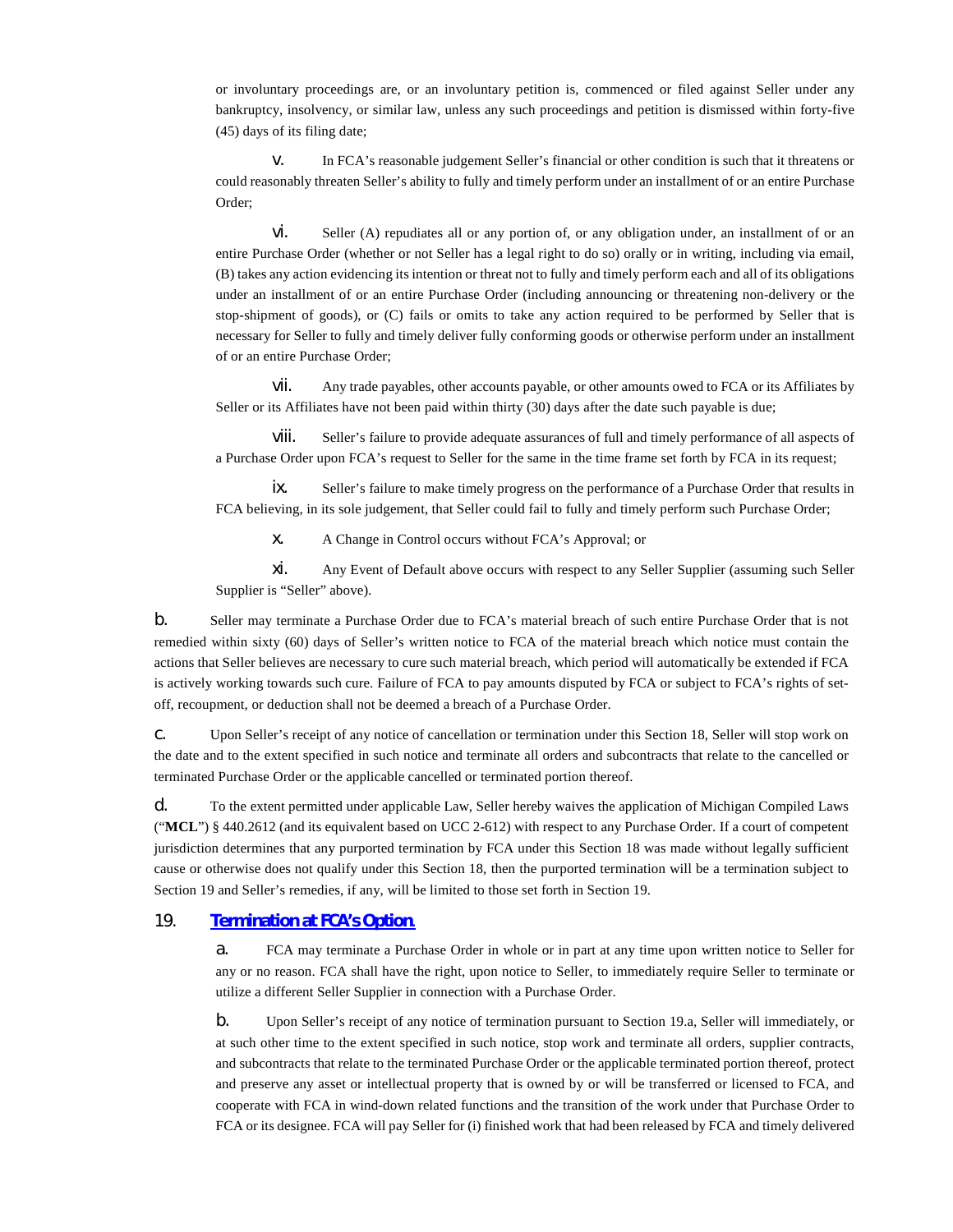or involuntary proceedings are, or an involuntary petition is, commenced or filed against Seller under any bankruptcy, insolvency, or similar law, unless any such proceedings and petition is dismissed within forty-five (45) days of its filing date;

v. In FCA's reasonable judgement Seller's financial or other condition is such that it threatens or could reasonably threaten Seller's ability to fully and timely perform under an installment of or an entire Purchase Order;

vi. Seller (A) repudiates all or any portion of, or any obligation under, an installment of or an entire Purchase Order (whether or not Seller has a legal right to do so) orally or in writing, including via email, (B) takes any action evidencing its intention or threat not to fully and timely perform each and all of its obligations under an installment of or an entire Purchase Order (including announcing or threatening non-delivery or the stop-shipment of goods), or (C) fails or omits to take any action required to be performed by Seller that is necessary for Seller to fully and timely deliver fully conforming goods or otherwise perform under an installment of or an entire Purchase Order;

vii. Any trade payables, other accounts payable, or other amounts owed to FCA or its Affiliates by Seller or its Affiliates have not been paid within thirty (30) days after the date such payable is due;

viii. Seller's failure to provide adequate assurances of full and timely performance of all aspects of a Purchase Order upon FCA's request to Seller for the same in the time frame set forth by FCA in its request;

ix. Seller's failure to make timely progress on the performance of a Purchase Order that results in FCA believing, in its sole judgement, that Seller could fail to fully and timely perform such Purchase Order;

x. A Change in Control occurs without FCA's Approval; or

xi. Any Event of Default above occurs with respect to any Seller Supplier (assuming such Seller Supplier is "Seller" above).

b. Seller may terminate a Purchase Order due to FCA's material breach of such entire Purchase Order that is not remedied within sixty (60) days of Seller's written notice to FCA of the material breach which notice must contain the actions that Seller believes are necessary to cure such material breach, which period will automatically be extended if FCA is actively working towards such cure. Failure of FCA to pay amounts disputed by FCA or subject to FCA's rights of set-off, recoupment, or deduction shall not be deemed a breach of a Purchase Order.

c. Upon Seller's receipt of any notice of cancellation or termination under this Section 18, Seller will stop work on the date and to the extent specified in such notice and terminate all orders and subcontracts that relate to the cancelled or terminated Purchase Order or the applicable cancelled or terminated portion thereof.

d. To the extent permitted under applicable Law, Seller hereby waives the application of Michigan Compiled Laws ("**MCL**") § 440.2612 (and its equivalent based on UCC 2-612) with respect to any Purchase Order. If a court of competent jurisdiction determines that any purported termination by FCA under this Section 18 was made without legally sufficient cause or otherwise does not qualify under this Section 18, then the purported termination will be a termination subject to Section 19 and Seller's remedies, if any, will be limited to those set forth in Section 19.

## 19. Termination at FCA's Option.

a. FCA may terminate a Purchase Order in whole or in part at any time upon written notice to Seller for any or no reason. FCA shall have the right, upon notice to Seller, to immediately require Seller to terminate or utilize a different Seller Supplier in connection with a Purchase Order.

b. Upon Seller's receipt of any notice of termination pursuant to Section 19.a, Seller will immediately, or at such other time to the extent specified in such notice, stop work and terminate all orders, supplier contracts, and subcontracts that relate to the terminated Purchase Order or the applicable terminated portion thereof, protect and preserve any asset or intellectual property that is owned by or will be transferred or licensed to FCA, and cooperate with FCA in wind-down related functions and the transition of the work under that Purchase Order to FCA or its designee. FCA will pay Seller for (i) finished work that had been released by FCA and timely delivered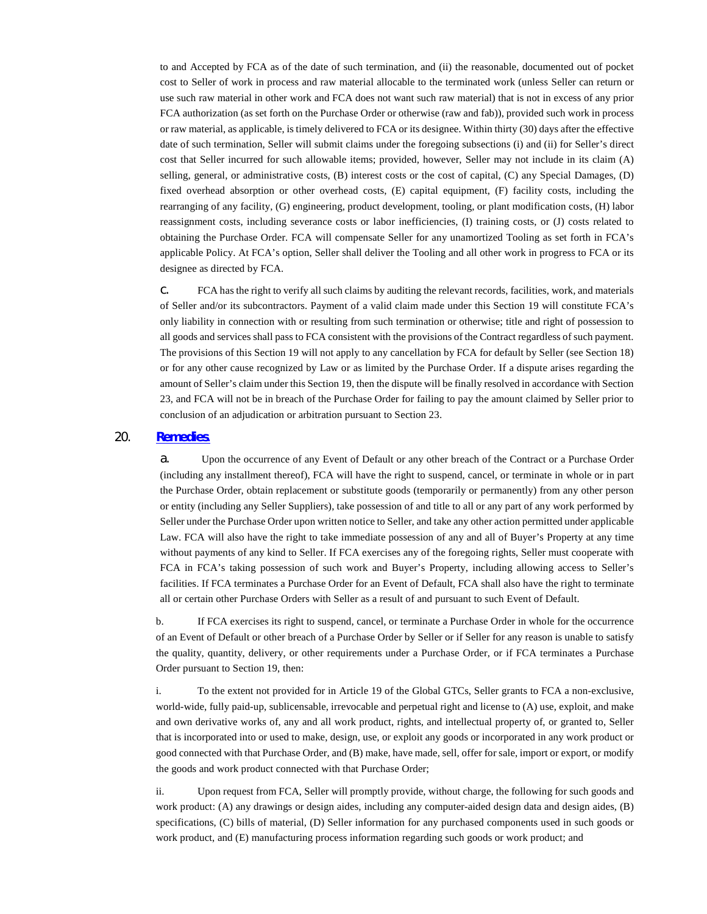to and Accepted by FCA as of the date of such termination, and (ii) the reasonable, documented out of pocket cost to Seller of work in process and raw material allocable to the terminated work (unless Seller can return or use such raw material in other work and FCA does not want such raw material) that is not in excess of any prior FCA authorization (as set forth on the Purchase Order or otherwise (raw and fab)), provided such work in process or raw material, as applicable, is timely delivered to FCA or its designee. Within thirty (30) days after the effective date of such termination, Seller will submit claims under the foregoing subsections (i) and (ii) for Seller's direct cost that Seller incurred for such allowable items; provided, however, Seller may not include in its claim (A) selling, general, or administrative costs, (B) interest costs or the cost of capital, (C) any Special Damages, (D) fixed overhead absorption or other overhead costs, (E) capital equipment, (F) facility costs, including the rearranging of any facility, (G) engineering, product development, tooling, or plant modification costs, (H) labor reassignment costs, including severance costs or labor inefficiencies, (I) training costs, or (J) costs related to obtaining the Purchase Order. FCA will compensate Seller for any unamortized Tooling as set forth in FCA's applicable Policy. At FCA's option, Seller shall deliver the Tooling and all other work in progress to FCA or its designee as directed by FCA.

c. FCA has the right to verify all such claims by auditing the relevant records, facilities, work, and materials of Seller and/or its subcontractors. Payment of a valid claim made under this Section 19 will constitute FCA's only liability in connection with or resulting from such termination or otherwise; title and right of possession to all goods and services shall pass to FCA consistent with the provisions of the Contract regardless of such payment. The provisions of this Section 19 will not apply to any cancellation by FCA for default by Seller (see Section 18) or for any other cause recognized by Law or as limited by the Purchase Order. If a dispute arises regarding the amount of Seller's claim under this Section 19, then the dispute will be finally resolved in accordance with Section 23, and FCA will not be in breach of the Purchase Order for failing to pay the amount claimed by Seller prior to conclusion of an adjudication or arbitration pursuant to Section 23.

## 20. Remedies.

a. Upon the occurrence of any Event of Default or any other breach of the Contract or a Purchase Order (including any installment thereof), FCA will have the right to suspend, cancel, or terminate in whole or in part the Purchase Order, obtain replacement or substitute goods (temporarily or permanently) from any other person or entity (including any Seller Suppliers), take possession of and title to all or any part of any work performed by Seller under the Purchase Order upon written notice to Seller, and take any other action permitted under applicable Law. FCA will also have the right to take immediate possession of any and all of Buyer's Property at any time without payments of any kind to Seller. If FCA exercises any of the foregoing rights, Seller must cooperate with FCA in FCA's taking possession of such work and Buyer's Property, including allowing access to Seller's facilities. If FCA terminates a Purchase Order for an Event of Default, FCA shall also have the right to terminate all or certain other Purchase Orders with Seller as a result of and pursuant to such Event of Default.

b. If FCA exercises its right to suspend, cancel, or terminate a Purchase Order in whole for the occurrence of an Event of Default or other breach of a Purchase Order by Seller or if Seller for any reason is unable to satisfy the quality, quantity, delivery, or other requirements under a Purchase Order, or if FCA terminates a Purchase Order pursuant to Section 19, then:

i. To the extent not provided for in Article 19 of the Global GTCs, Seller grants to FCA a non-exclusive, world-wide, fully paid-up, sublicensable, irrevocable and perpetual right and license to (A) use, exploit, and make and own derivative works of, any and all work product, rights, and intellectual property of, or granted to, Seller that is incorporated into or used to make, design, use, or exploit any goods or incorporated in any work product or good connected with that Purchase Order, and (B) make, have made, sell, offer for sale, import or export, or modify the goods and work product connected with that Purchase Order;

ii. Upon request from FCA, Seller will promptly provide, without charge, the following for such goods and work product: (A) any drawings or design aides, including any computer-aided design data and design aides, (B) specifications, (C) bills of material, (D) Seller information for any purchased components used in such goods or work product, and (E) manufacturing process information regarding such goods or work product; and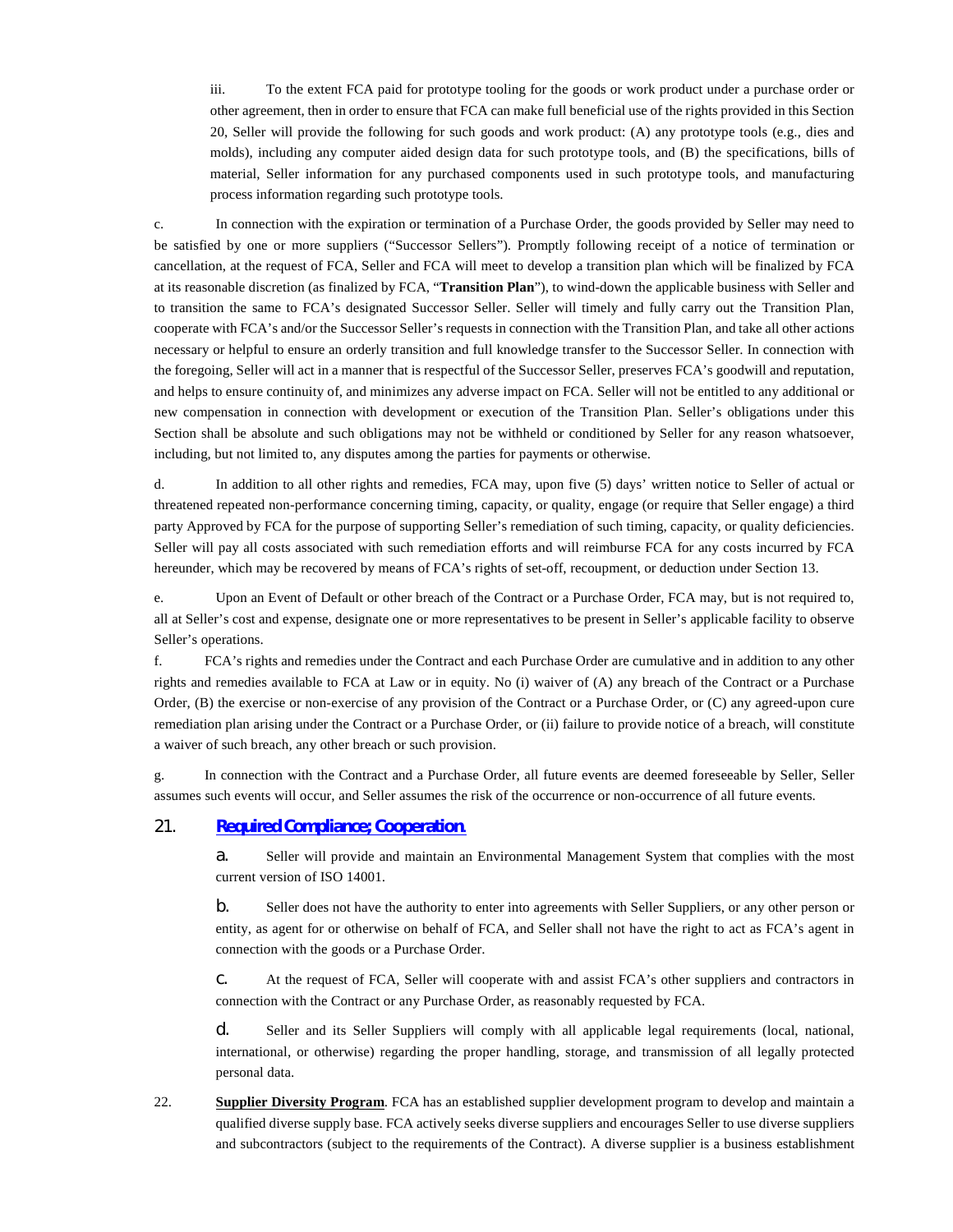iii. To the extent FCA paid for prototype tooling for the goods or work product under a purchase order or other agreement, then in order to ensure that FCA can make full beneficial use of the rights provided in this Section 20, Seller will provide the following for such goods and work product: (A) any prototype tools (e.g., dies and molds), including any computer aided design data for such prototype tools, and (B) the specifications, bills of material, Seller information for any purchased components used in such prototype tools, and manufacturing process information regarding such prototype tools.

c. In connection with the expiration or termination of a Purchase Order, the goods provided by Seller may need to be satisfied by one or more suppliers ("Successor Sellers"). Promptly following receipt of a notice of termination or cancellation, at the request of FCA, Seller and FCA will meet to develop a transition plan which will be finalized by FCA at its reasonable discretion (as finalized by FCA, "**Transition Plan**"), to wind-down the applicable business with Seller and to transition the same to FCA's designated Successor Seller. Seller will timely and fully carry out the Transition Plan, cooperate with FCA's and/or the Successor Seller's requests in connection with the Transition Plan, and take all other actions necessary or helpful to ensure an orderly transition and full knowledge transfer to the Successor Seller. In connection with the foregoing, Seller will act in a manner that is respectful of the Successor Seller, preserves FCA's goodwill and reputation, and helps to ensure continuity of, and minimizes any adverse impact on FCA. Seller will not be entitled to any additional or new compensation in connection with development or execution of the Transition Plan. Seller's obligations under this Section shall be absolute and such obligations may not be withheld or conditioned by Seller for any reason whatsoever, including, but not limited to, any disputes among the parties for payments or otherwise.

d. In addition to all other rights and remedies, FCA may, upon five (5) days' written notice to Seller of actual or threatened repeated non-performance concerning timing, capacity, or quality, engage (or require that Seller engage) a third party Approved by FCA for the purpose of supporting Seller's remediation of such timing, capacity, or quality deficiencies. Seller will pay all costs associated with such remediation efforts and will reimburse FCA for any costs incurred by FCA hereunder, which may be recovered by means of FCA's rights of set-off, recoupment, or deduction under Section 13.

e. Upon an Event of Default or other breach of the Contract or a Purchase Order, FCA may, but is not required to, all at Seller's cost and expense, designate one or more representatives to be present in Seller's applicable facility to observe Seller's operations.

f. FCA's rights and remedies under the Contract and each Purchase Order are cumulative and in addition to any other rights and remedies available to FCA at Law or in equity. No (i) waiver of (A) any breach of the Contract or a Purchase Order, (B) the exercise or non-exercise of any provision of the Contract or a Purchase Order, or (C) any agreed-upon cure remediation plan arising under the Contract or a Purchase Order, or (ii) failure to provide notice of a breach, will constitute a waiver of such breach, any other breach or such provision.

g. In connection with the Contract and a Purchase Order, all future events are deemed foreseeable by Seller, Seller assumes such events will occur, and Seller assumes the risk of the occurrence or non-occurrence of all future events.

## 21. Required Compliance; Cooperation.

a. Seller will provide and maintain an Environmental Management System that complies with the most current version of ISO 14001.

b. Seller does not have the authority to enter into agreements with Seller Suppliers, or any other person or entity, as agent for or otherwise on behalf of FCA, and Seller shall not have the right to act as FCA's agent in connection with the goods or a Purchase Order.

c. At the request of FCA, Seller will cooperate with and assist FCA's other suppliers and contractors in connection with the Contract or any Purchase Order, as reasonably requested by FCA.

d. Seller and its Seller Suppliers will comply with all applicable legal requirements (local, national, international, or otherwise) regarding the proper handling, storage, and transmission of all legally protected personal data.

22. **Supplier Diversity Program**. FCA has an established supplier development program to develop and maintain a qualified diverse supply base. FCA actively seeks diverse suppliers and encourages Seller to use diverse suppliers and subcontractors (subject to the requirements of the Contract). A diverse supplier is a business establishment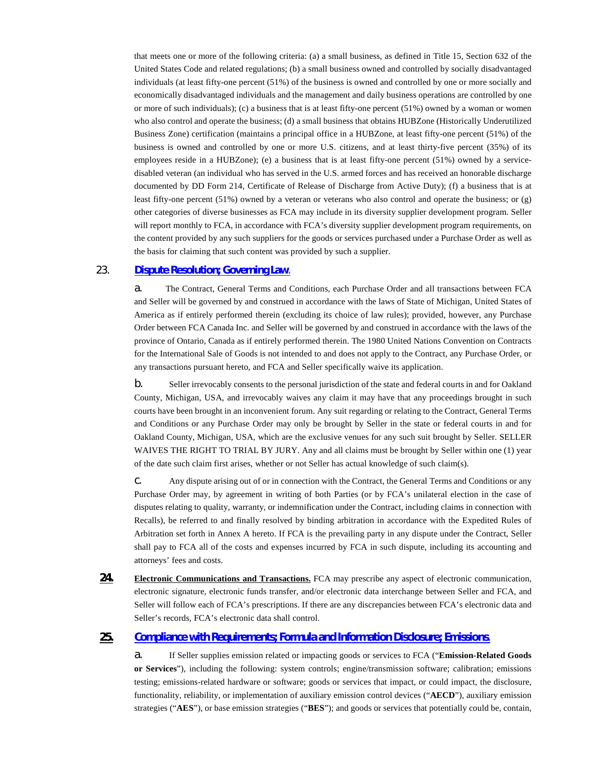that meets one or more of the following criteria: (a) a small business, as defined in Title 15, Section 632 of the United States Code and related regulations; (b) a small business owned and controlled by socially disadvantaged individuals (at least fifty-one percent (51%) of the business is owned and controlled by one or more socially and economically disadvantaged individuals and the management and daily business operations are controlled by one or more of such individuals); (c) a business that is at least fifty-one percent (51%) owned by a woman or women who also control and operate the business; (d) a small business that obtains HUBZone (Historically Underutilized Business Zone) certification (maintains a principal office in a HUBZone, at least fifty-one percent (51%) of the business is owned and controlled by one or more U.S. citizens, and at least thirty-five percent (35%) of its employees reside in a HUBZone); (e) a business that is at least fifty-one percent (51%) owned by a service-disabled veteran (an individual who has served in the U.S. armed forces and has received an honorable discharge documented by DD Form 214, Certificate of Release of Discharge from Active Duty); (f) a business that is at least fifty-one percent (51%) owned by a veteran or veterans who also control and operate the business; or (g) other categories of diverse businesses as FCA may include in its diversity supplier development program. Seller will report monthly to FCA, in accordance with FCA's diversity supplier development program requirements, on the content provided by any such suppliers for the goods or services purchased under a Purchase Order as well as the basis for claiming that such content was provided by such a supplier.

23. **Dispute Resolution; Governing Law.**

a. The Contract, General Terms and Conditions, each Purchase Order and all transactions between FCA and Seller will be governed by and construed in accordance with the laws of State of Michigan, United States of America as if entirely performed therein (excluding its choice of law rules); provided, however, any Purchase Order between FCA Canada Inc. and Seller will be governed by and construed in accordance with the laws of the province of Ontario, Canada as if entirely performed therein. The 1980 United Nations Convention on Contracts for the International Sale of Goods is not intended to and does not apply to the Contract, any Purchase Order, or any transactions pursuant hereto, and FCA and Seller specifically waive its application.

b. Seller irrevocably consents to the personal jurisdiction of the state and federal courts in and for Oakland County, Michigan, USA, and irrevocably waives any claim it may have that any proceedings brought in such courts have been brought in an inconvenient forum. Any suit regarding or relating to the Contract, General Terms and Conditions or any Purchase Order may only be brought by Seller in the state or federal courts in and for Oakland County, Michigan, USA, which are the exclusive venues for any such suit brought by Seller. SELLER WAIVES THE RIGHT TO TRIAL BY JURY. Any and all claims must be brought by Seller within one (1) year of the date such claim first arises, whether or not Seller has actual knowledge of such claim(s).

c. Any dispute arising out of or in connection with the Contract, the General Terms and Conditions or any Purchase Order may, by agreement in writing of both Parties (or by FCA's unilateral election in the case of disputes relating to quality, warranty, or indemnification under the Contract, including claims in connection with Recalls), be referred to and finally resolved by binding arbitration in accordance with the Expedited Rules of Arbitration set forth in Annex A hereto. If FCA is the prevailing party in any dispute under the Contract, Seller shall pay to FCA all of the costs and expenses incurred by FCA in such dispute, including its accounting and attorneys' fees and costs.

**24.** **Electronic Communications and Transactions.** FCA may prescribe any aspect of electronic communication, electronic signature, electronic funds transfer, and/or electronic data interchange between Seller and FCA, and Seller will follow each of FCA's prescriptions. If there are any discrepancies between FCA's electronic data and Seller's records, FCA's electronic data shall control.

**25.** **Compliance with Requirements; Formula and Information Disclosure; Emissions.**

a. If Seller supplies emission related or impacting goods or services to FCA ("**Emission-Related Goods or Services**"), including the following: system controls; engine/transmission software; calibration; emissions testing; emissions-related hardware or software; goods or services that impact, or could impact, the disclosure, functionality, reliability, or implementation of auxiliary emission control devices ("**AECD**"), auxiliary emission strategies ("**AES**"), or base emission strategies ("**BES**"); and goods or services that potentially could be, contain,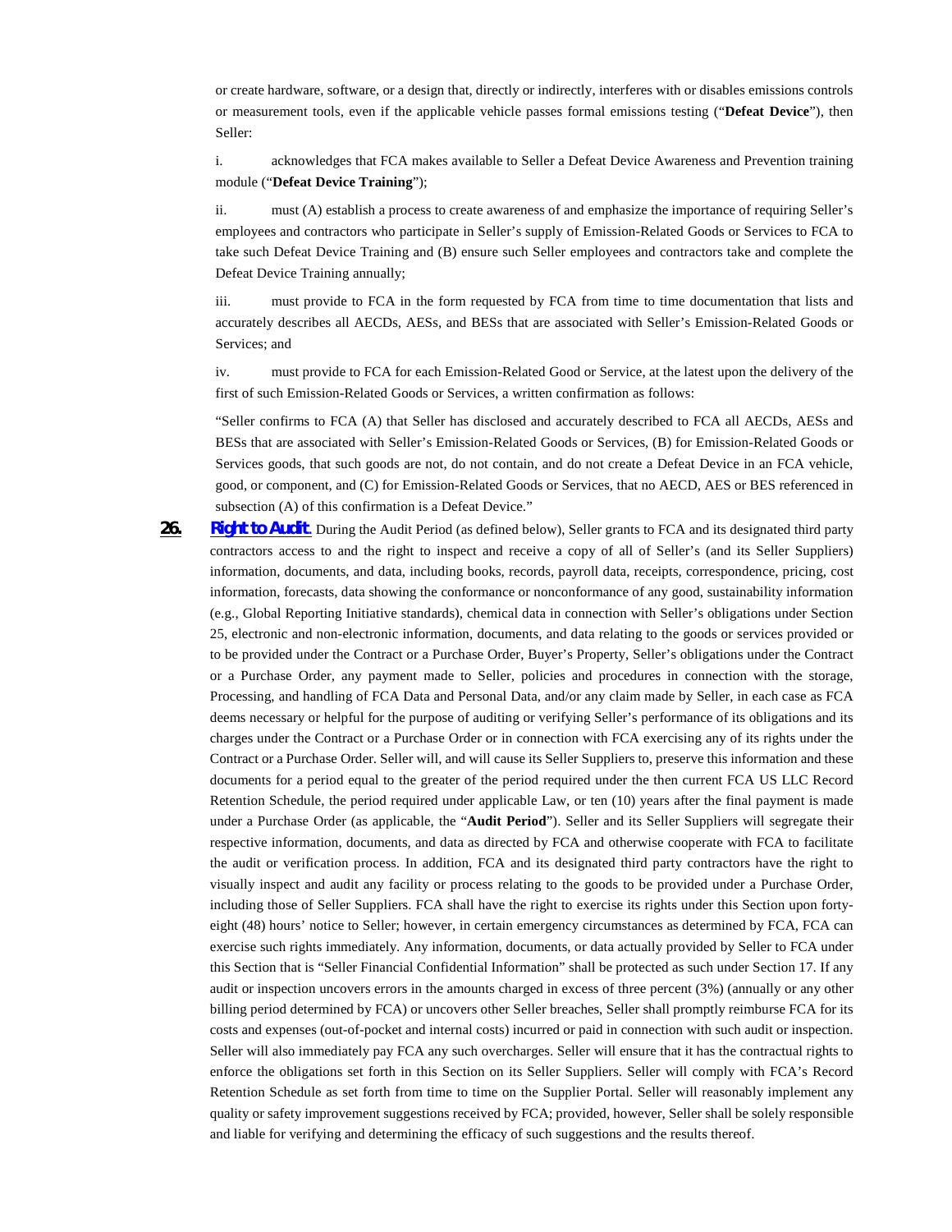or create hardware, software, or a design that, directly or indirectly, interferes with or disables emissions controls or measurement tools, even if the applicable vehicle passes formal emissions testing ("**Defeat Device**"), then Seller:

i. acknowledges that FCA makes available to Seller a Defeat Device Awareness and Prevention training module ("**Defeat Device Training**");

ii. must (A) establish a process to create awareness of and emphasize the importance of requiring Seller's employees and contractors who participate in Seller's supply of Emission-Related Goods or Services to FCA to take such Defeat Device Training and (B) ensure such Seller employees and contractors take and complete the Defeat Device Training annually;

iii. must provide to FCA in the form requested by FCA from time to time documentation that lists and accurately describes all AECDs, AESs, and BESs that are associated with Seller's Emission-Related Goods or Services; and

iv. must provide to FCA for each Emission-Related Good or Service, at the latest upon the delivery of the first of such Emission-Related Goods or Services, a written confirmation as follows:

"Seller confirms to FCA (A) that Seller has disclosed and accurately described to FCA all AECDs, AESs and BESs that are associated with Seller's Emission-Related Goods or Services, (B) for Emission-Related Goods or Services goods, that such goods are not, do not contain, and do not create a Defeat Device in an FCA vehicle, good, or component, and (C) for Emission-Related Goods or Services, that no AECD, AES or BES referenced in subsection (A) of this confirmation is a Defeat Device."

**26. Right to Audit.** During the Audit Period (as defined below), Seller grants to FCA and its designated third party contractors access to and the right to inspect and receive a copy of all of Seller's (and its Seller Suppliers) information, documents, and data, including books, records, payroll data, receipts, correspondence, pricing, cost information, forecasts, data showing the conformance or nonconformance of any good, sustainability information (e.g., Global Reporting Initiative standards), chemical data in connection with Seller's obligations under Section 25, electronic and non-electronic information, documents, and data relating to the goods or services provided or to be provided under the Contract or a Purchase Order, Buyer's Property, Seller's obligations under the Contract or a Purchase Order, any payment made to Seller, policies and procedures in connection with the storage, Processing, and handling of FCA Data and Personal Data, and/or any claim made by Seller, in each case as FCA deems necessary or helpful for the purpose of auditing or verifying Seller's performance of its obligations and its charges under the Contract or a Purchase Order or in connection with FCA exercising any of its rights under the Contract or a Purchase Order. Seller will, and will cause its Seller Suppliers to, preserve this information and these documents for a period equal to the greater of the period required under the then current FCA US LLC Record Retention Schedule, the period required under applicable Law, or ten (10) years after the final payment is made under a Purchase Order (as applicable, the "**Audit Period**"). Seller and its Seller Suppliers will segregate their respective information, documents, and data as directed by FCA and otherwise cooperate with FCA to facilitate the audit or verification process. In addition, FCA and its designated third party contractors have the right to visually inspect and audit any facility or process relating to the goods to be provided under a Purchase Order, including those of Seller Suppliers. FCA shall have the right to exercise its rights under this Section upon forty-eight (48) hours' notice to Seller; however, in certain emergency circumstances as determined by FCA, FCA can exercise such rights immediately. Any information, documents, or data actually provided by Seller to FCA under this Section that is "Seller Financial Confidential Information" shall be protected as such under Section 17. If any audit or inspection uncovers errors in the amounts charged in excess of three percent (3%) (annually or any other billing period determined by FCA) or uncovers other Seller breaches, Seller shall promptly reimburse FCA for its costs and expenses (out-of-pocket and internal costs) incurred or paid in connection with such audit or inspection. Seller will also immediately pay FCA any such overcharges. Seller will ensure that it has the contractual rights to enforce the obligations set forth in this Section on its Seller Suppliers. Seller will comply with FCA's Record Retention Schedule as set forth from time to time on the Supplier Portal. Seller will reasonably implement any quality or safety improvement suggestions received by FCA; provided, however, Seller shall be solely responsible and liable for verifying and determining the efficacy of such suggestions and the results thereof.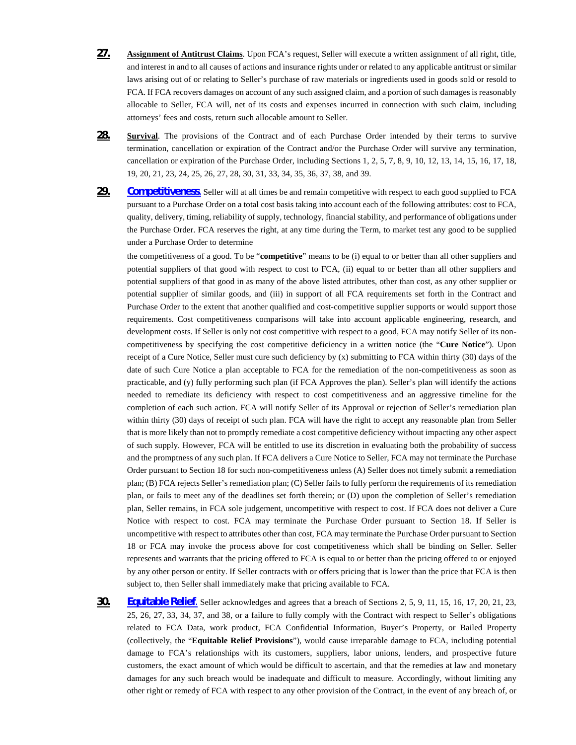**27.** **Assignment of Antitrust Claims**. Upon FCA's request, Seller will execute a written assignment of all right, title, and interest in and to all causes of actions and insurance rights under or related to any applicable antitrust or similar laws arising out of or relating to Seller's purchase of raw materials or ingredients used in goods sold or resold to FCA. If FCA recovers damages on account of any such assigned claim, and a portion of such damages is reasonably allocable to Seller, FCA will, net of its costs and expenses incurred in connection with such claim, including attorneys' fees and costs, return such allocable amount to Seller.

**28.** **Survival**. The provisions of the Contract and of each Purchase Order intended by their terms to survive termination, cancellation or expiration of the Contract and/or the Purchase Order will survive any termination, cancellation or expiration of the Purchase Order, including Sections 1, 2, 5, 7, 8, 9, 10, 12, 13, 14, 15, 16, 17, 18, 19, 20, 21, 23, 24, 25, 26, 27, 28, 30, 31, 33, 34, 35, 36, 37, 38, and 39.

**29.** **Competitiveness**. Seller will at all times be and remain competitive with respect to each good supplied to FCA pursuant to a Purchase Order on a total cost basis taking into account each of the following attributes: cost to FCA, quality, delivery, timing, reliability of supply, technology, financial stability, and performance of obligations under the Purchase Order. FCA reserves the right, at any time during the Term, to market test any good to be supplied under a Purchase Order to determine

the competitiveness of a good. To be "**competitive**" means to be (i) equal to or better than all other suppliers and potential suppliers of that good with respect to cost to FCA, (ii) equal to or better than all other suppliers and potential suppliers of that good in as many of the above listed attributes, other than cost, as any other supplier or potential supplier of similar goods, and (iii) in support of all FCA requirements set forth in the Contract and Purchase Order to the extent that another qualified and cost-competitive supplier supports or would support those requirements. Cost competitiveness comparisons will take into account applicable engineering, research, and development costs. If Seller is only not cost competitive with respect to a good, FCA may notify Seller of its non-competitiveness by specifying the cost competitive deficiency in a written notice (the "**Cure Notice**"). Upon receipt of a Cure Notice, Seller must cure such deficiency by (x) submitting to FCA within thirty (30) days of the date of such Cure Notice a plan acceptable to FCA for the remediation of the non-competitiveness as soon as practicable, and (y) fully performing such plan (if FCA Approves the plan). Seller's plan will identify the actions needed to remediate its deficiency with respect to cost competitiveness and an aggressive timeline for the completion of each such action. FCA will notify Seller of its Approval or rejection of Seller's remediation plan within thirty (30) days of receipt of such plan. FCA will have the right to accept any reasonable plan from Seller that is more likely than not to promptly remediate a cost competitive deficiency without impacting any other aspect of such supply. However, FCA will be entitled to use its discretion in evaluating both the probability of success and the promptness of any such plan. If FCA delivers a Cure Notice to Seller, FCA may not terminate the Purchase Order pursuant to Section 18 for such non-competitiveness unless (A) Seller does not timely submit a remediation plan; (B) FCA rejects Seller's remediation plan; (C) Seller fails to fully perform the requirements of its remediation plan, or fails to meet any of the deadlines set forth therein; or (D) upon the completion of Seller's remediation plan, Seller remains, in FCA sole judgement, uncompetitive with respect to cost. If FCA does not deliver a Cure Notice with respect to cost. FCA may terminate the Purchase Order pursuant to Section 18. If Seller is uncompetitive with respect to attributes other than cost, FCA may terminate the Purchase Order pursuant to Section 18 or FCA may invoke the process above for cost competitiveness which shall be binding on Seller. Seller represents and warrants that the pricing offered to FCA is equal to or better than the pricing offered to or enjoyed by any other person or entity. If Seller contracts with or offers pricing that is lower than the price that FCA is then subject to, then Seller shall immediately make that pricing available to FCA.

**30.** **Equitable Relief**. Seller acknowledges and agrees that a breach of Sections 2, 5, 9, 11, 15, 16, 17, 20, 21, 23, 25, 26, 27, 33, 34, 37, and 38, or a failure to fully comply with the Contract with respect to Seller's obligations related to FCA Data, work product, FCA Confidential Information, Buyer's Property, or Bailed Property (collectively, the "**Equitable Relief Provisions**"), would cause irreparable damage to FCA, including potential damage to FCA's relationships with its customers, suppliers, labor unions, lenders, and prospective future customers, the exact amount of which would be difficult to ascertain, and that the remedies at law and monetary damages for any such breach would be inadequate and difficult to measure. Accordingly, without limiting any other right or remedy of FCA with respect to any other provision of the Contract, in the event of any breach of, or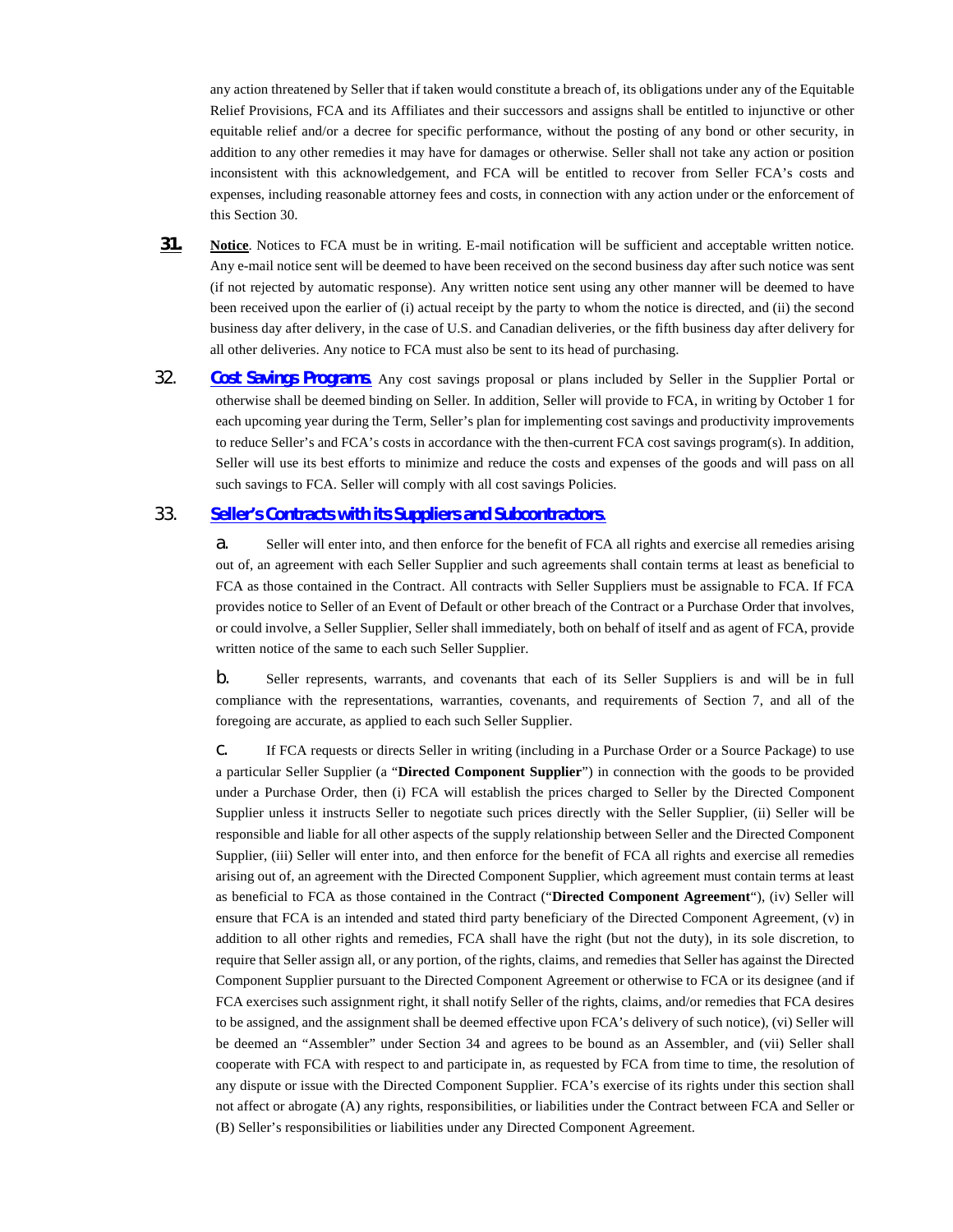any action threatened by Seller that if taken would constitute a breach of, its obligations under any of the Equitable Relief Provisions, FCA and its Affiliates and their successors and assigns shall be entitled to injunctive or other equitable relief and/or a decree for specific performance, without the posting of any bond or other security, in addition to any other remedies it may have for damages or otherwise. Seller shall not take any action or position inconsistent with this acknowledgement, and FCA will be entitled to recover from Seller FCA's costs and expenses, including reasonable attorney fees and costs, in connection with any action under or the enforcement of this Section 30.

**31.** **Notice**. Notices to FCA must be in writing. E-mail notification will be sufficient and acceptable written notice. Any e-mail notice sent will be deemed to have been received on the second business day after such notice was sent (if not rejected by automatic response). Any written notice sent using any other manner will be deemed to have been received upon the earlier of (i) actual receipt by the party to whom the notice is directed, and (ii) the second business day after delivery, in the case of U.S. and Canadian deliveries, or the fifth business day after delivery for all other deliveries. Any notice to FCA must also be sent to its head of purchasing.

32. **Cost Savings Programs.** Any cost savings proposal or plans included by Seller in the Supplier Portal or otherwise shall be deemed binding on Seller. In addition, Seller will provide to FCA, in writing by October 1 for each upcoming year during the Term, Seller's plan for implementing cost savings and productivity improvements to reduce Seller's and FCA's costs in accordance with the then-current FCA cost savings program(s). In addition, Seller will use its best efforts to minimize and reduce the costs and expenses of the goods and will pass on all such savings to FCA. Seller will comply with all cost savings Policies.

33. **Seller's Contracts with its Suppliers and Subcontractors.**

a. Seller will enter into, and then enforce for the benefit of FCA all rights and exercise all remedies arising out of, an agreement with each Seller Supplier and such agreements shall contain terms at least as beneficial to FCA as those contained in the Contract. All contracts with Seller Suppliers must be assignable to FCA. If FCA provides notice to Seller of an Event of Default or other breach of the Contract or a Purchase Order that involves, or could involve, a Seller Supplier, Seller shall immediately, both on behalf of itself and as agent of FCA, provide written notice of the same to each such Seller Supplier.

b. Seller represents, warrants, and covenants that each of its Seller Suppliers is and will be in full compliance with the representations, warranties, covenants, and requirements of Section 7, and all of the foregoing are accurate, as applied to each such Seller Supplier.

c. If FCA requests or directs Seller in writing (including in a Purchase Order or a Source Package) to use a particular Seller Supplier (a "**Directed Component Supplier**") in connection with the goods to be provided under a Purchase Order, then (i) FCA will establish the prices charged to Seller by the Directed Component Supplier unless it instructs Seller to negotiate such prices directly with the Seller Supplier, (ii) Seller will be responsible and liable for all other aspects of the supply relationship between Seller and the Directed Component Supplier, (iii) Seller will enter into, and then enforce for the benefit of FCA all rights and exercise all remedies arising out of, an agreement with the Directed Component Supplier, which agreement must contain terms at least as beneficial to FCA as those contained in the Contract ("**Directed Component Agreement**"), (iv) Seller will ensure that FCA is an intended and stated third party beneficiary of the Directed Component Agreement, (v) in addition to all other rights and remedies, FCA shall have the right (but not the duty), in its sole discretion, to require that Seller assign all, or any portion, of the rights, claims, and remedies that Seller has against the Directed Component Supplier pursuant to the Directed Component Agreement or otherwise to FCA or its designee (and if FCA exercises such assignment right, it shall notify Seller of the rights, claims, and/or remedies that FCA desires to be assigned, and the assignment shall be deemed effective upon FCA's delivery of such notice), (vi) Seller will be deemed an "Assembler" under Section 34 and agrees to be bound as an Assembler, and (vii) Seller shall cooperate with FCA with respect to and participate in, as requested by FCA from time to time, the resolution of any dispute or issue with the Directed Component Supplier. FCA's exercise of its rights under this section shall not affect or abrogate (A) any rights, responsibilities, or liabilities under the Contract between FCA and Seller or (B) Seller's responsibilities or liabilities under any Directed Component Agreement.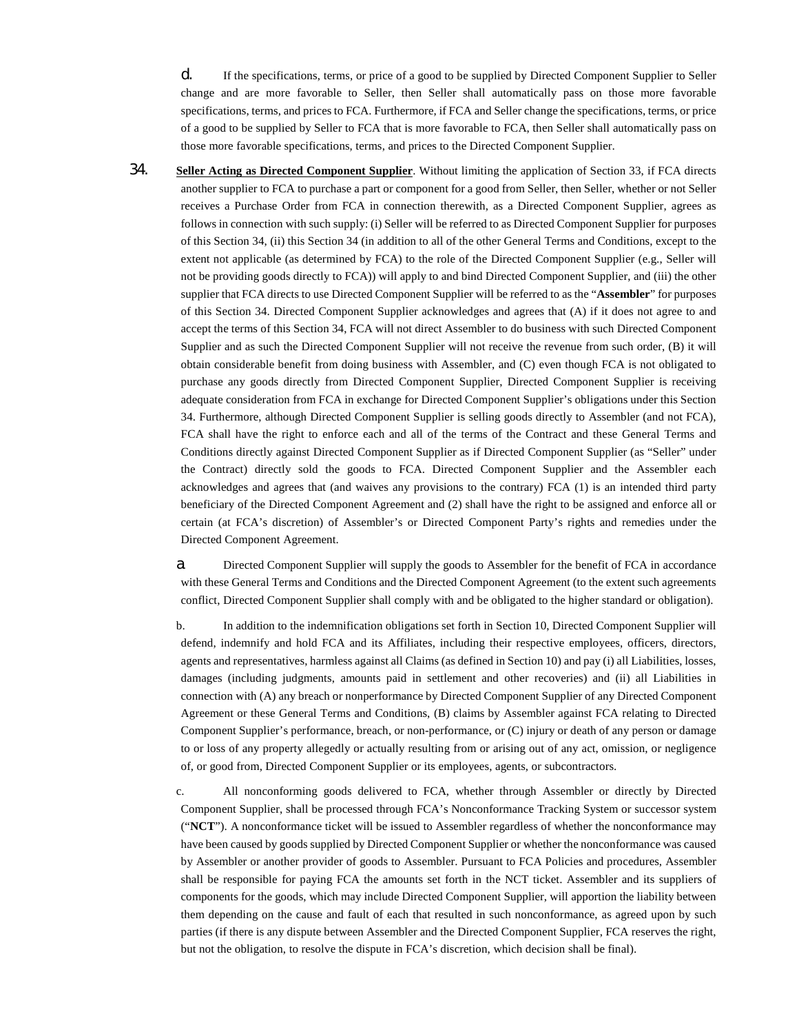d. If the specifications, terms, or price of a good to be supplied by Directed Component Supplier to Seller change and are more favorable to Seller, then Seller shall automatically pass on those more favorable specifications, terms, and prices to FCA. Furthermore, if FCA and Seller change the specifications, terms, or price of a good to be supplied by Seller to FCA that is more favorable to FCA, then Seller shall automatically pass on those more favorable specifications, terms, and prices to the Directed Component Supplier.

34. **Seller Acting as Directed Component Supplier**. Without limiting the application of Section 33, if FCA directs another supplier to FCA to purchase a part or component for a good from Seller, then Seller, whether or not Seller receives a Purchase Order from FCA in connection therewith, as a Directed Component Supplier, agrees as follows in connection with such supply: (i) Seller will be referred to as Directed Component Supplier for purposes of this Section 34, (ii) this Section 34 (in addition to all of the other General Terms and Conditions, except to the extent not applicable (as determined by FCA) to the role of the Directed Component Supplier (e.g., Seller will not be providing goods directly to FCA)) will apply to and bind Directed Component Supplier, and (iii) the other supplier that FCA directs to use Directed Component Supplier will be referred to as the "**Assembler**" for purposes of this Section 34. Directed Component Supplier acknowledges and agrees that (A) if it does not agree to and accept the terms of this Section 34, FCA will not direct Assembler to do business with such Directed Component Supplier and as such the Directed Component Supplier will not receive the revenue from such order, (B) it will obtain considerable benefit from doing business with Assembler, and (C) even though FCA is not obligated to purchase any goods directly from Directed Component Supplier, Directed Component Supplier is receiving adequate consideration from FCA in exchange for Directed Component Supplier's obligations under this Section 34. Furthermore, although Directed Component Supplier is selling goods directly to Assembler (and not FCA), FCA shall have the right to enforce each and all of the terms of the Contract and these General Terms and Conditions directly against Directed Component Supplier as if Directed Component Supplier (as "Seller" under the Contract) directly sold the goods to FCA. Directed Component Supplier and the Assembler each acknowledges and agrees that (and waives any provisions to the contrary) FCA (1) is an intended third party beneficiary of the Directed Component Agreement and (2) shall have the right to be assigned and enforce all or certain (at FCA's discretion) of Assembler's or Directed Component Party's rights and remedies under the Directed Component Agreement.

a. Directed Component Supplier will supply the goods to Assembler for the benefit of FCA in accordance with these General Terms and Conditions and the Directed Component Agreement (to the extent such agreements conflict, Directed Component Supplier shall comply with and be obligated to the higher standard or obligation).

b. In addition to the indemnification obligations set forth in Section 10, Directed Component Supplier will defend, indemnify and hold FCA and its Affiliates, including their respective employees, officers, directors, agents and representatives, harmless against all Claims (as defined in Section 10) and pay (i) all Liabilities, losses, damages (including judgments, amounts paid in settlement and other recoveries) and (ii) all Liabilities in connection with (A) any breach or nonperformance by Directed Component Supplier of any Directed Component Agreement or these General Terms and Conditions, (B) claims by Assembler against FCA relating to Directed Component Supplier's performance, breach, or non-performance, or (C) injury or death of any person or damage to or loss of any property allegedly or actually resulting from or arising out of any act, omission, or negligence of, or good from, Directed Component Supplier or its employees, agents, or subcontractors.

c. All nonconforming goods delivered to FCA, whether through Assembler or directly by Directed Component Supplier, shall be processed through FCA's Nonconformance Tracking System or successor system ("**NCT**"). A nonconformance ticket will be issued to Assembler regardless of whether the nonconformance may have been caused by goods supplied by Directed Component Supplier or whether the nonconformance was caused by Assembler or another provider of goods to Assembler. Pursuant to FCA Policies and procedures, Assembler shall be responsible for paying FCA the amounts set forth in the NCT ticket. Assembler and its suppliers of components for the goods, which may include Directed Component Supplier, will apportion the liability between them depending on the cause and fault of each that resulted in such nonconformance, as agreed upon by such parties (if there is any dispute between Assembler and the Directed Component Supplier, FCA reserves the right, but not the obligation, to resolve the dispute in FCA's discretion, which decision shall be final).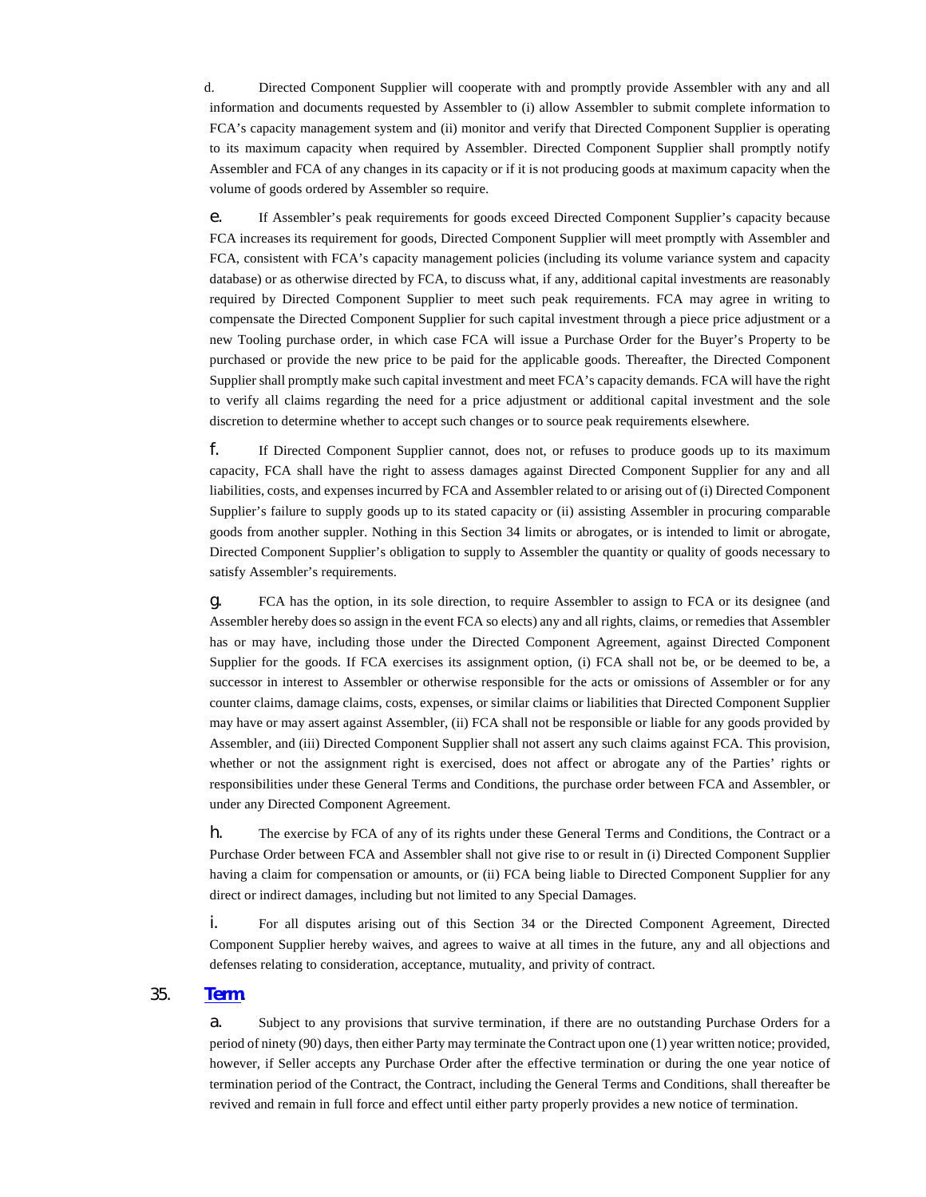d. Directed Component Supplier will cooperate with and promptly provide Assembler with any and all information and documents requested by Assembler to (i) allow Assembler to submit complete information to FCA's capacity management system and (ii) monitor and verify that Directed Component Supplier is operating to its maximum capacity when required by Assembler. Directed Component Supplier shall promptly notify Assembler and FCA of any changes in its capacity or if it is not producing goods at maximum capacity when the volume of goods ordered by Assembler so require.

e. If Assembler's peak requirements for goods exceed Directed Component Supplier's capacity because FCA increases its requirement for goods, Directed Component Supplier will meet promptly with Assembler and FCA, consistent with FCA's capacity management policies (including its volume variance system and capacity database) or as otherwise directed by FCA, to discuss what, if any, additional capital investments are reasonably required by Directed Component Supplier to meet such peak requirements. FCA may agree in writing to compensate the Directed Component Supplier for such capital investment through a piece price adjustment or a new Tooling purchase order, in which case FCA will issue a Purchase Order for the Buyer's Property to be purchased or provide the new price to be paid for the applicable goods. Thereafter, the Directed Component Supplier shall promptly make such capital investment and meet FCA's capacity demands. FCA will have the right to verify all claims regarding the need for a price adjustment or additional capital investment and the sole discretion to determine whether to accept such changes or to source peak requirements elsewhere.

f. If Directed Component Supplier cannot, does not, or refuses to produce goods up to its maximum capacity, FCA shall have the right to assess damages against Directed Component Supplier for any and all liabilities, costs, and expenses incurred by FCA and Assembler related to or arising out of (i) Directed Component Supplier's failure to supply goods up to its stated capacity or (ii) assisting Assembler in procuring comparable goods from another suppler. Nothing in this Section 34 limits or abrogates, or is intended to limit or abrogate, Directed Component Supplier's obligation to supply to Assembler the quantity or quality of goods necessary to satisfy Assembler's requirements.

g. FCA has the option, in its sole direction, to require Assembler to assign to FCA or its designee (and Assembler hereby does so assign in the event FCA so elects) any and all rights, claims, or remedies that Assembler has or may have, including those under the Directed Component Agreement, against Directed Component Supplier for the goods. If FCA exercises its assignment option, (i) FCA shall not be, or be deemed to be, a successor in interest to Assembler or otherwise responsible for the acts or omissions of Assembler or for any counter claims, damage claims, costs, expenses, or similar claims or liabilities that Directed Component Supplier may have or may assert against Assembler, (ii) FCA shall not be responsible or liable for any goods provided by Assembler, and (iii) Directed Component Supplier shall not assert any such claims against FCA. This provision, whether or not the assignment right is exercised, does not affect or abrogate any of the Parties' rights or responsibilities under these General Terms and Conditions, the purchase order between FCA and Assembler, or under any Directed Component Agreement.

h. The exercise by FCA of any of its rights under these General Terms and Conditions, the Contract or a Purchase Order between FCA and Assembler shall not give rise to or result in (i) Directed Component Supplier having a claim for compensation or amounts, or (ii) FCA being liable to Directed Component Supplier for any direct or indirect damages, including but not limited to any Special Damages.

i. For all disputes arising out of this Section 34 or the Directed Component Agreement, Directed Component Supplier hereby waives, and agrees to waive at all times in the future, any and all objections and defenses relating to consideration, acceptance, mutuality, and privity of contract.

## 35. Term.

a. Subject to any provisions that survive termination, if there are no outstanding Purchase Orders for a period of ninety (90) days, then either Party may terminate the Contract upon one (1) year written notice; provided, however, if Seller accepts any Purchase Order after the effective termination or during the one year notice of termination period of the Contract, the Contract, including the General Terms and Conditions, shall thereafter be revived and remain in full force and effect until either party properly provides a new notice of termination.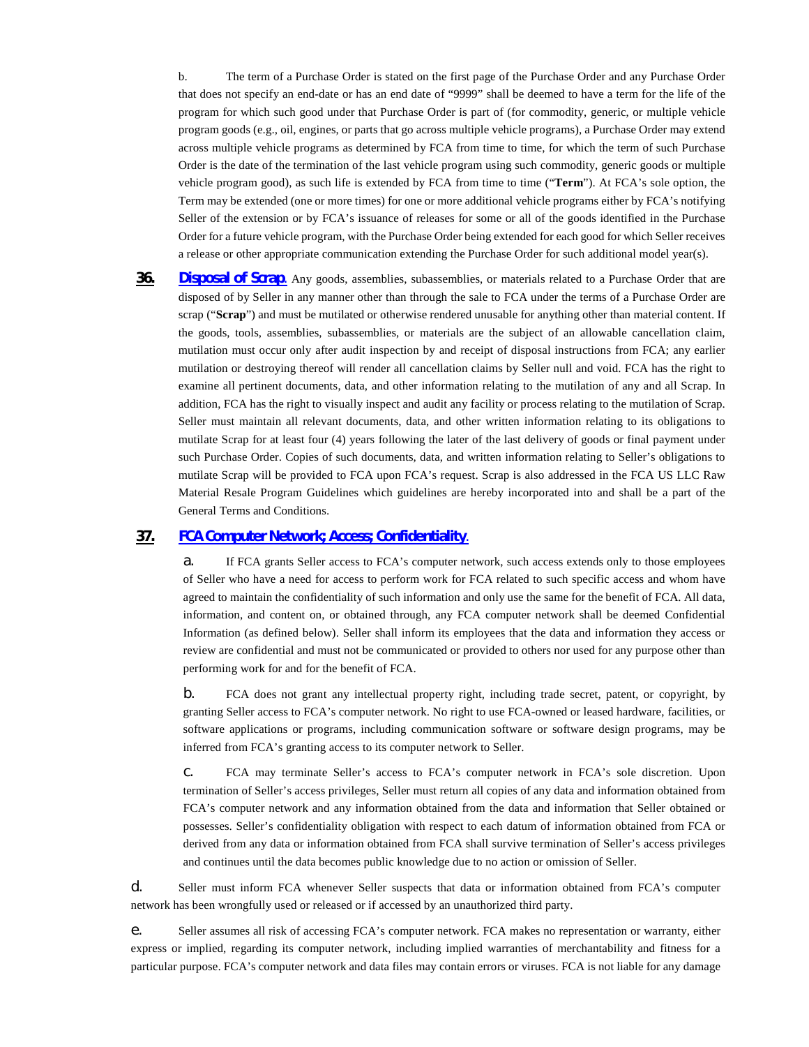b. The term of a Purchase Order is stated on the first page of the Purchase Order and any Purchase Order that does not specify an end-date or has an end date of "9999" shall be deemed to have a term for the life of the program for which such good under that Purchase Order is part of (for commodity, generic, or multiple vehicle program goods (e.g., oil, engines, or parts that go across multiple vehicle programs), a Purchase Order may extend across multiple vehicle programs as determined by FCA from time to time, for which the term of such Purchase Order is the date of the termination of the last vehicle program using such commodity, generic goods or multiple vehicle program good), as such life is extended by FCA from time to time ("**Term**"). At FCA's sole option, the Term may be extended (one or more times) for one or more additional vehicle programs either by FCA's notifying Seller of the extension or by FCA's issuance of releases for some or all of the goods identified in the Purchase Order for a future vehicle program, with the Purchase Order being extended for each good for which Seller receives a release or other appropriate communication extending the Purchase Order for such additional model year(s).

**36. Disposal of Scrap.** Any goods, assemblies, subassemblies, or materials related to a Purchase Order that are disposed of by Seller in any manner other than through the sale to FCA under the terms of a Purchase Order are scrap ("**Scrap**") and must be mutilated or otherwise rendered unusable for anything other than material content. If the goods, tools, assemblies, subassemblies, or materials are the subject of an allowable cancellation claim, mutilation must occur only after audit inspection by and receipt of disposal instructions from FCA; any earlier mutilation or destroying thereof will render all cancellation claims by Seller null and void. FCA has the right to examine all pertinent documents, data, and other information relating to the mutilation of any and all Scrap. In addition, FCA has the right to visually inspect and audit any facility or process relating to the mutilation of Scrap. Seller must maintain all relevant documents, data, and other written information relating to its obligations to mutilate Scrap for at least four (4) years following the later of the last delivery of goods or final payment under such Purchase Order. Copies of such documents, data, and written information relating to Seller's obligations to mutilate Scrap will be provided to FCA upon FCA's request. Scrap is also addressed in the FCA US LLC Raw Material Resale Program Guidelines which guidelines are hereby incorporated into and shall be a part of the General Terms and Conditions.

**37. FCA Computer Network; Access; Confidentiality.**

a. If FCA grants Seller access to FCA's computer network, such access extends only to those employees of Seller who have a need for access to perform work for FCA related to such specific access and whom have agreed to maintain the confidentiality of such information and only use the same for the benefit of FCA. All data, information, and content on, or obtained through, any FCA computer network shall be deemed Confidential Information (as defined below). Seller shall inform its employees that the data and information they access or review are confidential and must not be communicated or provided to others nor used for any purpose other than performing work for and for the benefit of FCA.

b. FCA does not grant any intellectual property right, including trade secret, patent, or copyright, by granting Seller access to FCA's computer network. No right to use FCA-owned or leased hardware, facilities, or software applications or programs, including communication software or software design programs, may be inferred from FCA's granting access to its computer network to Seller.

c. FCA may terminate Seller's access to FCA's computer network in FCA's sole discretion. Upon termination of Seller's access privileges, Seller must return all copies of any data and information obtained from FCA's computer network and any information obtained from the data and information that Seller obtained or possesses. Seller's confidentiality obligation with respect to each datum of information obtained from FCA or derived from any data or information obtained from FCA shall survive termination of Seller's access privileges and continues until the data becomes public knowledge due to no action or omission of Seller.

d. Seller must inform FCA whenever Seller suspects that data or information obtained from FCA's computer network has been wrongfully used or released or if accessed by an unauthorized third party.

e. Seller assumes all risk of accessing FCA's computer network. FCA makes no representation or warranty, either express or implied, regarding its computer network, including implied warranties of merchantability and fitness for a particular purpose. FCA's computer network and data files may contain errors or viruses. FCA is not liable for any damage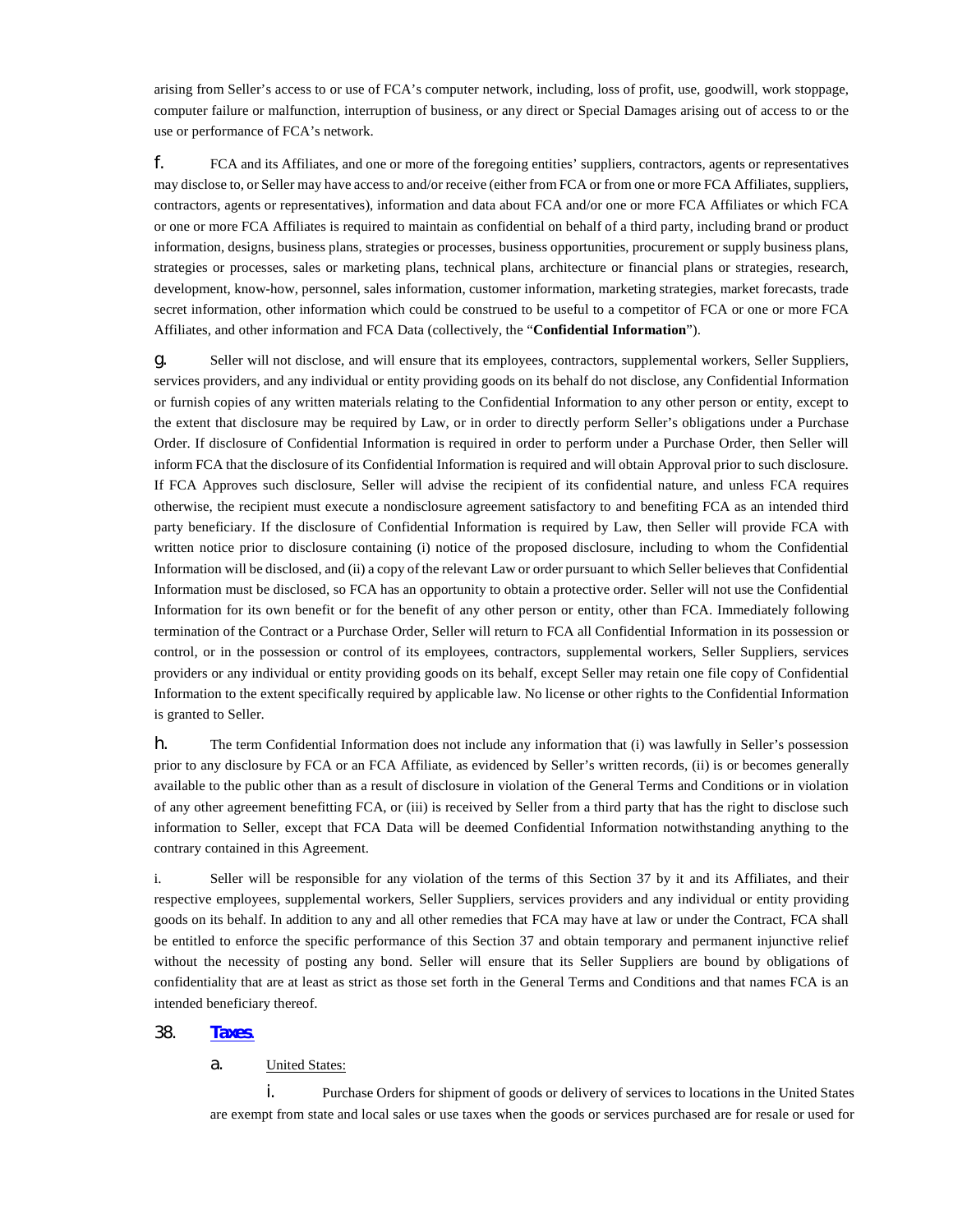arising from Seller's access to or use of FCA's computer network, including, loss of profit, use, goodwill, work stoppage, computer failure or malfunction, interruption of business, or any direct or Special Damages arising out of access to or the use or performance of FCA's network.

f. FCA and its Affiliates, and one or more of the foregoing entities' suppliers, contractors, agents or representatives may disclose to, or Seller may have access to and/or receive (either from FCA or from one or more FCA Affiliates, suppliers, contractors, agents or representatives), information and data about FCA and/or one or more FCA Affiliates or which FCA or one or more FCA Affiliates is required to maintain as confidential on behalf of a third party, including brand or product information, designs, business plans, strategies or processes, business opportunities, procurement or supply business plans, strategies or processes, sales or marketing plans, technical plans, architecture or financial plans or strategies, research, development, know-how, personnel, sales information, customer information, marketing strategies, market forecasts, trade secret information, other information which could be construed to be useful to a competitor of FCA or one or more FCA Affiliates, and other information and FCA Data (collectively, the "**Confidential Information**").

g. Seller will not disclose, and will ensure that its employees, contractors, supplemental workers, Seller Suppliers, services providers, and any individual or entity providing goods on its behalf do not disclose, any Confidential Information or furnish copies of any written materials relating to the Confidential Information to any other person or entity, except to the extent that disclosure may be required by Law, or in order to directly perform Seller's obligations under a Purchase Order. If disclosure of Confidential Information is required in order to perform under a Purchase Order, then Seller will inform FCA that the disclosure of its Confidential Information is required and will obtain Approval prior to such disclosure. If FCA Approves such disclosure, Seller will advise the recipient of its confidential nature, and unless FCA requires otherwise, the recipient must execute a nondisclosure agreement satisfactory to and benefiting FCA as an intended third party beneficiary. If the disclosure of Confidential Information is required by Law, then Seller will provide FCA with written notice prior to disclosure containing (i) notice of the proposed disclosure, including to whom the Confidential Information will be disclosed, and (ii) a copy of the relevant Law or order pursuant to which Seller believes that Confidential Information must be disclosed, so FCA has an opportunity to obtain a protective order. Seller will not use the Confidential Information for its own benefit or for the benefit of any other person or entity, other than FCA. Immediately following termination of the Contract or a Purchase Order, Seller will return to FCA all Confidential Information in its possession or control, or in the possession or control of its employees, contractors, supplemental workers, Seller Suppliers, services providers or any individual or entity providing goods on its behalf, except Seller may retain one file copy of Confidential Information to the extent specifically required by applicable law. No license or other rights to the Confidential Information is granted to Seller.

h. The term Confidential Information does not include any information that (i) was lawfully in Seller's possession prior to any disclosure by FCA or an FCA Affiliate, as evidenced by Seller's written records, (ii) is or becomes generally available to the public other than as a result of disclosure in violation of the General Terms and Conditions or in violation of any other agreement benefitting FCA, or (iii) is received by Seller from a third party that has the right to disclose such information to Seller, except that FCA Data will be deemed Confidential Information notwithstanding anything to the contrary contained in this Agreement.

i. Seller will be responsible for any violation of the terms of this Section 37 by it and its Affiliates, and their respective employees, supplemental workers, Seller Suppliers, services providers and any individual or entity providing goods on its behalf. In addition to any and all other remedies that FCA may have at law or under the Contract, FCA shall be entitled to enforce the specific performance of this Section 37 and obtain temporary and permanent injunctive relief without the necessity of posting any bond. Seller will ensure that its Seller Suppliers are bound by obligations of confidentiality that are at least as strict as those set forth in the General Terms and Conditions and that names FCA is an intended beneficiary thereof.

## 38. Taxes.

a. United States:

i. Purchase Orders for shipment of goods or delivery of services to locations in the United States are exempt from state and local sales or use taxes when the goods or services purchased are for resale or used for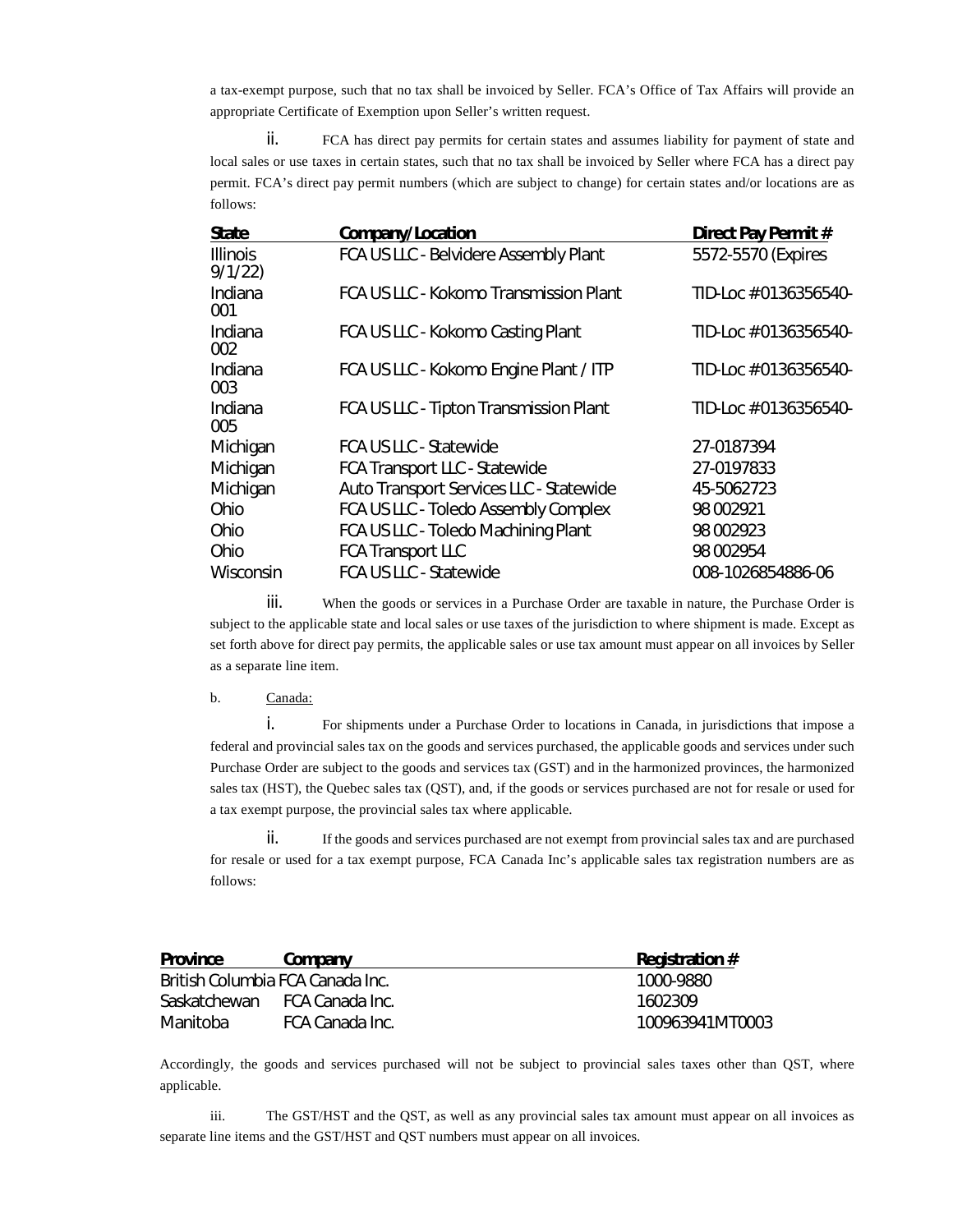a tax-exempt purpose, such that no tax shall be invoiced by Seller. FCA's Office of Tax Affairs will provide an appropriate Certificate of Exemption upon Seller's written request.

ii. FCA has direct pay permits for certain states and assumes liability for payment of state and local sales or use taxes in certain states, such that no tax shall be invoiced by Seller where FCA has a direct pay permit. FCA's direct pay permit numbers (which are subject to change) for certain states and/or locations are as follows:

| State | Company/Location | Direct Pay Permit # |
|---|---|---|
| Illinois 9/1/22) | FCA US LLC - Belvidere Assembly Plant | 5572-5570 (Expires |
| Indiana 001 | FCA US LLC - Kokomo Transmission Plant | TID-Loc #0136356540- |
| Indiana 002 | FCA US LLC - Kokomo Casting Plant | TID-Loc #0136356540- |
| Indiana 003 | FCA US LLC - Kokomo Engine Plant / ITP | TID-Loc #0136356540- |
| Indiana 005 | FCA US LLC - Tipton Transmission Plant | TID-Loc #0136356540- |
| Michigan | FCA US LLC - Statewide | 27-0187394 |
| Michigan | FCA Transport LLC - Statewide | 27-0197833 |
| Michigan | Auto Transport Services LLC - Statewide | 45-5062723 |
| Ohio | FCA US LLC - Toledo Assembly Complex | 98 002921 |
| Ohio | FCA US LLC - Toledo Machining Plant | 98 002923 |
| Ohio | FCA Transport LLC | 98 002954 |
| Wisconsin | FCA US LLC - Statewide | 008-1026854886-06 |

iii. When the goods or services in a Purchase Order are taxable in nature, the Purchase Order is subject to the applicable state and local sales or use taxes of the jurisdiction to where shipment is made. Except as set forth above for direct pay permits, the applicable sales or use tax amount must appear on all invoices by Seller as a separate line item.

b. Canada:

i. For shipments under a Purchase Order to locations in Canada, in jurisdictions that impose a federal and provincial sales tax on the goods and services purchased, the applicable goods and services under such Purchase Order are subject to the goods and services tax (GST) and in the harmonized provinces, the harmonized sales tax (HST), the Quebec sales tax (QST), and, if the goods or services purchased are not for resale or used for a tax exempt purpose, the provincial sales tax where applicable.

ii. If the goods and services purchased are not exempt from provincial sales tax and are purchased for resale or used for a tax exempt purpose, FCA Canada Inc's applicable sales tax registration numbers are as follows:

| Province | Company | Registration # |
|---|---|---|
| British Columbia | FCA Canada Inc. | 1000-9880 |
| Saskatchewan | FCA Canada Inc. | 1602309 |
| Manitoba | FCA Canada Inc. | 100963941MT0003 |

Accordingly, the goods and services purchased will not be subject to provincial sales taxes other than QST, where applicable.

iii. The GST/HST and the QST, as well as any provincial sales tax amount must appear on all invoices as separate line items and the GST/HST and QST numbers must appear on all invoices.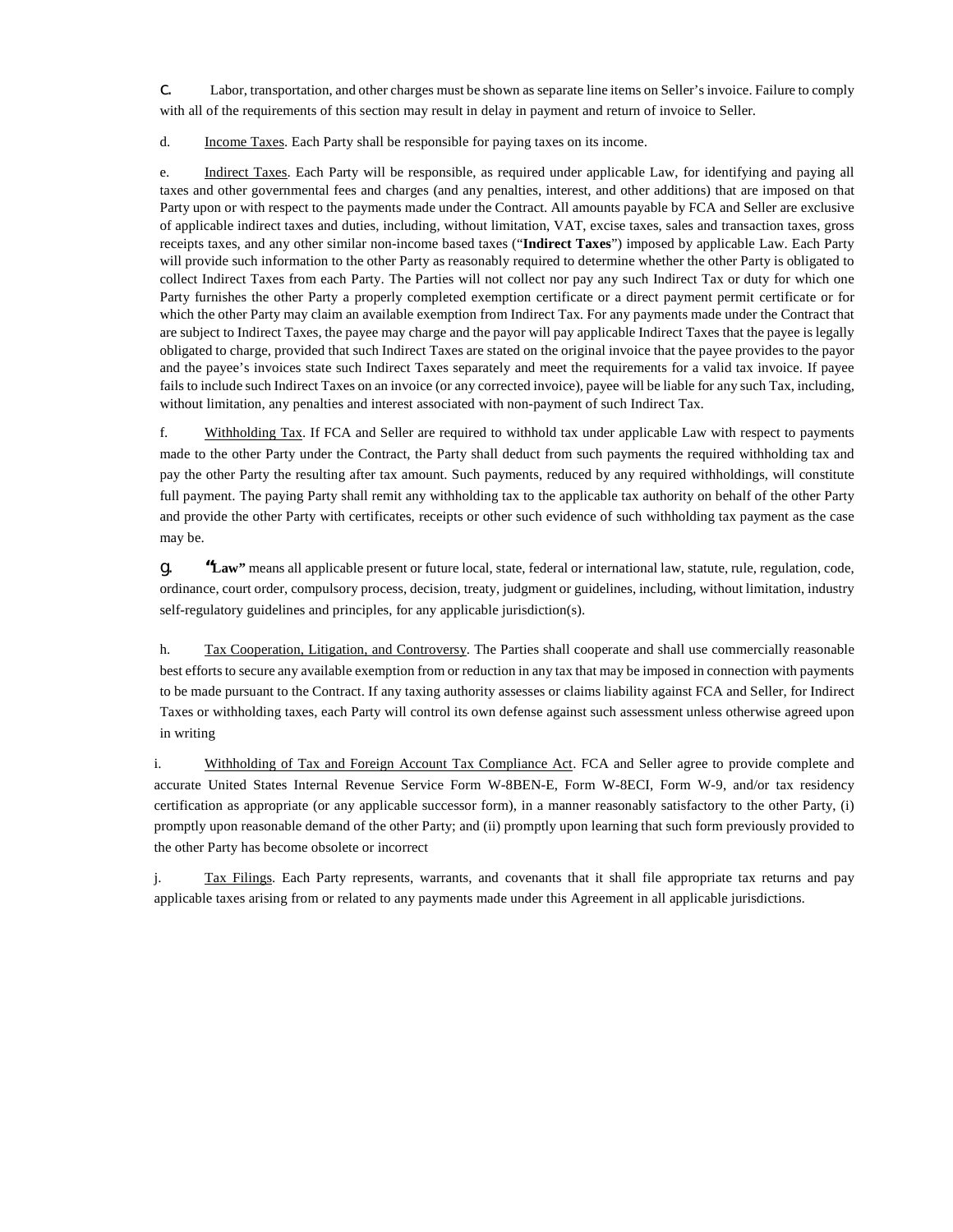c. Labor, transportation, and other charges must be shown as separate line items on Seller's invoice. Failure to comply with all of the requirements of this section may result in delay in payment and return of invoice to Seller.

d. Income Taxes. Each Party shall be responsible for paying taxes on its income.

e. Indirect Taxes. Each Party will be responsible, as required under applicable Law, for identifying and paying all taxes and other governmental fees and charges (and any penalties, interest, and other additions) that are imposed on that Party upon or with respect to the payments made under the Contract. All amounts payable by FCA and Seller are exclusive of applicable indirect taxes and duties, including, without limitation, VAT, excise taxes, sales and transaction taxes, gross receipts taxes, and any other similar non-income based taxes ("**Indirect Taxes**") imposed by applicable Law. Each Party will provide such information to the other Party as reasonably required to determine whether the other Party is obligated to collect Indirect Taxes from each Party. The Parties will not collect nor pay any such Indirect Tax or duty for which one Party furnishes the other Party a properly completed exemption certificate or a direct payment permit certificate or for which the other Party may claim an available exemption from Indirect Tax. For any payments made under the Contract that are subject to Indirect Taxes, the payee may charge and the payor will pay applicable Indirect Taxes that the payee is legally obligated to charge, provided that such Indirect Taxes are stated on the original invoice that the payee provides to the payor and the payee's invoices state such Indirect Taxes separately and meet the requirements for a valid tax invoice. If payee fails to include such Indirect Taxes on an invoice (or any corrected invoice), payee will be liable for any such Tax, including, without limitation, any penalties and interest associated with non-payment of such Indirect Tax.

f. Withholding Tax. If FCA and Seller are required to withhold tax under applicable Law with respect to payments made to the other Party under the Contract, the Party shall deduct from such payments the required withholding tax and pay the other Party the resulting after tax amount. Such payments, reduced by any required withholdings, will constitute full payment. The paying Party shall remit any withholding tax to the applicable tax authority on behalf of the other Party and provide the other Party with certificates, receipts or other such evidence of such withholding tax payment as the case may be.

g. "**Law**" means all applicable present or future local, state, federal or international law, statute, rule, regulation, code, ordinance, court order, compulsory process, decision, treaty, judgment or guidelines, including, without limitation, industry self-regulatory guidelines and principles, for any applicable jurisdiction(s).

h. Tax Cooperation, Litigation, and Controversy. The Parties shall cooperate and shall use commercially reasonable best efforts to secure any available exemption from or reduction in any tax that may be imposed in connection with payments to be made pursuant to the Contract. If any taxing authority assesses or claims liability against FCA and Seller, for Indirect Taxes or withholding taxes, each Party will control its own defense against such assessment unless otherwise agreed upon in writing

i. Withholding of Tax and Foreign Account Tax Compliance Act. FCA and Seller agree to provide complete and accurate United States Internal Revenue Service Form W-8BEN-E, Form W-8ECI, Form W-9, and/or tax residency certification as appropriate (or any applicable successor form), in a manner reasonably satisfactory to the other Party, (i) promptly upon reasonable demand of the other Party; and (ii) promptly upon learning that such form previously provided to the other Party has become obsolete or incorrect

j. Tax Filings. Each Party represents, warrants, and covenants that it shall file appropriate tax returns and pay applicable taxes arising from or related to any payments made under this Agreement in all applicable jurisdictions.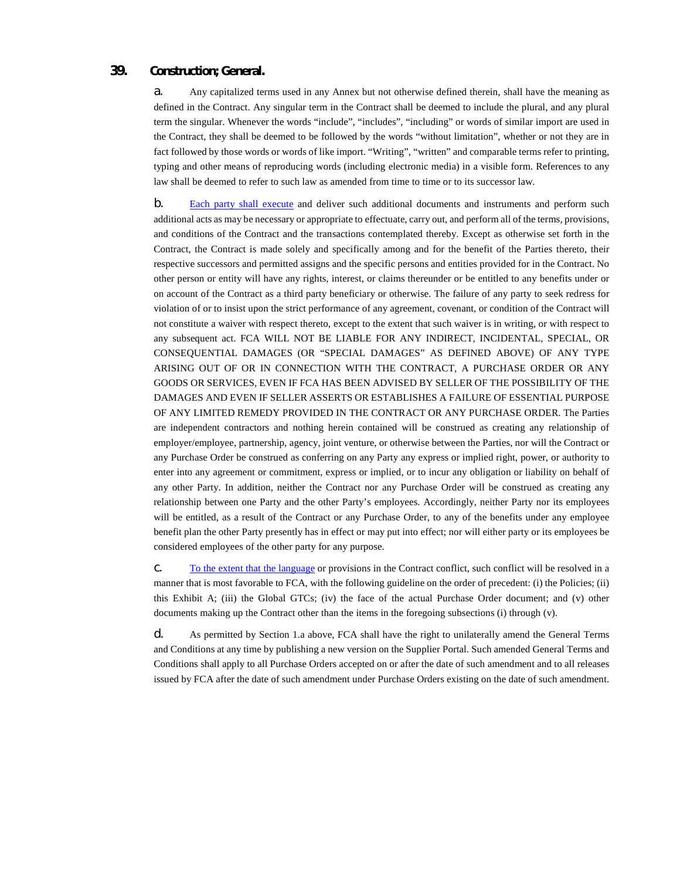## 39. Construction; General.

a. Any capitalized terms used in any Annex but not otherwise defined therein, shall have the meaning as defined in the Contract. Any singular term in the Contract shall be deemed to include the plural, and any plural term the singular. Whenever the words "include", "includes", "including" or words of similar import are used in the Contract, they shall be deemed to be followed by the words "without limitation", whether or not they are in fact followed by those words or words of like import. "Writing", "written" and comparable terms refer to printing, typing and other means of reproducing words (including electronic media) in a visible form. References to any law shall be deemed to refer to such law as amended from time to time or to its successor law.

b. Each party shall execute and deliver such additional documents and instruments and perform such additional acts as may be necessary or appropriate to effectuate, carry out, and perform all of the terms, provisions, and conditions of the Contract and the transactions contemplated thereby. Except as otherwise set forth in the Contract, the Contract is made solely and specifically among and for the benefit of the Parties thereto, their respective successors and permitted assigns and the specific persons and entities provided for in the Contract. No other person or entity will have any rights, interest, or claims thereunder or be entitled to any benefits under or on account of the Contract as a third party beneficiary or otherwise. The failure of any party to seek redress for violation of or to insist upon the strict performance of any agreement, covenant, or condition of the Contract will not constitute a waiver with respect thereto, except to the extent that such waiver is in writing, or with respect to any subsequent act. FCA WILL NOT BE LIABLE FOR ANY INDIRECT, INCIDENTAL, SPECIAL, OR CONSEQUENTIAL DAMAGES (OR "SPECIAL DAMAGES" AS DEFINED ABOVE) OF ANY TYPE ARISING OUT OF OR IN CONNECTION WITH THE CONTRACT, A PURCHASE ORDER OR ANY GOODS OR SERVICES, EVEN IF FCA HAS BEEN ADVISED BY SELLER OF THE POSSIBILITY OF THE DAMAGES AND EVEN IF SELLER ASSERTS OR ESTABLISHES A FAILURE OF ESSENTIAL PURPOSE OF ANY LIMITED REMEDY PROVIDED IN THE CONTRACT OR ANY PURCHASE ORDER. The Parties are independent contractors and nothing herein contained will be construed as creating any relationship of employer/employee, partnership, agency, joint venture, or otherwise between the Parties, nor will the Contract or any Purchase Order be construed as conferring on any Party any express or implied right, power, or authority to enter into any agreement or commitment, express or implied, or to incur any obligation or liability on behalf of any other Party. In addition, neither the Contract nor any Purchase Order will be construed as creating any relationship between one Party and the other Party's employees. Accordingly, neither Party nor its employees will be entitled, as a result of the Contract or any Purchase Order, to any of the benefits under any employee benefit plan the other Party presently has in effect or may put into effect; nor will either party or its employees be considered employees of the other party for any purpose.

c. To the extent that the language or provisions in the Contract conflict, such conflict will be resolved in a manner that is most favorable to FCA, with the following guideline on the order of precedent: (i) the Policies; (ii) this Exhibit A; (iii) the Global GTCs; (iv) the face of the actual Purchase Order document; and (v) other documents making up the Contract other than the items in the foregoing subsections (i) through (v).

d. As permitted by Section 1.a above, FCA shall have the right to unilaterally amend the General Terms and Conditions at any time by publishing a new version on the Supplier Portal. Such amended General Terms and Conditions shall apply to all Purchase Orders accepted on or after the date of such amendment and to all releases issued by FCA after the date of such amendment under Purchase Orders existing on the date of such amendment.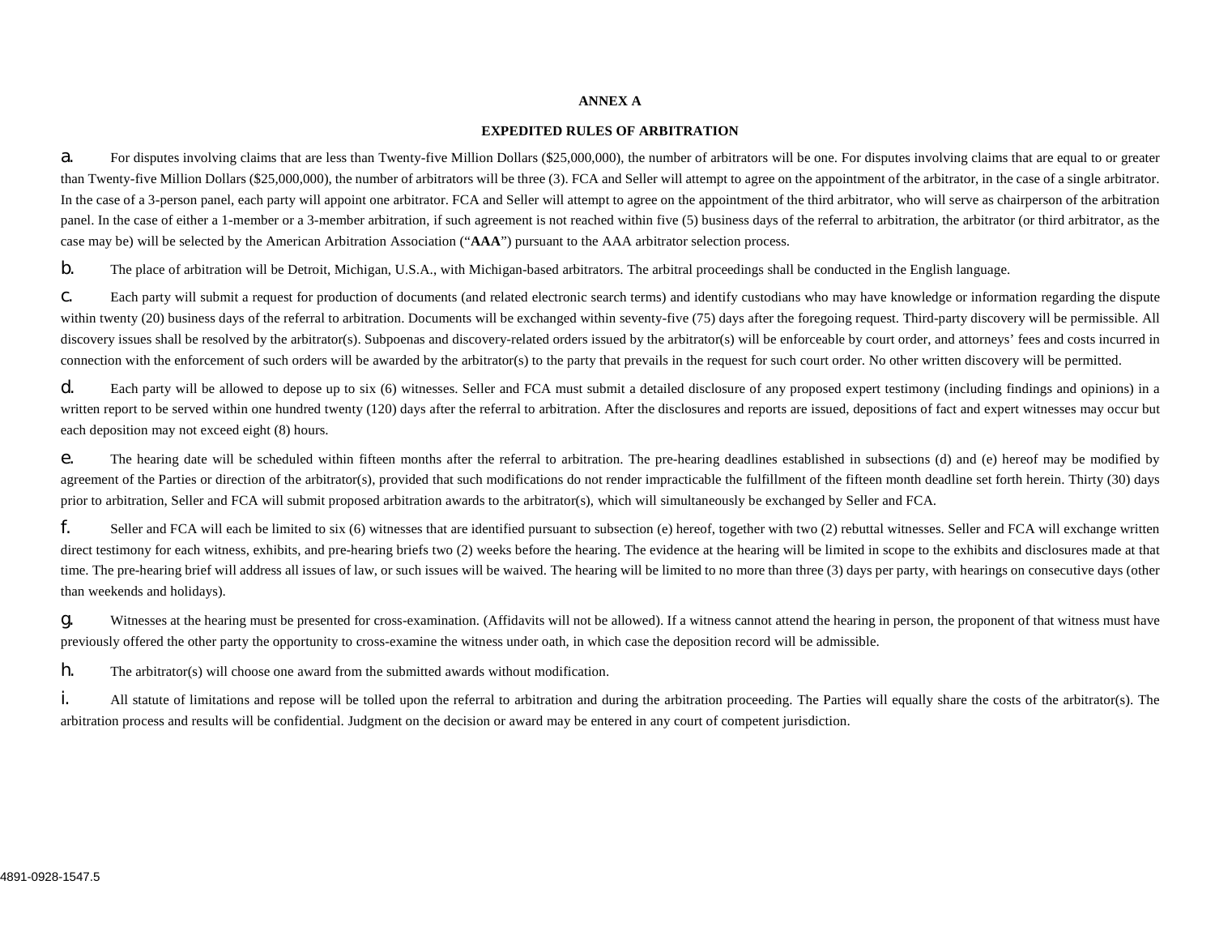**ANNEX A**

**EXPEDITED RULES OF ARBITRATION**

a. For disputes involving claims that are less than Twenty-five Million Dollars ($25,000,000), the number of arbitrators will be one. For disputes involving claims that are equal to or greater than Twenty-five Million Dollars ($25,000,000), the number of arbitrators will be three (3). FCA and Seller will attempt to agree on the appointment of the arbitrator, in the case of a single arbitrator. In the case of a 3-person panel, each party will appoint one arbitrator. FCA and Seller will attempt to agree on the appointment of the third arbitrator, who will serve as chairperson of the arbitration panel. In the case of either a 1-member or a 3-member arbitration, if such agreement is not reached within five (5) business days of the referral to arbitration, the arbitrator (or third arbitrator, as the case may be) will be selected by the American Arbitration Association ("**AAA**") pursuant to the AAA arbitrator selection process.

b. The place of arbitration will be Detroit, Michigan, U.S.A., with Michigan-based arbitrators. The arbitral proceedings shall be conducted in the English language.

c. Each party will submit a request for production of documents (and related electronic search terms) and identify custodians who may have knowledge or information regarding the dispute within twenty (20) business days of the referral to arbitration. Documents will be exchanged within seventy-five (75) days after the foregoing request. Third-party discovery will be permissible. All discovery issues shall be resolved by the arbitrator(s). Subpoenas and discovery-related orders issued by the arbitrator(s) will be enforceable by court order, and attorneys' fees and costs incurred in connection with the enforcement of such orders will be awarded by the arbitrator(s) to the party that prevails in the request for such court order. No other written discovery will be permitted.

d. Each party will be allowed to depose up to six (6) witnesses. Seller and FCA must submit a detailed disclosure of any proposed expert testimony (including findings and opinions) in a written report to be served within one hundred twenty (120) days after the referral to arbitration. After the disclosures and reports are issued, depositions of fact and expert witnesses may occur but each deposition may not exceed eight (8) hours.

e. The hearing date will be scheduled within fifteen months after the referral to arbitration. The pre-hearing deadlines established in subsections (d) and (e) hereof may be modified by agreement of the Parties or direction of the arbitrator(s), provided that such modifications do not render impracticable the fulfillment of the fifteen month deadline set forth herein. Thirty (30) days prior to arbitration, Seller and FCA will submit proposed arbitration awards to the arbitrator(s), which will simultaneously be exchanged by Seller and FCA.

f. Seller and FCA will each be limited to six (6) witnesses that are identified pursuant to subsection (e) hereof, together with two (2) rebuttal witnesses. Seller and FCA will exchange written direct testimony for each witness, exhibits, and pre-hearing briefs two (2) weeks before the hearing. The evidence at the hearing will be limited in scope to the exhibits and disclosures made at that time. The pre-hearing brief will address all issues of law, or such issues will be waived. The hearing will be limited to no more than three (3) days per party, with hearings on consecutive days (other than weekends and holidays).

g. Witnesses at the hearing must be presented for cross-examination. (Affidavits will not be allowed). If a witness cannot attend the hearing in person, the proponent of that witness must have previously offered the other party the opportunity to cross-examine the witness under oath, in which case the deposition record will be admissible.

h. The arbitrator(s) will choose one award from the submitted awards without modification.

i. All statute of limitations and repose will be tolled upon the referral to arbitration and during the arbitration proceeding. The Parties will equally share the costs of the arbitrator(s). The arbitration process and results will be confidential. Judgment on the decision or award may be entered in any court of competent jurisdiction.